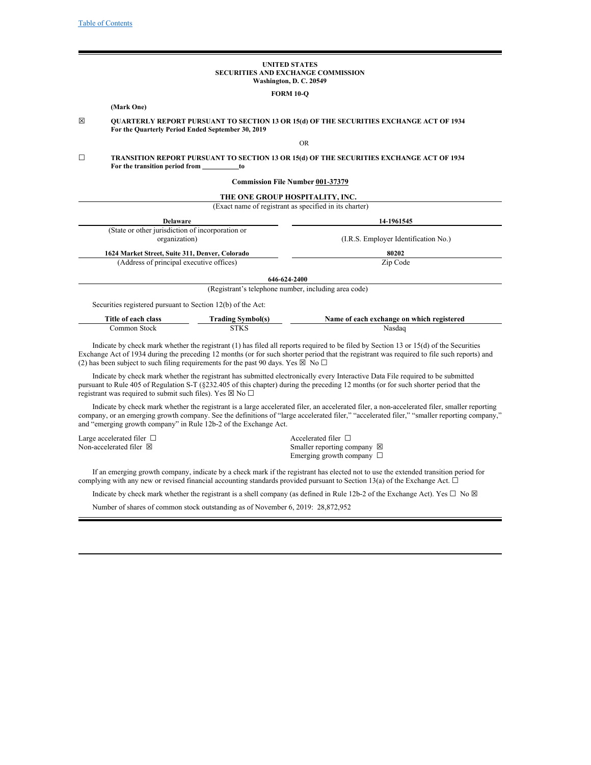Table of Contents

**UNITED STATES**
**SECURITIES AND EXCHANGE COMMISSION**
**Washington, D. C. 20549**

**FORM 10-Q**

**(Mark One)**

☒ **QUARTERLY REPORT PURSUANT TO SECTION 13 OR 15(d) OF THE SECURITIES EXCHANGE ACT OF 1934**
**For the Quarterly Period Ended September 30, 2019**

OR

☐ **TRANSITION REPORT PURSUANT TO SECTION 13 OR 15(d) OF THE SECURITIES EXCHANGE ACT OF 1934**
**For the transition period from \_\_\_\_\_\_\_\_\_\_to**

**Commission File Number 001-37379**

**THE ONE GROUP HOSPITALITY, INC.**
(Exact name of registrant as specified in its charter)

| **Delaware** | **14-1961545** |
|---|---|
| (State or other jurisdiction of incorporation or organization) | (I.R.S. Employer Identification No.) |
| **1624 Market Street, Suite 311, Denver, Colorado** | **80202** |
| (Address of principal executive offices) | Zip Code |

**646-624-2400**
(Registrant's telephone number, including area code)

Securities registered pursuant to Section 12(b) of the Act:

| Title of each class | Trading Symbol(s) | Name of each exchange on which registered |
|---|---|---|
| Common Stock | STKS | Nasdaq |

Indicate by check mark whether the registrant (1) has filed all reports required to be filed by Section 13 or 15(d) of the Securities Exchange Act of 1934 during the preceding 12 months (or for such shorter period that the registrant was required to file such reports) and (2) has been subject to such filing requirements for the past 90 days. Yes ☒ No ☐

Indicate by check mark whether the registrant has submitted electronically every Interactive Data File required to be submitted pursuant to Rule 405 of Regulation S-T (§232.405 of this chapter) during the preceding 12 months (or for such shorter period that the registrant was required to submit such files). Yes ☒ No ☐

Indicate by check mark whether the registrant is a large accelerated filer, an accelerated filer, a non-accelerated filer, smaller reporting company, or an emerging growth company. See the definitions of "large accelerated filer," "accelerated filer," "smaller reporting company," and "emerging growth company" in Rule 12b-2 of the Exchange Act.

| | |
|---|---|
| Large accelerated filer ☐ | Accelerated filer ☐ |
| Non-accelerated filer ☒ | Smaller reporting company ☒ |
| | Emerging growth company ☐ |

If an emerging growth company, indicate by a check mark if the registrant has elected not to use the extended transition period for complying with any new or revised financial accounting standards provided pursuant to Section 13(a) of the Exchange Act. ☐

Indicate by check mark whether the registrant is a shell company (as defined in Rule 12b-2 of the Exchange Act). Yes ☐ No ☒

Number of shares of common stock outstanding as of November 6, 2019: 28,872,952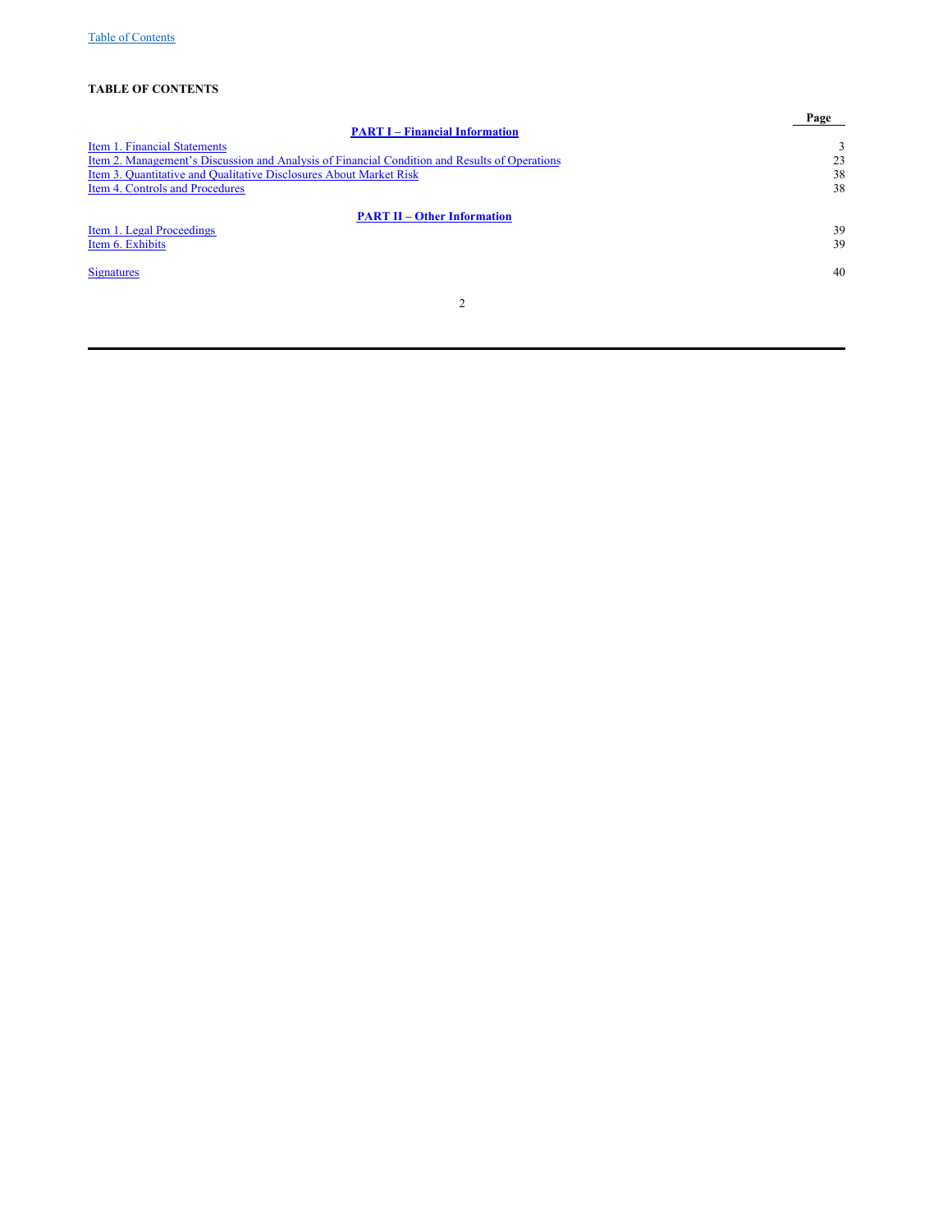**TABLE OF CONTENTS**

| | Page |
|---|---|
| **PART I – Financial Information** | |
| Item 1. Financial Statements | 3 |
| Item 2. Management's Discussion and Analysis of Financial Condition and Results of Operations | 23 |
| Item 3. Quantitative and Qualitative Disclosures About Market Risk | 38 |
| Item 4. Controls and Procedures | 38 |
| **PART II – Other Information** | |
| Item 1. Legal Proceedings | 39 |
| Item 6. Exhibits | 39 |
| Signatures | 40 |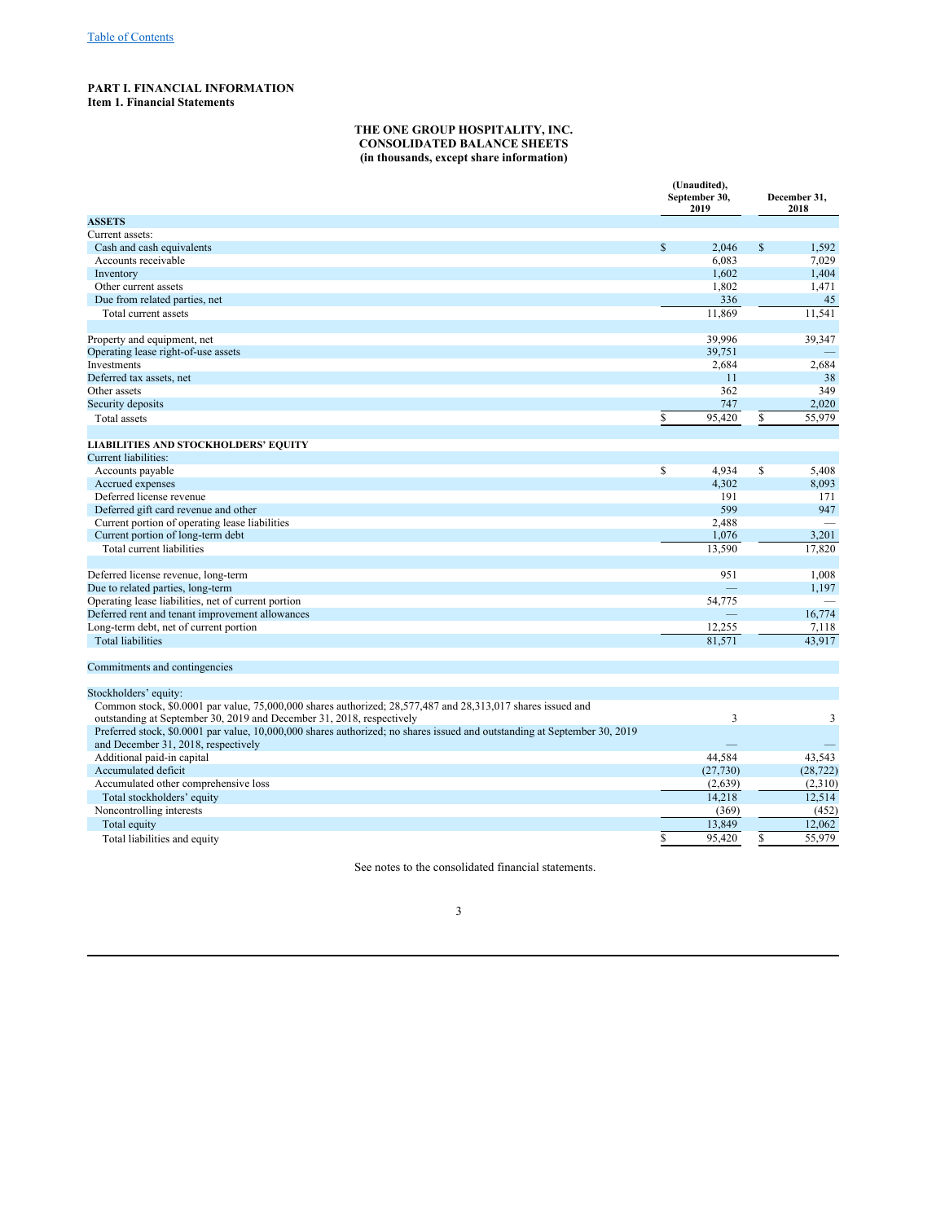[Table of Contents](#)

**PART I. FINANCIAL INFORMATION**
**Item 1. Financial Statements**

**THE ONE GROUP HOSPITALITY, INC.**
**CONSOLIDATED BALANCE SHEETS**
**(in thousands, except share information)**

| | (Unaudited), September 30, 2019 | December 31, 2018 |
|---|---|---|
| **ASSETS** | | |
| Current assets: | | |
| Cash and cash equivalents | $ 2,046 | $ 1,592 |
| Accounts receivable | 6,083 | 7,029 |
| Inventory | 1,602 | 1,404 |
| Other current assets | 1,802 | 1,471 |
| Due from related parties, net | 336 | 45 |
| Total current assets | 11,869 | 11,541 |
| | | |
| Property and equipment, net | 39,996 | 39,347 |
| Operating lease right-of-use assets | 39,751 | — |
| Investments | 2,684 | 2,684 |
| Deferred tax assets, net | 11 | 38 |
| Other assets | 362 | 349 |
| Security deposits | 747 | 2,020 |
| Total assets | $ 95,420 | $ 55,979 |
| | | |
| **LIABILITIES AND STOCKHOLDERS' EQUITY** | | |
| Current liabilities: | | |
| Accounts payable | $ 4,934 | $ 5,408 |
| Accrued expenses | 4,302 | 8,093 |
| Deferred license revenue | 191 | 171 |
| Deferred gift card revenue and other | 599 | 947 |
| Current portion of operating lease liabilities | 2,488 | — |
| Current portion of long-term debt | 1,076 | 3,201 |
| Total current liabilities | 13,590 | 17,820 |
| | | |
| Deferred license revenue, long-term | 951 | 1,008 |
| Due to related parties, long-term | — | 1,197 |
| Operating lease liabilities, net of current portion | 54,775 | — |
| Deferred rent and tenant improvement allowances | — | 16,774 |
| Long-term debt, net of current portion | 12,255 | 7,118 |
| Total liabilities | 81,571 | 43,917 |
| | | |
| Commitments and contingencies | | |
| | | |
| Stockholders' equity: | | |
| Common stock, $0.0001 par value, 75,000,000 shares authorized; 28,577,487 and 28,313,017 shares issued and outstanding at September 30, 2019 and December 31, 2018, respectively | 3 | 3 |
| Preferred stock, $0.0001 par value, 10,000,000 shares authorized; no shares issued and outstanding at September 30, 2019 and December 31, 2018, respectively | — | — |
| Additional paid-in capital | 44,584 | 43,543 |
| Accumulated deficit | (27,730) | (28,722) |
| Accumulated other comprehensive loss | (2,639) | (2,310) |
| Total stockholders' equity | 14,218 | 12,514 |
| Noncontrolling interests | (369) | (452) |
| Total equity | 13,849 | 12,062 |
| Total liabilities and equity | $ 95,420 | $ 55,979 |

See notes to the consolidated financial statements.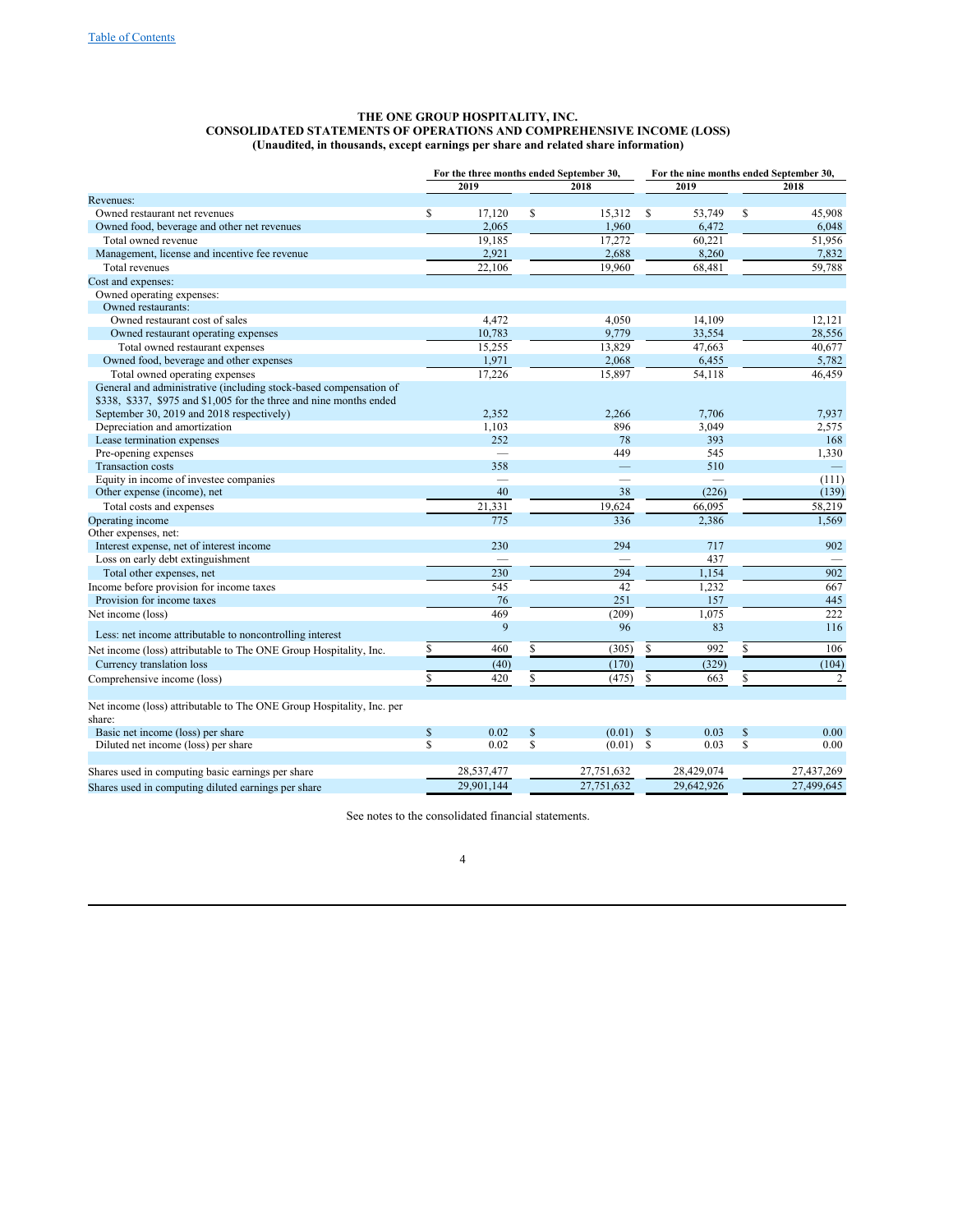# THE ONE GROUP HOSPITALITY, INC.
## CONSOLIDATED STATEMENTS OF OPERATIONS AND COMPREHENSIVE INCOME (LOSS)
### (Unaudited, in thousands, except earnings per share and related share information)

| | For the three months ended September 30, | | For the nine months ended September 30, | |
|---|---|---|---|---|
| | 2019 | 2018 | 2019 | 2018 |
| Revenues: | | | | |
| Owned restaurant net revenues | $ 17,120 | $ 15,312 | $ 53,749 | $ 45,908 |
| Owned food, beverage and other net revenues | 2,065 | 1,960 | 6,472 | 6,048 |
| Total owned revenue | 19,185 | 17,272 | 60,221 | 51,956 |
| Management, license and incentive fee revenue | 2,921 | 2,688 | 8,260 | 7,832 |
| Total revenues | 22,106 | 19,960 | 68,481 | 59,788 |
| Cost and expenses: | | | | |
| Owned operating expenses: | | | | |
| Owned restaurants: | | | | |
| Owned restaurant cost of sales | 4,472 | 4,050 | 14,109 | 12,121 |
| Owned restaurant operating expenses | 10,783 | 9,779 | 33,554 | 28,556 |
| Total owned restaurant expenses | 15,255 | 13,829 | 47,663 | 40,677 |
| Owned food, beverage and other expenses | 1,971 | 2,068 | 6,455 | 5,782 |
| Total owned operating expenses | 17,226 | 15,897 | 54,118 | 46,459 |
| General and administrative (including stock-based compensation of $338, $337, $975 and $1,005 for the three and nine months ended September 30, 2019 and 2018 respectively) | 2,352 | 2,266 | 7,706 | 7,937 |
| Depreciation and amortization | 1,103 | 896 | 3,049 | 2,575 |
| Lease termination expenses | 252 | 78 | 393 | 168 |
| Pre-opening expenses | — | 449 | 545 | 1,330 |
| Transaction costs | 358 | — | 510 | — |
| Equity in income of investee companies | — | — | — | (111) |
| Other expense (income), net | 40 | 38 | (226) | (139) |
| Total costs and expenses | 21,331 | 19,624 | 66,095 | 58,219 |
| Operating income | 775 | 336 | 2,386 | 1,569 |
| Other expenses, net: | | | | |
| Interest expense, net of interest income | 230 | 294 | 717 | 902 |
| Loss on early debt extinguishment | — | — | 437 | — |
| Total other expenses, net | 230 | 294 | 1,154 | 902 |
| Income before provision for income taxes | 545 | 42 | 1,232 | 667 |
| Provision for income taxes | 76 | 251 | 157 | 445 |
| Net income (loss) | 469 | (209) | 1,075 | 222 |
| Less: net income attributable to noncontrolling interest | 9 | 96 | 83 | 116 |
| Net income (loss) attributable to The ONE Group Hospitality, Inc. | $ 460 | $ (305) | $ 992 | $ 106 |
| Currency translation loss | (40) | (170) | (329) | (104) |
| Comprehensive income (loss) | $ 420 | $ (475) | $ 663 | $ 2 |
| | | | | |
| Net income (loss) attributable to The ONE Group Hospitality, Inc. per share: | | | | |
| Basic net income (loss) per share | $ 0.02 | $ (0.01) | $ 0.03 | $ 0.00 |
| Diluted net income (loss) per share | $ 0.02 | $ (0.01) | $ 0.03 | $ 0.00 |
| | | | | |
| Shares used in computing basic earnings per share | 28,537,477 | 27,751,632 | 28,429,074 | 27,437,269 |
| Shares used in computing diluted earnings per share | 29,901,144 | 27,751,632 | 29,642,926 | 27,499,645 |

See notes to the consolidated financial statements.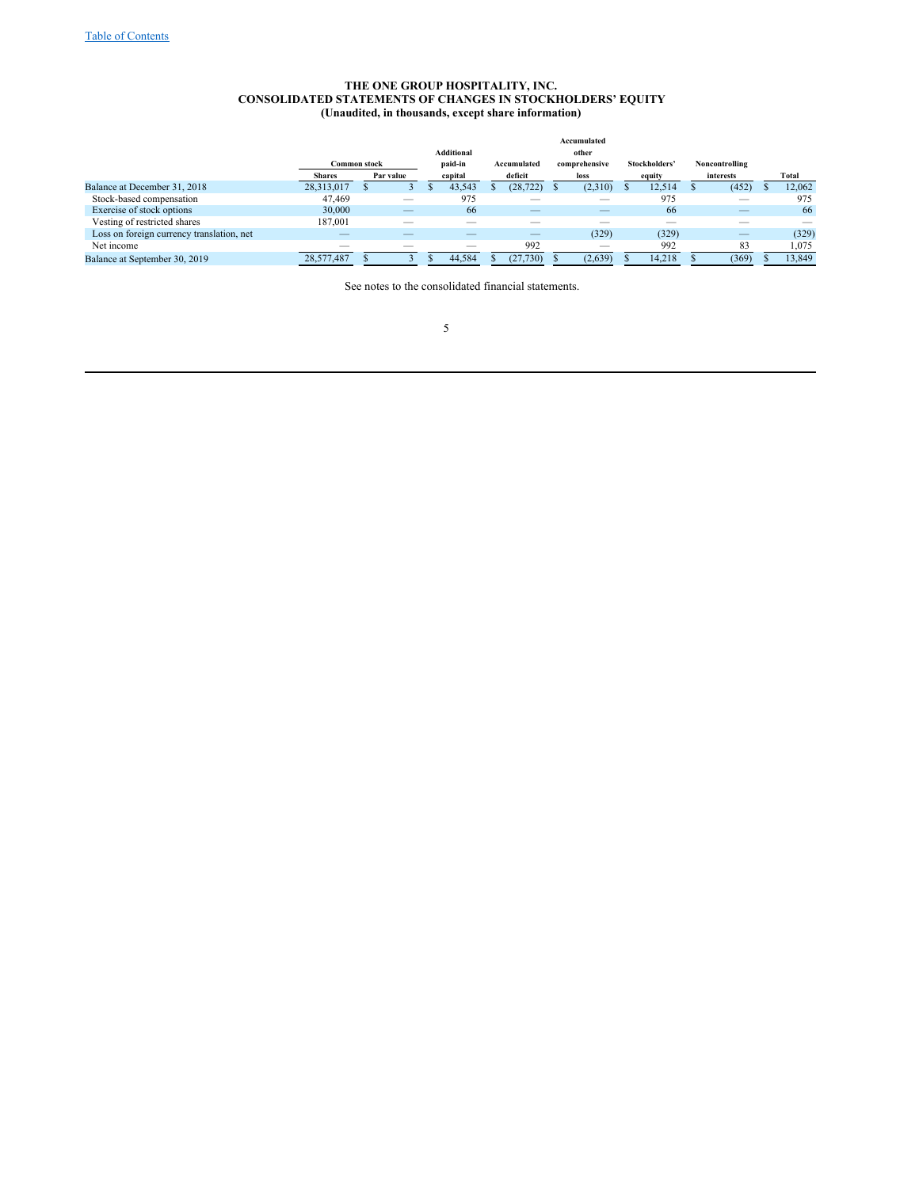[Table of Contents](#)

**THE ONE GROUP HOSPITALITY, INC.**
**CONSOLIDATED STATEMENTS OF CHANGES IN STOCKHOLDERS' EQUITY**
**(Unaudited, in thousands, except share information)**

| | Common stock | | Additional paid-in capital | Accumulated deficit | Accumulated other comprehensive loss | Stockholders' equity | Noncontrolling interests | Total |
|---|---|---|---|---|---|---|---|---|
| | Shares | Par value | | | | | | |
| Balance at December 31, 2018 | 28,313,017 | $ 3 | $ 43,543 | $ (28,722) | $ (2,310) | $ 12,514 | $ (452) | $ 12,062 |
| Stock-based compensation | 47,469 | — | 975 | — | — | 975 | — | 975 |
| Exercise of stock options | 30,000 | — | 66 | — | — | 66 | — | 66 |
| Vesting of restricted shares | 187,001 | — | — | — | — | — | — | — |
| Loss on foreign currency translation, net | — | — | — | — | (329) | (329) | — | (329) |
| Net income | — | — | — | 992 | — | 992 | 83 | 1,075 |
| Balance at September 30, 2019 | 28,577,487 | $ 3 | $ 44,584 | $ (27,730) | $ (2,639) | $ 14,218 | $ (369) | $ 13,849 |

See notes to the consolidated financial statements.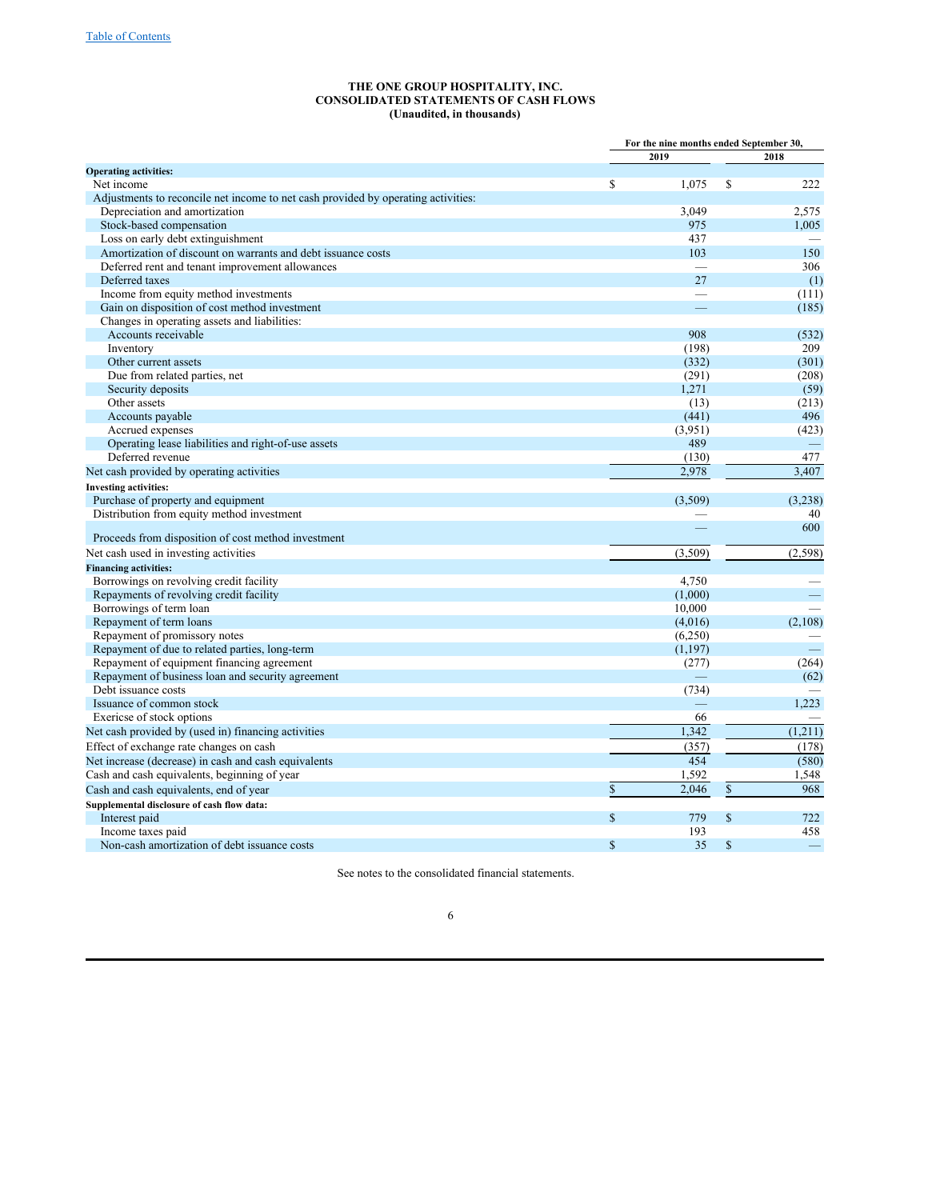[Table of Contents](#)

**THE ONE GROUP HOSPITALITY, INC.**
**CONSOLIDATED STATEMENTS OF CASH FLOWS**
**(Unaudited, in thousands)**

| | For the nine months ended September 30, | |
|---|---|---|
| | 2019 | 2018 |
| **Operating activities:** | | |
| Net income | $ 1,075 | $ 222 |
| Adjustments to reconcile net income to net cash provided by operating activities: | | |
| Depreciation and amortization | 3,049 | 2,575 |
| Stock-based compensation | 975 | 1,005 |
| Loss on early debt extinguishment | 437 | — |
| Amortization of discount on warrants and debt issuance costs | 103 | 150 |
| Deferred rent and tenant improvement allowances | — | 306 |
| Deferred taxes | 27 | (1) |
| Income from equity method investments | — | (111) |
| Gain on disposition of cost method investment | — | (185) |
| Changes in operating assets and liabilities: | | |
| Accounts receivable | 908 | (532) |
| Inventory | (198) | 209 |
| Other current assets | (332) | (301) |
| Due from related parties, net | (291) | (208) |
| Security deposits | 1,271 | (59) |
| Other assets | (13) | (213) |
| Accounts payable | (441) | 496 |
| Accrued expenses | (3,951) | (423) |
| Operating lease liabilities and right-of-use assets | 489 | — |
| Deferred revenue | (130) | 477 |
| Net cash provided by operating activities | 2,978 | 3,407 |
| **Investing activities:** | | |
| Purchase of property and equipment | (3,509) | (3,238) |
| Distribution from equity method investment | — | 40 |
| Proceeds from disposition of cost method investment | — | 600 |
| Net cash used in investing activities | (3,509) | (2,598) |
| **Financing activities:** | | |
| Borrowings on revolving credit facility | 4,750 | — |
| Repayments of revolving credit facility | (1,000) | — |
| Borrowings of term loan | 10,000 | — |
| Repayment of term loans | (4,016) | (2,108) |
| Repayment of promissory notes | (6,250) | — |
| Repayment of due to related parties, long-term | (1,197) | — |
| Repayment of equipment financing agreement | (277) | (264) |
| Repayment of business loan and security agreement | — | (62) |
| Debt issuance costs | (734) | — |
| Issuance of common stock | — | 1,223 |
| Exericse of stock options | 66 | — |
| Net cash provided by (used in) financing activities | 1,342 | (1,211) |
| Effect of exchange rate changes on cash | (357) | (178) |
| Net increase (decrease) in cash and cash equivalents | 454 | (580) |
| Cash and cash equivalents, beginning of year | 1,592 | 1,548 |
| Cash and cash equivalents, end of year | $ 2,046 | $ 968 |
| **Supplemental disclosure of cash flow data:** | | |
| Interest paid | $ 779 | $ 722 |
| Income taxes paid | 193 | 458 |
| Non-cash amortization of debt issuance costs | $ 35 | $ — |

See notes to the consolidated financial statements.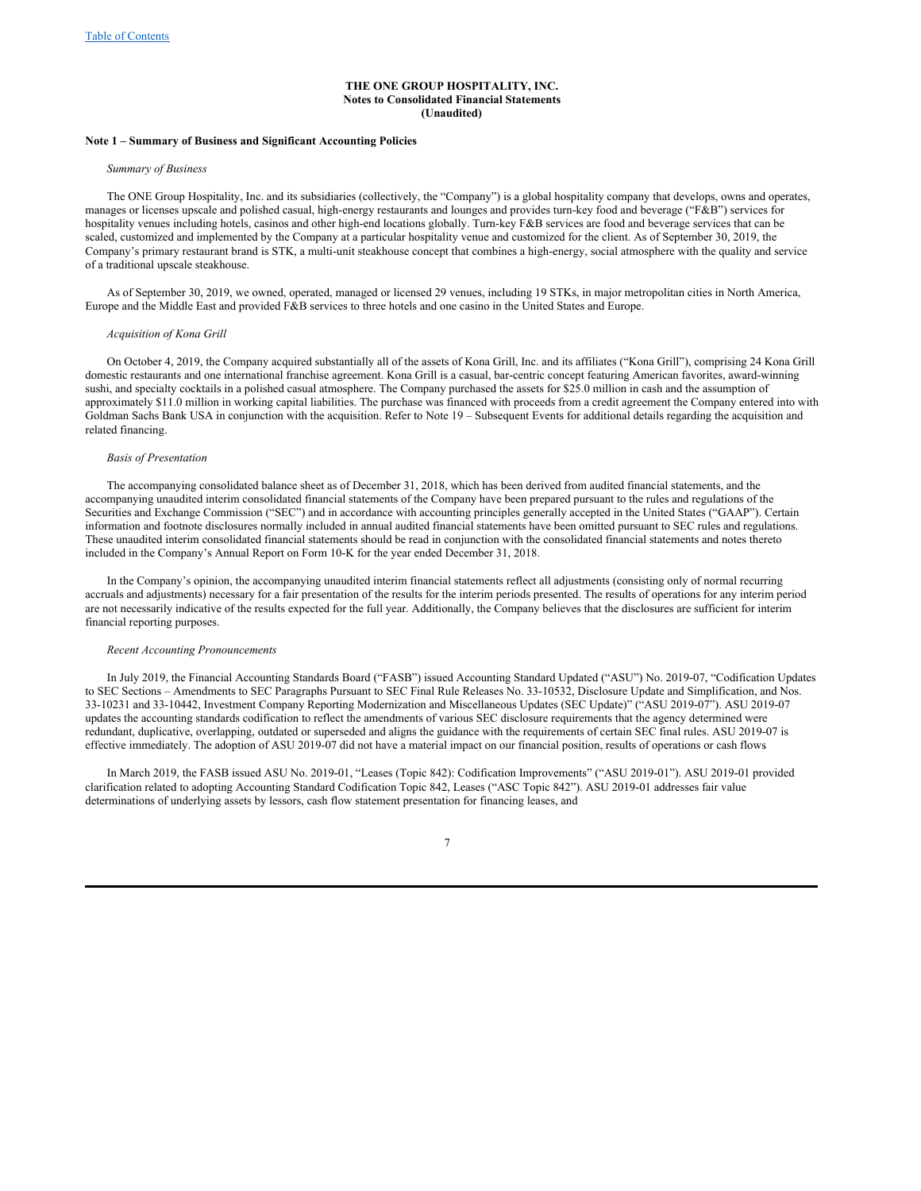**THE ONE GROUP HOSPITALITY, INC.**
**Notes to Consolidated Financial Statements**
**(Unaudited)**

**Note 1 – Summary of Business and Significant Accounting Policies**

*Summary of Business*

The ONE Group Hospitality, Inc. and its subsidiaries (collectively, the "Company") is a global hospitality company that develops, owns and operates, manages or licenses upscale and polished casual, high-energy restaurants and lounges and provides turn-key food and beverage ("F&B") services for hospitality venues including hotels, casinos and other high-end locations globally. Turn-key F&B services are food and beverage services that can be scaled, customized and implemented by the Company at a particular hospitality venue and customized for the client. As of September 30, 2019, the Company's primary restaurant brand is STK, a multi-unit steakhouse concept that combines a high-energy, social atmosphere with the quality and service of a traditional upscale steakhouse.

As of September 30, 2019, we owned, operated, managed or licensed 29 venues, including 19 STKs, in major metropolitan cities in North America, Europe and the Middle East and provided F&B services to three hotels and one casino in the United States and Europe.

*Acquisition of Kona Grill*

On October 4, 2019, the Company acquired substantially all of the assets of Kona Grill, Inc. and its affiliates ("Kona Grill"), comprising 24 Kona Grill domestic restaurants and one international franchise agreement. Kona Grill is a casual, bar-centric concept featuring American favorites, award-winning sushi, and specialty cocktails in a polished casual atmosphere. The Company purchased the assets for $25.0 million in cash and the assumption of approximately $11.0 million in working capital liabilities. The purchase was financed with proceeds from a credit agreement the Company entered into with Goldman Sachs Bank USA in conjunction with the acquisition. Refer to Note 19 – Subsequent Events for additional details regarding the acquisition and related financing.

*Basis of Presentation*

The accompanying consolidated balance sheet as of December 31, 2018, which has been derived from audited financial statements, and the accompanying unaudited interim consolidated financial statements of the Company have been prepared pursuant to the rules and regulations of the Securities and Exchange Commission ("SEC") and in accordance with accounting principles generally accepted in the United States ("GAAP"). Certain information and footnote disclosures normally included in annual audited financial statements have been omitted pursuant to SEC rules and regulations. These unaudited interim consolidated financial statements should be read in conjunction with the consolidated financial statements and notes thereto included in the Company's Annual Report on Form 10-K for the year ended December 31, 2018.

In the Company's opinion, the accompanying unaudited interim financial statements reflect all adjustments (consisting only of normal recurring accruals and adjustments) necessary for a fair presentation of the results for the interim periods presented. The results of operations for any interim period are not necessarily indicative of the results expected for the full year. Additionally, the Company believes that the disclosures are sufficient for interim financial reporting purposes.

*Recent Accounting Pronouncements*

In July 2019, the Financial Accounting Standards Board ("FASB") issued Accounting Standard Updated ("ASU") No. 2019-07, "Codification Updates to SEC Sections – Amendments to SEC Paragraphs Pursuant to SEC Final Rule Releases No. 33-10532, Disclosure Update and Simplification, and Nos. 33-10231 and 33-10442, Investment Company Reporting Modernization and Miscellaneous Updates (SEC Update)" ("ASU 2019-07"). ASU 2019-07 updates the accounting standards codification to reflect the amendments of various SEC disclosure requirements that the agency determined were redundant, duplicative, overlapping, outdated or superseded and aligns the guidance with the requirements of certain SEC final rules. ASU 2019-07 is effective immediately. The adoption of ASU 2019-07 did not have a material impact on our financial position, results of operations or cash flows

In March 2019, the FASB issued ASU No. 2019-01, "Leases (Topic 842): Codification Improvements" ("ASU 2019-01"). ASU 2019-01 provided clarification related to adopting Accounting Standard Codification Topic 842, Leases ("ASC Topic 842"). ASU 2019-01 addresses fair value determinations of underlying assets by lessors, cash flow statement presentation for financing leases, and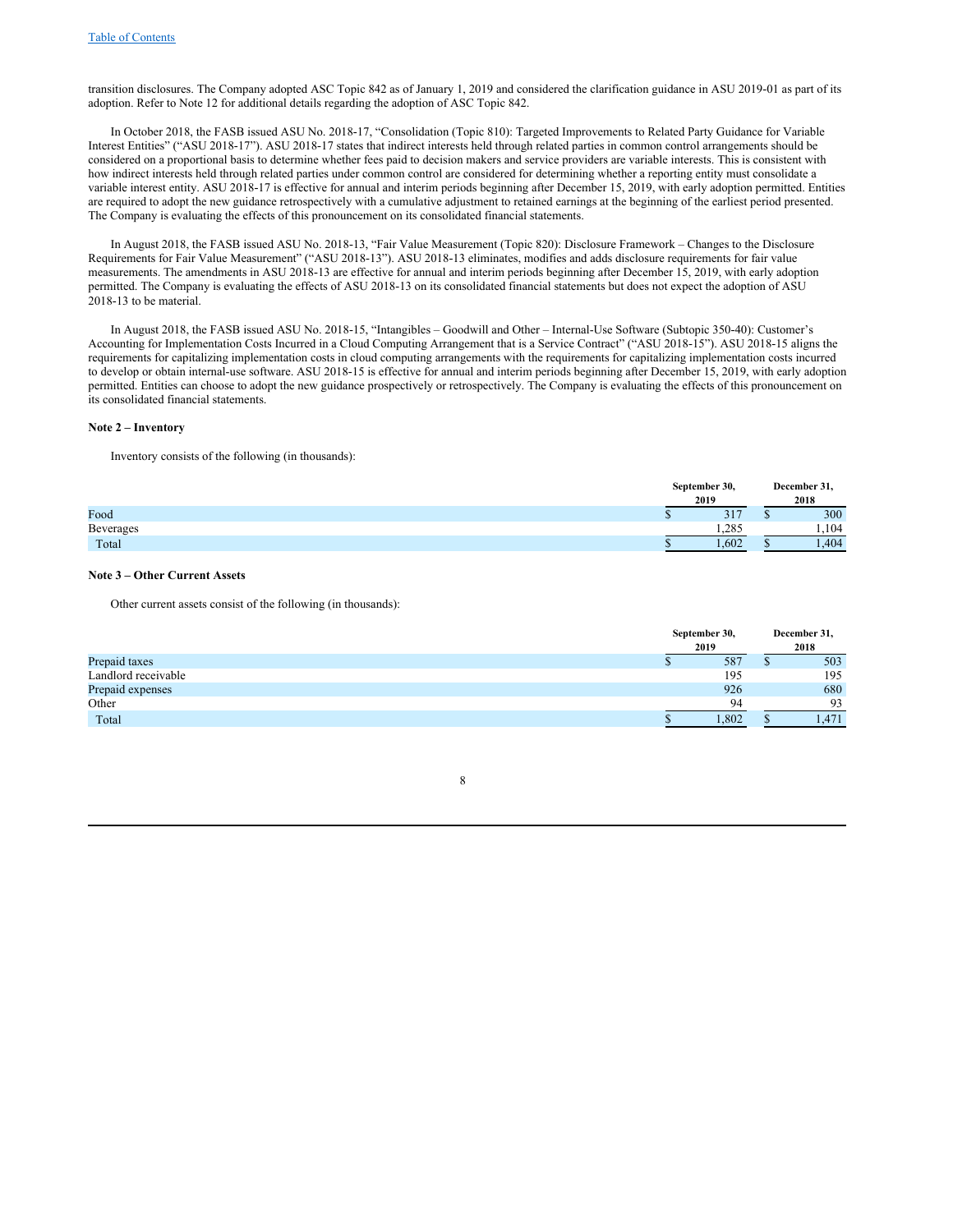transition disclosures. The Company adopted ASC Topic 842 as of January 1, 2019 and considered the clarification guidance in ASU 2019-01 as part of its adoption. Refer to Note 12 for additional details regarding the adoption of ASC Topic 842.

In October 2018, the FASB issued ASU No. 2018-17, "Consolidation (Topic 810): Targeted Improvements to Related Party Guidance for Variable Interest Entities" ("ASU 2018-17"). ASU 2018-17 states that indirect interests held through related parties in common control arrangements should be considered on a proportional basis to determine whether fees paid to decision makers and service providers are variable interests. This is consistent with how indirect interests held through related parties under common control are considered for determining whether a reporting entity must consolidate a variable interest entity. ASU 2018-17 is effective for annual and interim periods beginning after December 15, 2019, with early adoption permitted. Entities are required to adopt the new guidance retrospectively with a cumulative adjustment to retained earnings at the beginning of the earliest period presented. The Company is evaluating the effects of this pronouncement on its consolidated financial statements.

In August 2018, the FASB issued ASU No. 2018-13, "Fair Value Measurement (Topic 820): Disclosure Framework – Changes to the Disclosure Requirements for Fair Value Measurement" ("ASU 2018-13"). ASU 2018-13 eliminates, modifies and adds disclosure requirements for fair value measurements. The amendments in ASU 2018-13 are effective for annual and interim periods beginning after December 15, 2019, with early adoption permitted. The Company is evaluating the effects of ASU 2018-13 on its consolidated financial statements but does not expect the adoption of ASU 2018-13 to be material.

In August 2018, the FASB issued ASU No. 2018-15, "Intangibles – Goodwill and Other – Internal-Use Software (Subtopic 350-40): Customer's Accounting for Implementation Costs Incurred in a Cloud Computing Arrangement that is a Service Contract" ("ASU 2018-15"). ASU 2018-15 aligns the requirements for capitalizing implementation costs in cloud computing arrangements with the requirements for capitalizing implementation costs incurred to develop or obtain internal-use software. ASU 2018-15 is effective for annual and interim periods beginning after December 15, 2019, with early adoption permitted. Entities can choose to adopt the new guidance prospectively or retrospectively. The Company is evaluating the effects of this pronouncement on its consolidated financial statements.

**Note 2 – Inventory**

Inventory consists of the following (in thousands):

| | September 30, 2019 | December 31, 2018 |
|---|---|---|
| Food | $ 317 | $ 300 |
| Beverages | 1,285 | 1,104 |
| Total | $ 1,602 | $ 1,404 |

**Note 3 – Other Current Assets**

Other current assets consist of the following (in thousands):

| | September 30, 2019 | December 31, 2018 |
|---|---|---|
| Prepaid taxes | $ 587 | $ 503 |
| Landlord receivable | 195 | 195 |
| Prepaid expenses | 926 | 680 |
| Other | 94 | 93 |
| Total | $ 1,802 | $ 1,471 |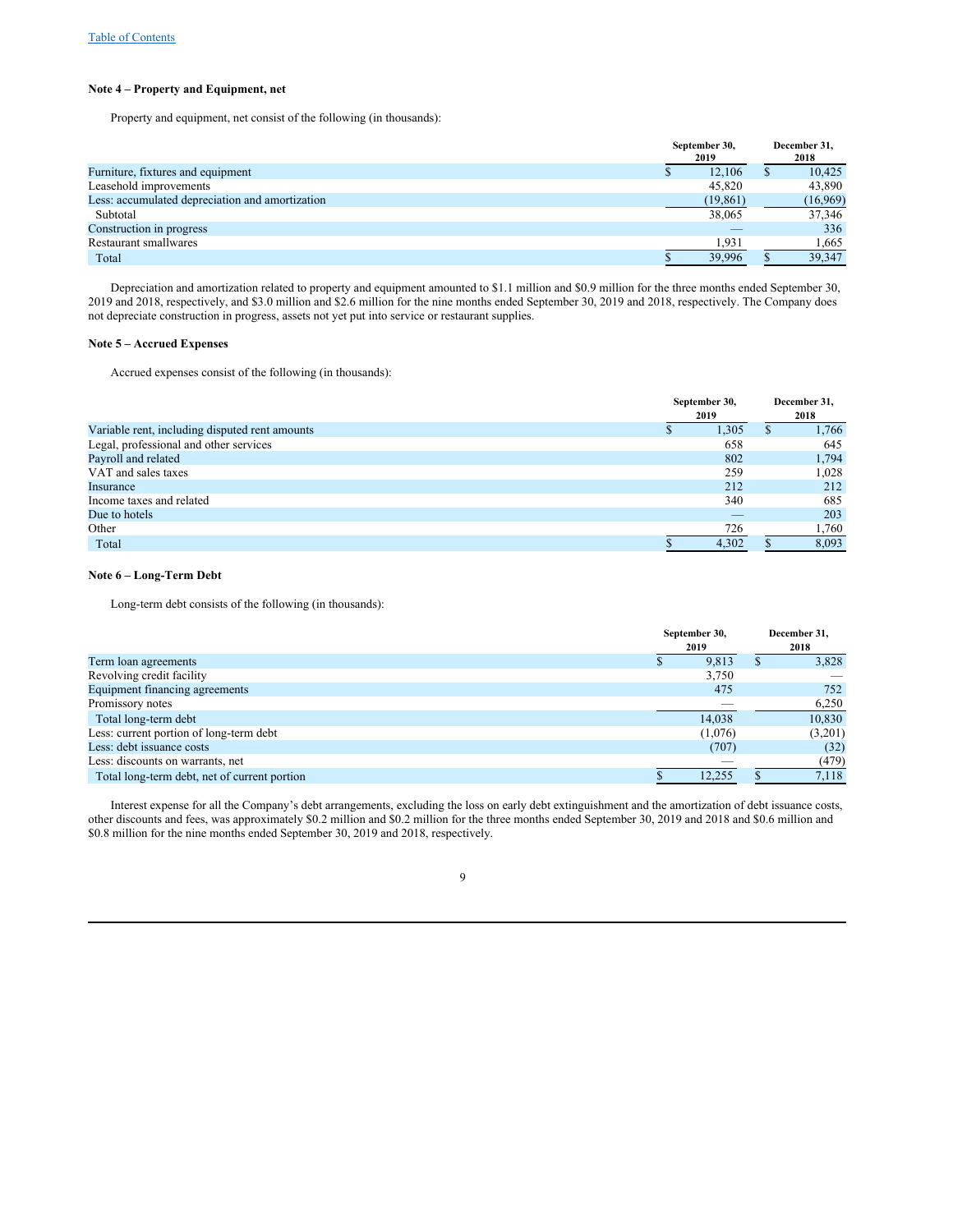[Table of Contents](#)

### Note 4 – Property and Equipment, net

Property and equipment, net consist of the following (in thousands):

| | September 30, 2019 | December 31, 2018 |
|---|---|---|
| Furniture, fixtures and equipment | $ 12,106 | $ 10,425 |
| Leasehold improvements | 45,820 | 43,890 |
| Less: accumulated depreciation and amortization | (19,861) | (16,969) |
| Subtotal | 38,065 | 37,346 |
| Construction in progress | — | 336 |
| Restaurant smallwares | 1,931 | 1,665 |
| Total | $ 39,996 | $ 39,347 |

Depreciation and amortization related to property and equipment amounted to $1.1 million and $0.9 million for the three months ended September 30, 2019 and 2018, respectively, and $3.0 million and $2.6 million for the nine months ended September 30, 2019 and 2018, respectively. The Company does not depreciate construction in progress, assets not yet put into service or restaurant supplies.

### Note 5 – Accrued Expenses

Accrued expenses consist of the following (in thousands):

| | September 30, 2019 | December 31, 2018 |
|---|---|---|
| Variable rent, including disputed rent amounts | $ 1,305 | $ 1,766 |
| Legal, professional and other services | 658 | 645 |
| Payroll and related | 802 | 1,794 |
| VAT and sales taxes | 259 | 1,028 |
| Insurance | 212 | 212 |
| Income taxes and related | 340 | 685 |
| Due to hotels | — | 203 |
| Other | 726 | 1,760 |
| Total | $ 4,302 | $ 8,093 |

### Note 6 – Long-Term Debt

Long-term debt consists of the following (in thousands):

| | September 30, 2019 | December 31, 2018 |
|---|---|---|
| Term loan agreements | $ 9,813 | $ 3,828 |
| Revolving credit facility | 3,750 | — |
| Equipment financing agreements | 475 | 752 |
| Promissory notes | — | 6,250 |
| Total long-term debt | 14,038 | 10,830 |
| Less: current portion of long-term debt | (1,076) | (3,201) |
| Less: debt issuance costs | (707) | (32) |
| Less: discounts on warrants, net | — | (479) |
| Total long-term debt, net of current portion | $ 12,255 | $ 7,118 |

Interest expense for all the Company's debt arrangements, excluding the loss on early debt extinguishment and the amortization of debt issuance costs, other discounts and fees, was approximately $0.2 million and $0.2 million for the three months ended September 30, 2019 and 2018 and $0.6 million and $0.8 million for the nine months ended September 30, 2019 and 2018, respectively.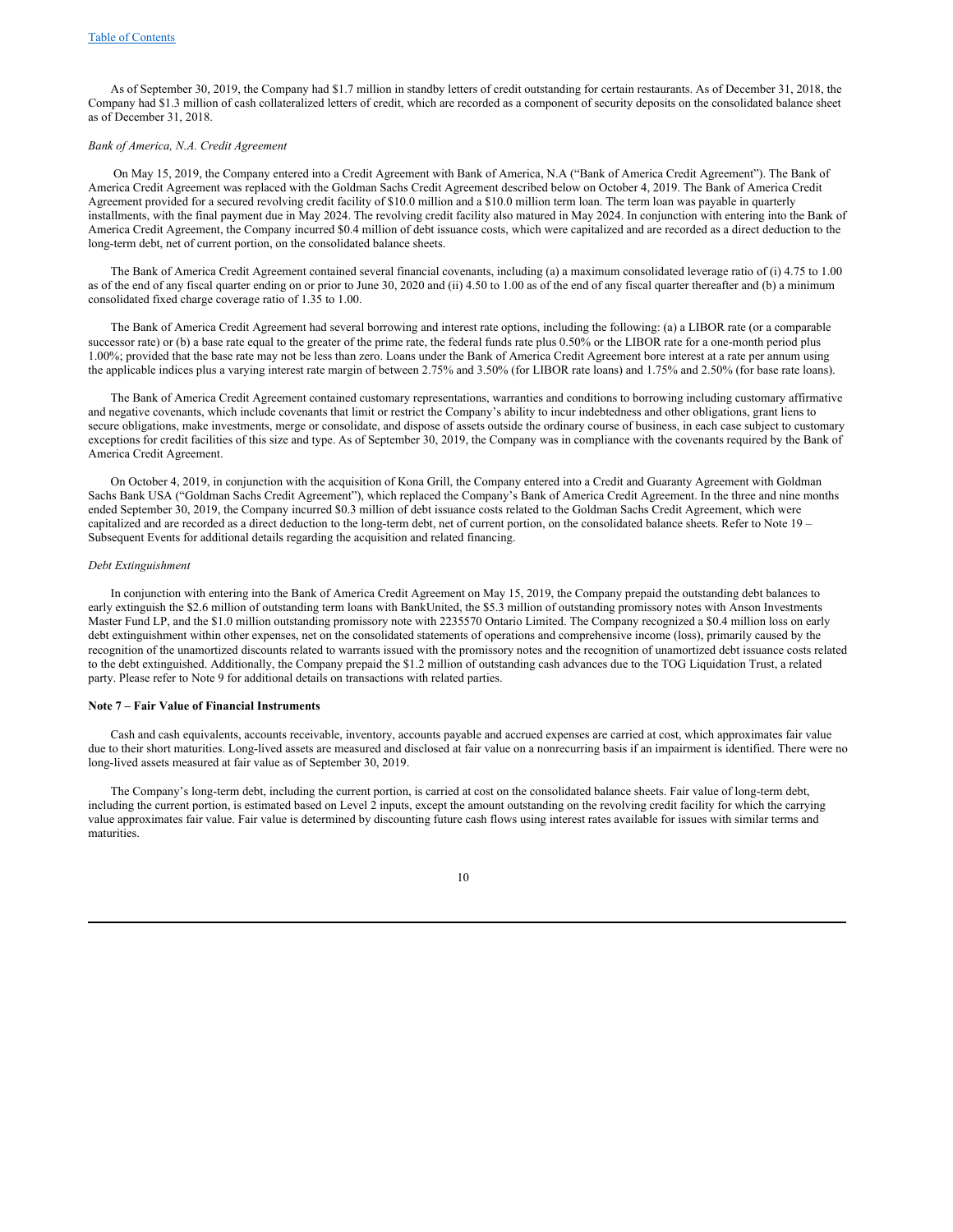As of September 30, 2019, the Company had $1.7 million in standby letters of credit outstanding for certain restaurants. As of December 31, 2018, the Company had $1.3 million of cash collateralized letters of credit, which are recorded as a component of security deposits on the consolidated balance sheet as of December 31, 2018.

*Bank of America, N.A. Credit Agreement*

On May 15, 2019, the Company entered into a Credit Agreement with Bank of America, N.A ("Bank of America Credit Agreement"). The Bank of America Credit Agreement was replaced with the Goldman Sachs Credit Agreement described below on October 4, 2019. The Bank of America Credit Agreement provided for a secured revolving credit facility of $10.0 million and a $10.0 million term loan. The term loan was payable in quarterly installments, with the final payment due in May 2024. The revolving credit facility also matured in May 2024. In conjunction with entering into the Bank of America Credit Agreement, the Company incurred $0.4 million of debt issuance costs, which were capitalized and are recorded as a direct deduction to the long-term debt, net of current portion, on the consolidated balance sheets.

The Bank of America Credit Agreement contained several financial covenants, including (a) a maximum consolidated leverage ratio of (i) 4.75 to 1.00 as of the end of any fiscal quarter ending on or prior to June 30, 2020 and (ii) 4.50 to 1.00 as of the end of any fiscal quarter thereafter and (b) a minimum consolidated fixed charge coverage ratio of 1.35 to 1.00.

The Bank of America Credit Agreement had several borrowing and interest rate options, including the following: (a) a LIBOR rate (or a comparable successor rate) or (b) a base rate equal to the greater of the prime rate, the federal funds rate plus 0.50% or the LIBOR rate for a one-month period plus 1.00%; provided that the base rate may not be less than zero. Loans under the Bank of America Credit Agreement bore interest at a rate per annum using the applicable indices plus a varying interest rate margin of between 2.75% and 3.50% (for LIBOR rate loans) and 1.75% and 2.50% (for base rate loans).

The Bank of America Credit Agreement contained customary representations, warranties and conditions to borrowing including customary affirmative and negative covenants, which include covenants that limit or restrict the Company's ability to incur indebtedness and other obligations, grant liens to secure obligations, make investments, merge or consolidate, and dispose of assets outside the ordinary course of business, in each case subject to customary exceptions for credit facilities of this size and type. As of September 30, 2019, the Company was in compliance with the covenants required by the Bank of America Credit Agreement.

On October 4, 2019, in conjunction with the acquisition of Kona Grill, the Company entered into a Credit and Guaranty Agreement with Goldman Sachs Bank USA ("Goldman Sachs Credit Agreement"), which replaced the Company's Bank of America Credit Agreement. In the three and nine months ended September 30, 2019, the Company incurred $0.3 million of debt issuance costs related to the Goldman Sachs Credit Agreement, which were capitalized and are recorded as a direct deduction to the long-term debt, net of current portion, on the consolidated balance sheets. Refer to Note 19 – Subsequent Events for additional details regarding the acquisition and related financing.

*Debt Extinguishment*

In conjunction with entering into the Bank of America Credit Agreement on May 15, 2019, the Company prepaid the outstanding debt balances to early extinguish the $2.6 million of outstanding term loans with BankUnited, the $5.3 million of outstanding promissory notes with Anson Investments Master Fund LP, and the $1.0 million outstanding promissory note with 2235570 Ontario Limited. The Company recognized a $0.4 million loss on early debt extinguishment within other expenses, net on the consolidated statements of operations and comprehensive income (loss), primarily caused by the recognition of the unamortized discounts related to warrants issued with the promissory notes and the recognition of unamortized debt issuance costs related to the debt extinguished. Additionally, the Company prepaid the $1.2 million of outstanding cash advances due to the TOG Liquidation Trust, a related party. Please refer to Note 9 for additional details on transactions with related parties.

**Note 7 – Fair Value of Financial Instruments**

Cash and cash equivalents, accounts receivable, inventory, accounts payable and accrued expenses are carried at cost, which approximates fair value due to their short maturities. Long-lived assets are measured and disclosed at fair value on a nonrecurring basis if an impairment is identified. There were no long-lived assets measured at fair value as of September 30, 2019.

The Company's long-term debt, including the current portion, is carried at cost on the consolidated balance sheets. Fair value of long-term debt, including the current portion, is estimated based on Level 2 inputs, except the amount outstanding on the revolving credit facility for which the carrying value approximates fair value. Fair value is determined by discounting future cash flows using interest rates available for issues with similar terms and maturities.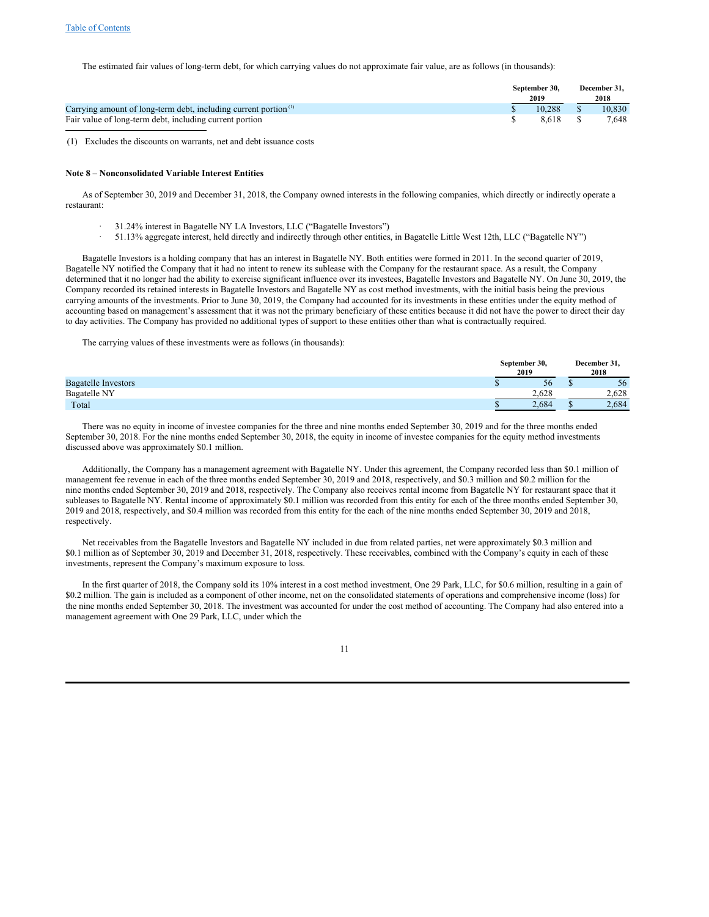The estimated fair values of long-term debt, for which carrying values do not approximate fair value, are as follows (in thousands):

| | September 30, 2019 | December 31, 2018 |
|---|---|---|
| Carrying amount of long-term debt, including current portion [(1)] | $ 10,288 | $ 10,830 |
| Fair value of long-term debt, including current portion | $ 8,618 | $ 7,648 |

(1) Excludes the discounts on warrants, net and debt issuance costs

**Note 8 – Nonconsolidated Variable Interest Entities**

As of September 30, 2019 and December 31, 2018, the Company owned interests in the following companies, which directly or indirectly operate a restaurant:

- 31.24% interest in Bagatelle NY LA Investors, LLC ("Bagatelle Investors")
- 51.13% aggregate interest, held directly and indirectly through other entities, in Bagatelle Little West 12th, LLC ("Bagatelle NY")

Bagatelle Investors is a holding company that has an interest in Bagatelle NY. Both entities were formed in 2011. In the second quarter of 2019, Bagatelle NY notified the Company that it had no intent to renew its sublease with the Company for the restaurant space. As a result, the Company determined that it no longer had the ability to exercise significant influence over its investees, Bagatelle Investors and Bagatelle NY. On June 30, 2019, the Company recorded its retained interests in Bagatelle Investors and Bagatelle NY as cost method investments, with the initial basis being the previous carrying amounts of the investments. Prior to June 30, 2019, the Company had accounted for its investments in these entities under the equity method of accounting based on management's assessment that it was not the primary beneficiary of these entities because it did not have the power to direct their day to day activities. The Company has provided no additional types of support to these entities other than what is contractually required.

The carrying values of these investments were as follows (in thousands):

| | September 30, 2019 | December 31, 2018 |
|---|---|---|
| Bagatelle Investors | $ 56 | $ 56 |
| Bagatelle NY | 2,628 | 2,628 |
| Total | $ 2,684 | $ 2,684 |

There was no equity in income of investee companies for the three and nine months ended September 30, 2019 and for the three months ended September 30, 2018. For the nine months ended September 30, 2018, the equity in income of investee companies for the equity method investments discussed above was approximately $0.1 million.

Additionally, the Company has a management agreement with Bagatelle NY. Under this agreement, the Company recorded less than $0.1 million of management fee revenue in each of the three months ended September 30, 2019 and 2018, respectively, and $0.3 million and $0.2 million for the nine months ended September 30, 2019 and 2018, respectively. The Company also receives rental income from Bagatelle NY for restaurant space that it subleases to Bagatelle NY. Rental income of approximately $0.1 million was recorded from this entity for each of the three months ended September 30, 2019 and 2018, respectively, and $0.4 million was recorded from this entity for the each of the nine months ended September 30, 2019 and 2018, respectively.

Net receivables from the Bagatelle Investors and Bagatelle NY included in due from related parties, net were approximately $0.3 million and $0.1 million as of September 30, 2019 and December 31, 2018, respectively. These receivables, combined with the Company's equity in each of these investments, represent the Company's maximum exposure to loss.

In the first quarter of 2018, the Company sold its 10% interest in a cost method investment, One 29 Park, LLC, for $0.6 million, resulting in a gain of $0.2 million. The gain is included as a component of other income, net on the consolidated statements of operations and comprehensive income (loss) for the nine months ended September 30, 2018. The investment was accounted for under the cost method of accounting. The Company had also entered into a management agreement with One 29 Park, LLC, under which the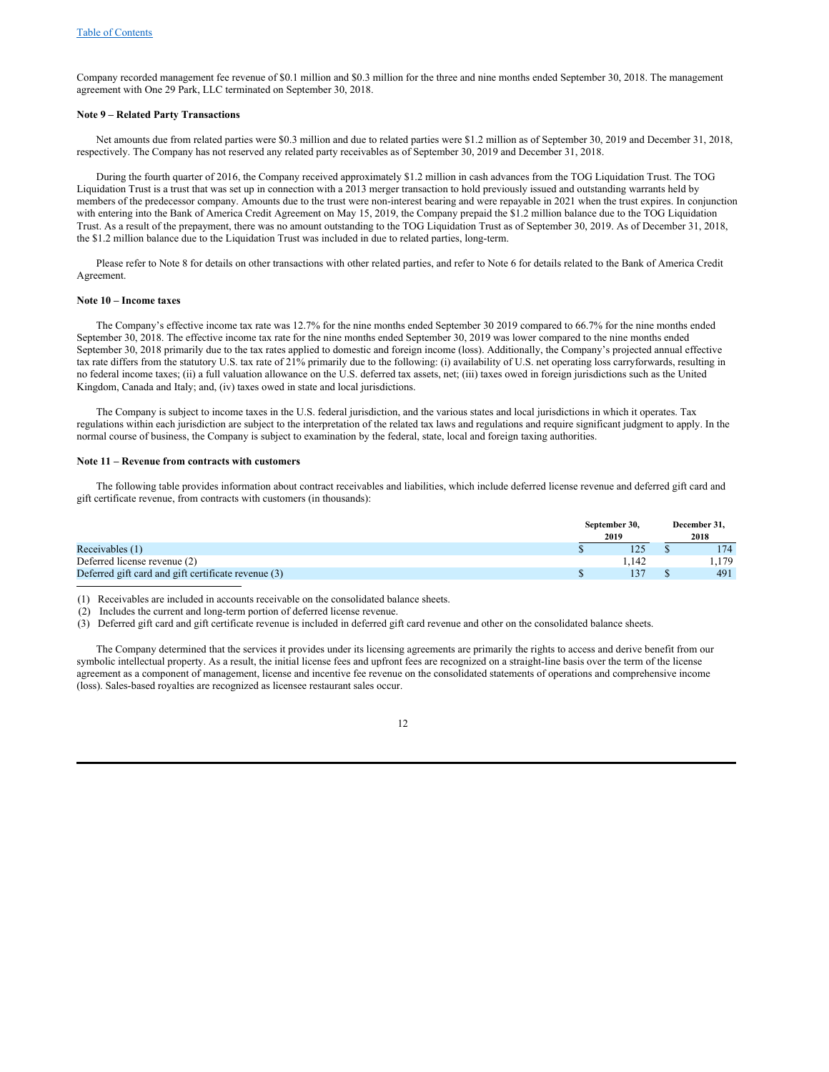Company recorded management fee revenue of $0.1 million and $0.3 million for the three and nine months ended September 30, 2018. The management agreement with One 29 Park, LLC terminated on September 30, 2018.

**Note 9 – Related Party Transactions**

Net amounts due from related parties were $0.3 million and due to related parties were $1.2 million as of September 30, 2019 and December 31, 2018, respectively. The Company has not reserved any related party receivables as of September 30, 2019 and December 31, 2018.

During the fourth quarter of 2016, the Company received approximately $1.2 million in cash advances from the TOG Liquidation Trust. The TOG Liquidation Trust is a trust that was set up in connection with a 2013 merger transaction to hold previously issued and outstanding warrants held by members of the predecessor company. Amounts due to the trust were non-interest bearing and were repayable in 2021 when the trust expires. In conjunction with entering into the Bank of America Credit Agreement on May 15, 2019, the Company prepaid the $1.2 million balance due to the TOG Liquidation Trust. As a result of the prepayment, there was no amount outstanding to the TOG Liquidation Trust as of September 30, 2019. As of December 31, 2018, the $1.2 million balance due to the Liquidation Trust was included in due to related parties, long-term.

Please refer to Note 8 for details on other transactions with other related parties, and refer to Note 6 for details related to the Bank of America Credit Agreement.

**Note 10 – Income taxes**

The Company's effective income tax rate was 12.7% for the nine months ended September 30 2019 compared to 66.7% for the nine months ended September 30, 2018. The effective income tax rate for the nine months ended September 30, 2019 was lower compared to the nine months ended September 30, 2018 primarily due to the tax rates applied to domestic and foreign income (loss). Additionally, the Company's projected annual effective tax rate differs from the statutory U.S. tax rate of 21% primarily due to the following: (i) availability of U.S. net operating loss carryforwards, resulting in no federal income taxes; (ii) a full valuation allowance on the U.S. deferred tax assets, net; (iii) taxes owed in foreign jurisdictions such as the United Kingdom, Canada and Italy; and, (iv) taxes owed in state and local jurisdictions.

The Company is subject to income taxes in the U.S. federal jurisdiction, and the various states and local jurisdictions in which it operates. Tax regulations within each jurisdiction are subject to the interpretation of the related tax laws and regulations and require significant judgment to apply. In the normal course of business, the Company is subject to examination by the federal, state, local and foreign taxing authorities.

**Note 11 – Revenue from contracts with customers**

The following table provides information about contract receivables and liabilities, which include deferred license revenue and deferred gift card and gift certificate revenue, from contracts with customers (in thousands):

| | September 30, 2019 | December 31, 2018 |
|---|---|---|
| Receivables (1) | $ 125 | $ 174 |
| Deferred license revenue (2) | 1,142 | 1,179 |
| Deferred gift card and gift certificate revenue (3) | $ 137 | $ 491 |

(1) Receivables are included in accounts receivable on the consolidated balance sheets.
(2) Includes the current and long-term portion of deferred license revenue.
(3) Deferred gift card and gift certificate revenue is included in deferred gift card revenue and other on the consolidated balance sheets.

The Company determined that the services it provides under its licensing agreements are primarily the rights to access and derive benefit from our symbolic intellectual property. As a result, the initial license fees and upfront fees are recognized on a straight-line basis over the term of the license agreement as a component of management, license and incentive fee revenue on the consolidated statements of operations and comprehensive income (loss). Sales-based royalties are recognized as licensee restaurant sales occur.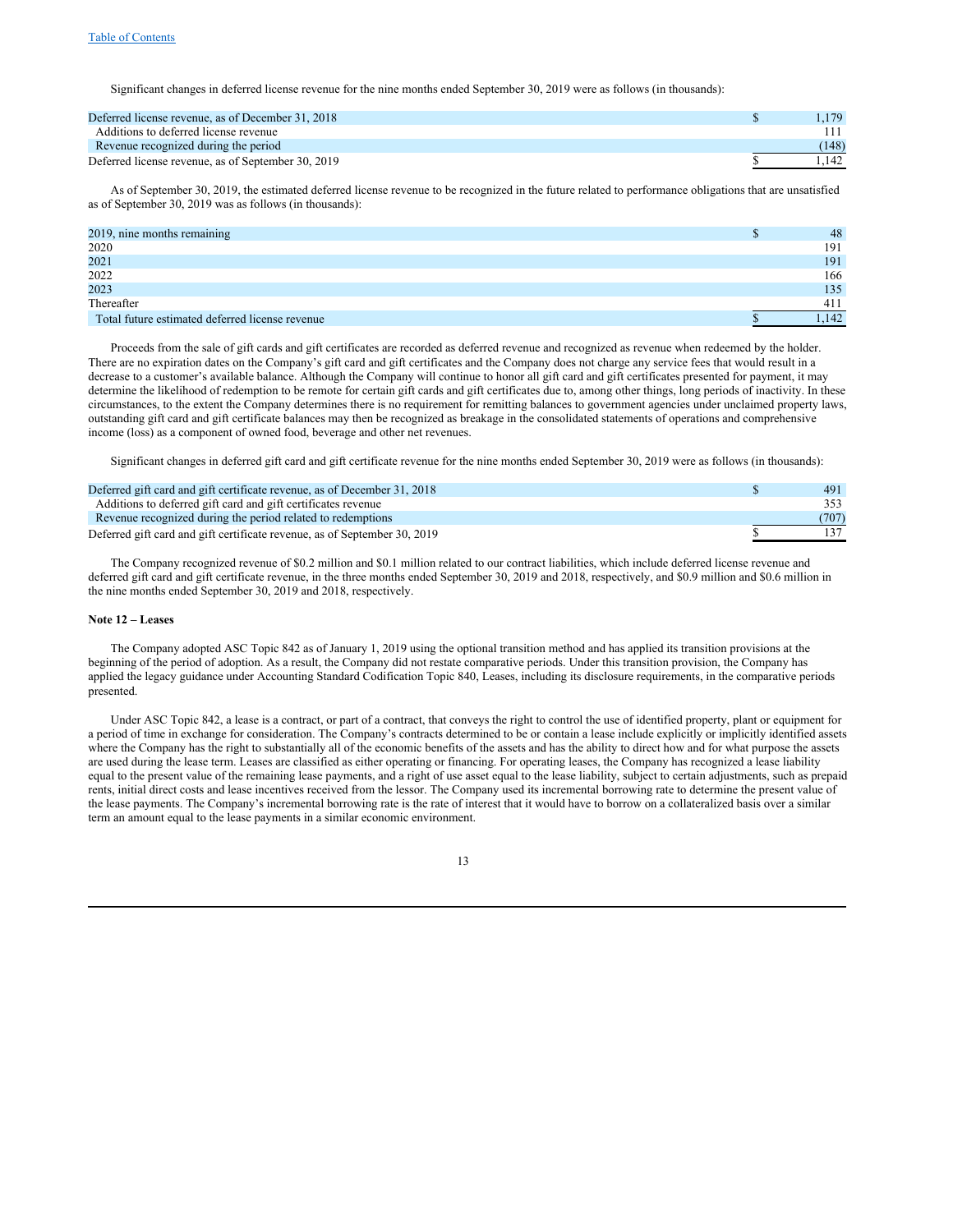Significant changes in deferred license revenue for the nine months ended September 30, 2019 were as follows (in thousands):

| | |
|---|---|
| Deferred license revenue, as of December 31, 2018 | $ 1,179 |
| Additions to deferred license revenue | 111 |
| Revenue recognized during the period | (148) |
| Deferred license revenue, as of September 30, 2019 | $ 1,142 |

As of September 30, 2019, the estimated deferred license revenue to be recognized in the future related to performance obligations that are unsatisfied as of September 30, 2019 was as follows (in thousands):

| | |
|---|---|
| 2019, nine months remaining | $ 48 |
| 2020 | 191 |
| 2021 | 191 |
| 2022 | 166 |
| 2023 | 135 |
| Thereafter | 411 |
| Total future estimated deferred license revenue | $ 1,142 |

Proceeds from the sale of gift cards and gift certificates are recorded as deferred revenue and recognized as revenue when redeemed by the holder. There are no expiration dates on the Company's gift card and gift certificates and the Company does not charge any service fees that would result in a decrease to a customer's available balance. Although the Company will continue to honor all gift card and gift certificates presented for payment, it may determine the likelihood of redemption to be remote for certain gift cards and gift certificates due to, among other things, long periods of inactivity. In these circumstances, to the extent the Company determines there is no requirement for remitting balances to government agencies under unclaimed property laws, outstanding gift card and gift certificate balances may then be recognized as breakage in the consolidated statements of operations and comprehensive income (loss) as a component of owned food, beverage and other net revenues.

Significant changes in deferred gift card and gift certificate revenue for the nine months ended September 30, 2019 were as follows (in thousands):

| | |
|---|---|
| Deferred gift card and gift certificate revenue, as of December 31, 2018 | $ 491 |
| Additions to deferred gift card and gift certificates revenue | 353 |
| Revenue recognized during the period related to redemptions | (707) |
| Deferred gift card and gift certificate revenue, as of September 30, 2019 | $ 137 |

The Company recognized revenue of $0.2 million and $0.1 million related to our contract liabilities, which include deferred license revenue and deferred gift card and gift certificate revenue, in the three months ended September 30, 2019 and 2018, respectively, and $0.9 million and $0.6 million in the nine months ended September 30, 2019 and 2018, respectively.

**Note 12 – Leases**

The Company adopted ASC Topic 842 as of January 1, 2019 using the optional transition method and has applied its transition provisions at the beginning of the period of adoption. As a result, the Company did not restate comparative periods. Under this transition provision, the Company has applied the legacy guidance under Accounting Standard Codification Topic 840, Leases, including its disclosure requirements, in the comparative periods presented.

Under ASC Topic 842, a lease is a contract, or part of a contract, that conveys the right to control the use of identified property, plant or equipment for a period of time in exchange for consideration. The Company's contracts determined to be or contain a lease include explicitly or implicitly identified assets where the Company has the right to substantially all of the economic benefits of the assets and has the ability to direct how and for what purpose the assets are used during the lease term. Leases are classified as either operating or financing. For operating leases, the Company has recognized a lease liability equal to the present value of the remaining lease payments, and a right of use asset equal to the lease liability, subject to certain adjustments, such as prepaid rents, initial direct costs and lease incentives received from the lessor. The Company used its incremental borrowing rate to determine the present value of the lease payments. The Company's incremental borrowing rate is the rate of interest that it would have to borrow on a collateralized basis over a similar term an amount equal to the lease payments in a similar economic environment.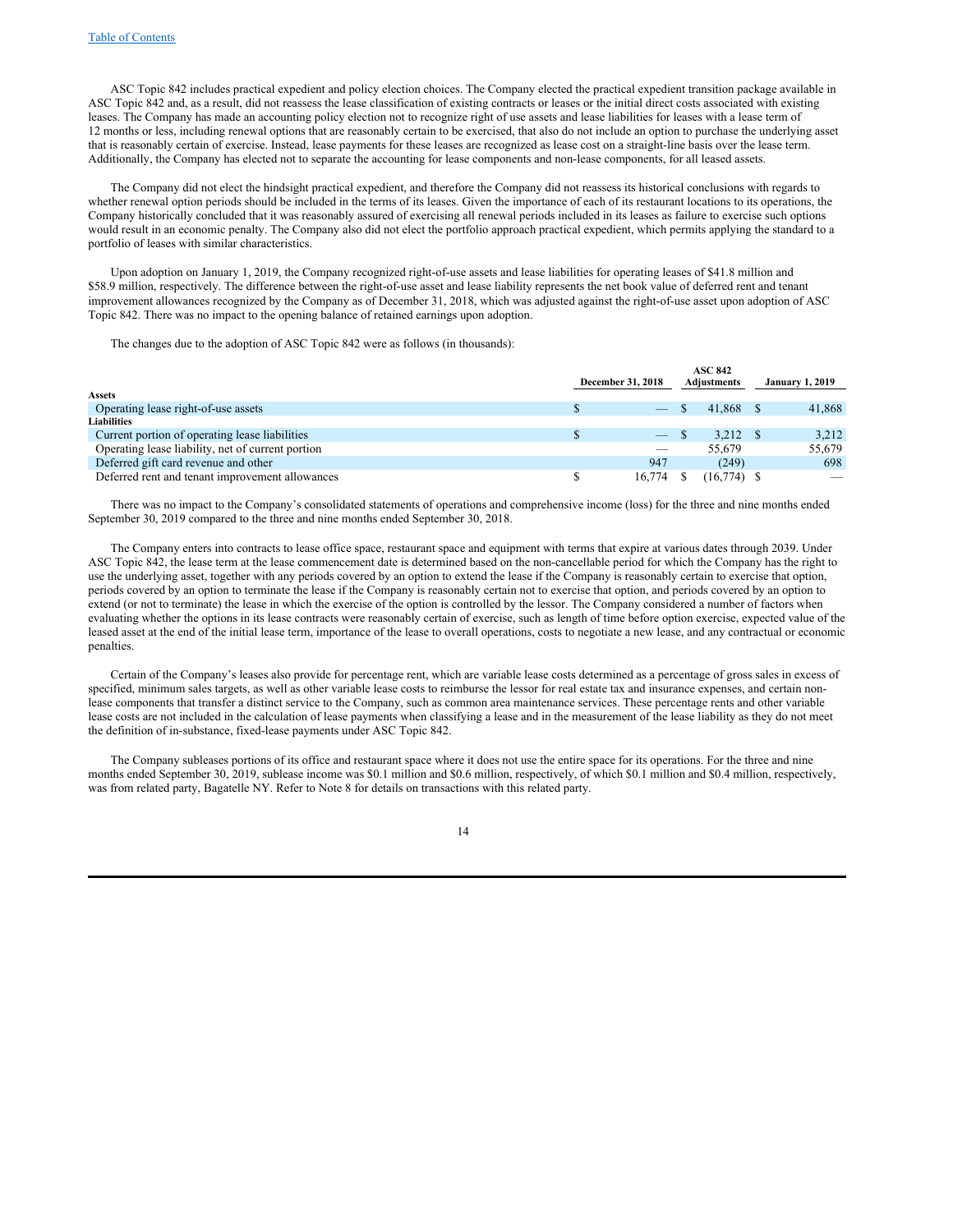ASC Topic 842 includes practical expedient and policy election choices. The Company elected the practical expedient transition package available in ASC Topic 842 and, as a result, did not reassess the lease classification of existing contracts or leases or the initial direct costs associated with existing leases. The Company has made an accounting policy election not to recognize right of use assets and lease liabilities for leases with a lease term of 12 months or less, including renewal options that are reasonably certain to be exercised, that also do not include an option to purchase the underlying asset that is reasonably certain of exercise. Instead, lease payments for these leases are recognized as lease cost on a straight-line basis over the lease term. Additionally, the Company has elected not to separate the accounting for lease components and non-lease components, for all leased assets.

The Company did not elect the hindsight practical expedient, and therefore the Company did not reassess its historical conclusions with regards to whether renewal option periods should be included in the terms of its leases. Given the importance of each of its restaurant locations to its operations, the Company historically concluded that it was reasonably assured of exercising all renewal periods included in its leases as failure to exercise such options would result in an economic penalty. The Company also did not elect the portfolio approach practical expedient, which permits applying the standard to a portfolio of leases with similar characteristics.

Upon adoption on January 1, 2019, the Company recognized right-of-use assets and lease liabilities for operating leases of $41.8 million and $58.9 million, respectively. The difference between the right-of-use asset and lease liability represents the net book value of deferred rent and tenant improvement allowances recognized by the Company as of December 31, 2018, which was adjusted against the right-of-use asset upon adoption of ASC Topic 842. There was no impact to the opening balance of retained earnings upon adoption.

The changes due to the adoption of ASC Topic 842 were as follows (in thousands):

| | December 31, 2018 | ASC 842 Adjustments | January 1, 2019 |
|---|---|---|---|
| **Assets** | | | |
| Operating lease right-of-use assets | $ — | $ 41,868 | $ 41,868 |
| **Liabilities** | | | |
| Current portion of operating lease liabilities | $ — | $ 3,212 | $ 3,212 |
| Operating lease liability, net of current portion | — | 55,679 | 55,679 |
| Deferred gift card revenue and other | 947 | (249) | 698 |
| Deferred rent and tenant improvement allowances | $ 16,774 | $ (16,774) | $ — |

There was no impact to the Company's consolidated statements of operations and comprehensive income (loss) for the three and nine months ended September 30, 2019 compared to the three and nine months ended September 30, 2018.

The Company enters into contracts to lease office space, restaurant space and equipment with terms that expire at various dates through 2039. Under ASC Topic 842, the lease term at the lease commencement date is determined based on the non-cancellable period for which the Company has the right to use the underlying asset, together with any periods covered by an option to extend the lease if the Company is reasonably certain to exercise that option, periods covered by an option to terminate the lease if the Company is reasonably certain not to exercise that option, and periods covered by an option to extend (or not to terminate) the lease in which the exercise of the option is controlled by the lessor. The Company considered a number of factors when evaluating whether the options in its lease contracts were reasonably certain of exercise, such as length of time before option exercise, expected value of the leased asset at the end of the initial lease term, importance of the lease to overall operations, costs to negotiate a new lease, and any contractual or economic penalties.

Certain of the Company's leases also provide for percentage rent, which are variable lease costs determined as a percentage of gross sales in excess of specified, minimum sales targets, as well as other variable lease costs to reimburse the lessor for real estate tax and insurance expenses, and certain non-lease components that transfer a distinct service to the Company, such as common area maintenance services. These percentage rents and other variable lease costs are not included in the calculation of lease payments when classifying a lease and in the measurement of the lease liability as they do not meet the definition of in-substance, fixed-lease payments under ASC Topic 842.

The Company subleases portions of its office and restaurant space where it does not use the entire space for its operations. For the three and nine months ended September 30, 2019, sublease income was $0.1 million and $0.6 million, respectively, of which $0.1 million and $0.4 million, respectively, was from related party, Bagatelle NY. Refer to Note 8 for details on transactions with this related party.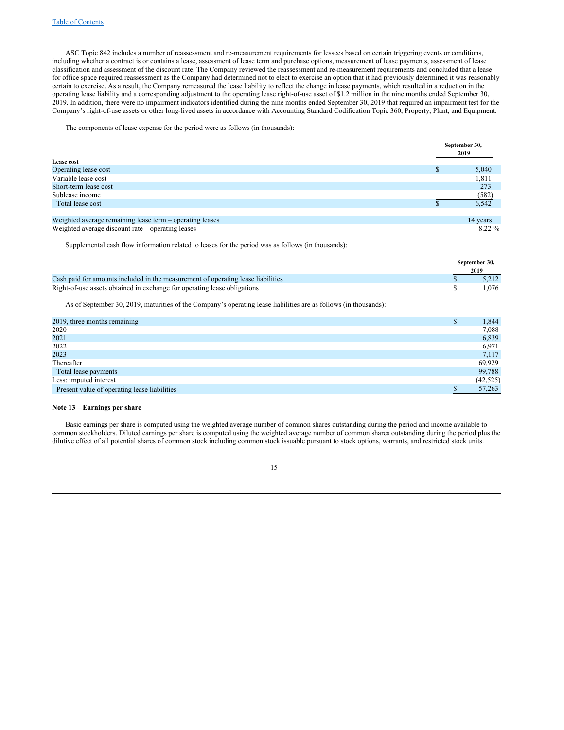ASC Topic 842 includes a number of reassessment and re-measurement requirements for lessees based on certain triggering events or conditions, including whether a contract is or contains a lease, assessment of lease term and purchase options, measurement of lease payments, assessment of lease classification and assessment of the discount rate. The Company reviewed the reassessment and re-measurement requirements and concluded that a lease for office space required reassessment as the Company had determined not to elect to exercise an option that it had previously determined it was reasonably certain to exercise. As a result, the Company remeasured the lease liability to reflect the change in lease payments, which resulted in a reduction in the operating lease liability and a corresponding adjustment to the operating lease right-of-use asset of $1.2 million in the nine months ended September 30, 2019. In addition, there were no impairment indicators identified during the nine months ended September 30, 2019 that required an impairment test for the Company's right-of-use assets or other long-lived assets in accordance with Accounting Standard Codification Topic 360, Property, Plant, and Equipment.

The components of lease expense for the period were as follows (in thousands):

| | September 30, 2019 |
|---|---|
| **Lease cost** | |
| Operating lease cost | $ 5,040 |
| Variable lease cost | 1,811 |
| Short-term lease cost | 273 |
| Sublease income | (582) |
| Total lease cost | $ 6,542 |
| | |
| Weighted average remaining lease term – operating leases | 14 years |
| Weighted average discount rate – operating leases | 8.22 % |

Supplemental cash flow information related to leases for the period was as follows (in thousands):

| | September 30, 2019 |
|---|---|
| Cash paid for amounts included in the measurement of operating lease liabilities | $ 5,212 |
| Right-of-use assets obtained in exchange for operating lease obligations | $ 1,076 |

As of September 30, 2019, maturities of the Company's operating lease liabilities are as follows (in thousands):

| | |
|---|---|
| 2019, three months remaining | $ 1,844 |
| 2020 | 7,088 |
| 2021 | 6,839 |
| 2022 | 6,971 |
| 2023 | 7,117 |
| Thereafter | 69,929 |
| Total lease payments | 99,788 |
| Less: imputed interest | (42,525) |
| Present value of operating lease liabilities | $ 57,263 |

**Note 13 – Earnings per share**

Basic earnings per share is computed using the weighted average number of common shares outstanding during the period and income available to common stockholders. Diluted earnings per share is computed using the weighted average number of common shares outstanding during the period plus the dilutive effect of all potential shares of common stock including common stock issuable pursuant to stock options, warrants, and restricted stock units.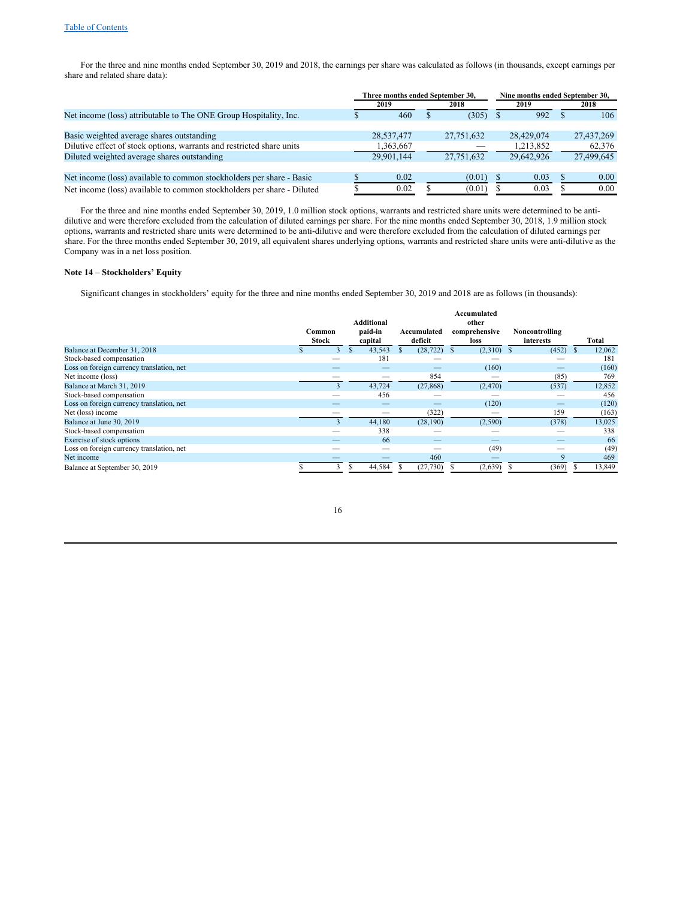For the three and nine months ended September 30, 2019 and 2018, the earnings per share was calculated as follows (in thousands, except earnings per share and related share data):

| | Three months ended September 30, | | Nine months ended September 30, | |
|---|---|---|---|---|
| | 2019 | 2018 | 2019 | 2018 |
| Net income (loss) attributable to The ONE Group Hospitality, Inc. | $ 460 | $ (305) | $ 992 | $ 106 |
| Basic weighted average shares outstanding | 28,537,477 | 27,751,632 | 28,429,074 | 27,437,269 |
| Dilutive effect of stock options, warrants and restricted share units | 1,363,667 | — | 1,213,852 | 62,376 |
| Diluted weighted average shares outstanding | 29,901,144 | 27,751,632 | 29,642,926 | 27,499,645 |
| Net income (loss) available to common stockholders per share - Basic | $ 0.02 | (0.01) | $ 0.03 | $ 0.00 |
| Net income (loss) available to common stockholders per share - Diluted | $ 0.02 | $ (0.01) | $ 0.03 | $ 0.00 |

For the three and nine months ended September 30, 2019, 1.0 million stock options, warrants and restricted share units were determined to be anti-dilutive and were therefore excluded from the calculation of diluted earnings per share. For the nine months ended September 30, 2018, 1.9 million stock options, warrants and restricted share units were determined to be anti-dilutive and were therefore excluded from the calculation of diluted earnings per share. For the three months ended September 30, 2019, all equivalent shares underlying options, warrants and restricted share units were anti-dilutive as the Company was in a net loss position.

**Note 14 – Stockholders' Equity**

Significant changes in stockholders' equity for the three and nine months ended September 30, 2019 and 2018 are as follows (in thousands):

| | Common Stock | Additional paid-in capital | Accumulated deficit | Accumulated other comprehensive loss | Noncontrolling interests | Total |
|---|---|---|---|---|---|---|
| Balance at December 31, 2018 | $ 3 | $ 43,543 | $ (28,722) | $ (2,310) | $ (452) | $ 12,062 |
| Stock-based compensation | — | 181 | — | — | — | 181 |
| Loss on foreign currency translation, net | — | — | — | (160) | — | (160) |
| Net income (loss) | — | — | 854 | — | (85) | 769 |
| Balance at March 31, 2019 | 3 | 43,724 | (27,868) | (2,470) | (537) | 12,852 |
| Stock-based compensation | — | 456 | — | — | — | 456 |
| Loss on foreign currency translation, net | — | — | — | (120) | — | (120) |
| Net (loss) income | — | — | (322) | — | 159 | (163) |
| Balance at June 30, 2019 | 3 | 44,180 | (28,190) | (2,590) | (378) | 13,025 |
| Stock-based compensation | — | 338 | — | — | — | 338 |
| Exercise of stock options | — | 66 | — | — | — | 66 |
| Loss on foreign currency translation, net | — | — | — | (49) | — | (49) |
| Net income | — | — | 460 | — | 9 | 469 |
| Balance at September 30, 2019 | $ 3 | $ 44,584 | $ (27,730) | $ (2,639) | $ (369) | $ 13,849 |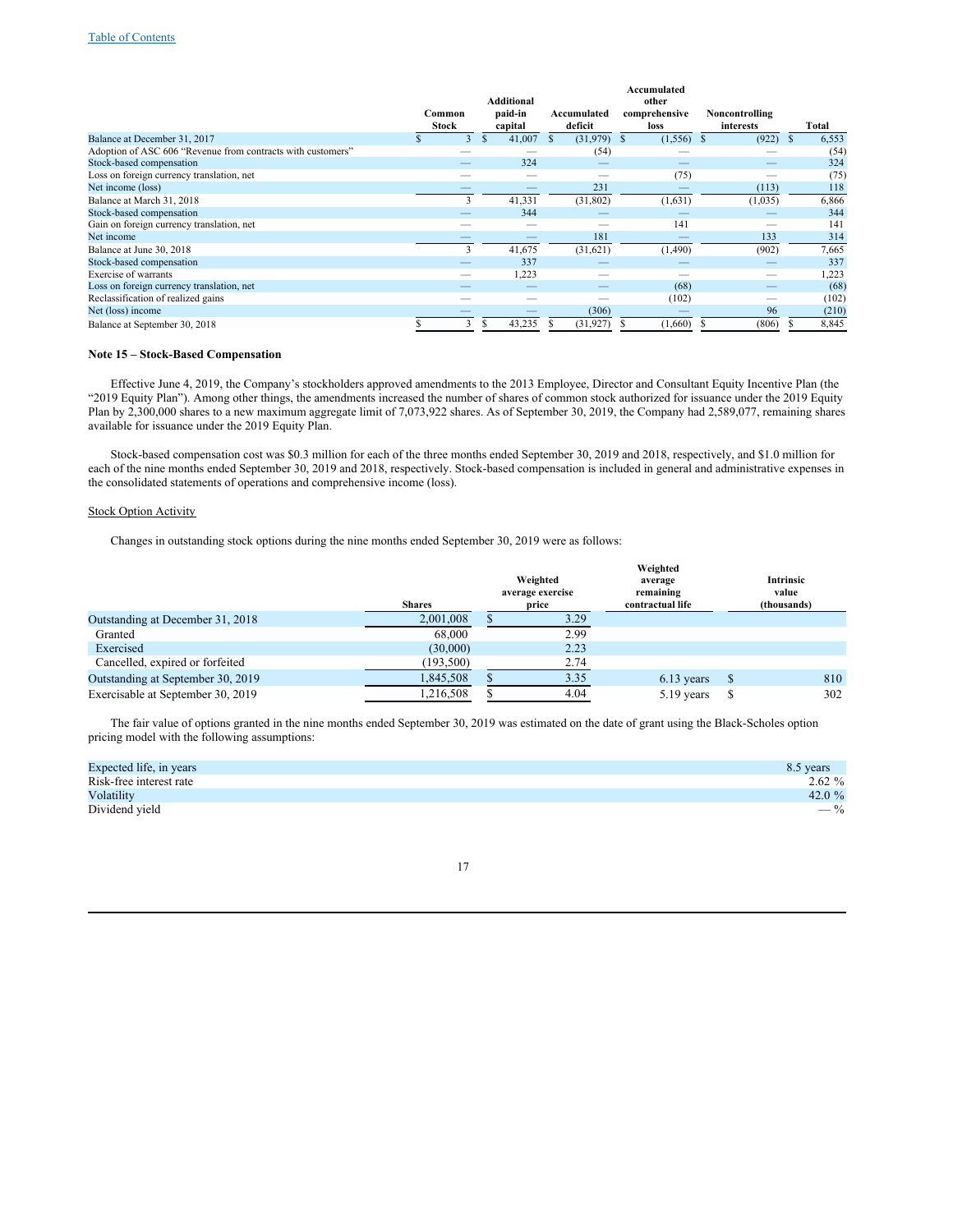| | Common Stock | Additional paid-in capital | Accumulated deficit | Accumulated other comprehensive loss | Noncontrolling interests | Total |
|---|---|---|---|---|---|---|
| Balance at December 31, 2017 | $ 3 | $ 41,007 | $ (31,979) | $ (1,556) | $ (922) | $ 6,553 |
| Adoption of ASC 606 "Revenue from contracts with customers" | — | — | (54) | — | — | (54) |
| Stock-based compensation | — | 324 | — | — | — | 324 |
| Loss on foreign currency translation, net | — | — | — | (75) | — | (75) |
| Net income (loss) | — | — | 231 | — | (113) | 118 |
| Balance at March 31, 2018 | 3 | 41,331 | (31,802) | (1,631) | (1,035) | 6,866 |
| Stock-based compensation | — | 344 | — | — | — | 344 |
| Gain on foreign currency translation, net | — | — | — | 141 | — | 141 |
| Net income | — | — | 181 | — | 133 | 314 |
| Balance at June 30, 2018 | 3 | 41,675 | (31,621) | (1,490) | (902) | 7,665 |
| Stock-based compensation | — | 337 | — | — | — | 337 |
| Exercise of warrants | — | 1,223 | — | — | — | 1,223 |
| Loss on foreign currency translation, net | — | — | — | (68) | — | (68) |
| Reclassification of realized gains | — | — | — | (102) | — | (102) |
| Net (loss) income | — | — | (306) | — | 96 | (210) |
| Balance at September 30, 2018 | $ 3 | $ 43,235 | $ (31,927) | $ (1,660) | $ (806) | $ 8,845 |

**Note 15 – Stock-Based Compensation**

Effective June 4, 2019, the Company's stockholders approved amendments to the 2013 Employee, Director and Consultant Equity Incentive Plan (the "2019 Equity Plan"). Among other things, the amendments increased the number of shares of common stock authorized for issuance under the 2019 Equity Plan by 2,300,000 shares to a new maximum aggregate limit of 7,073,922 shares. As of September 30, 2019, the Company had 2,589,077, remaining shares available for issuance under the 2019 Equity Plan.

Stock-based compensation cost was $0.3 million for each of the three months ended September 30, 2019 and 2018, respectively, and $1.0 million for each of the nine months ended September 30, 2019 and 2018, respectively. Stock-based compensation is included in general and administrative expenses in the consolidated statements of operations and comprehensive income (loss).

Stock Option Activity

Changes in outstanding stock options during the nine months ended September 30, 2019 were as follows:

| | Shares | Weighted average exercise price | Weighted average remaining contractual life | Intrinsic value (thousands) |
|---|---|---|---|---|
| Outstanding at December 31, 2018 | 2,001,008 | $ 3.29 | | |
| Granted | 68,000 | 2.99 | | |
| Exercised | (30,000) | 2.23 | | |
| Cancelled, expired or forfeited | (193,500) | 2.74 | | |
| Outstanding at September 30, 2019 | 1,845,508 | $ 3.35 | 6.13 years | $ 810 |
| Exercisable at September 30, 2019 | 1,216,508 | $ 4.04 | 5.19 years | $ 302 |

The fair value of options granted in the nine months ended September 30, 2019 was estimated on the date of grant using the Black-Scholes option pricing model with the following assumptions:

| | |
|---|---|
| Expected life, in years | 8.5 years |
| Risk-free interest rate | 2.62 % |
| Volatility | 42.0 % |
| Dividend yield | — % |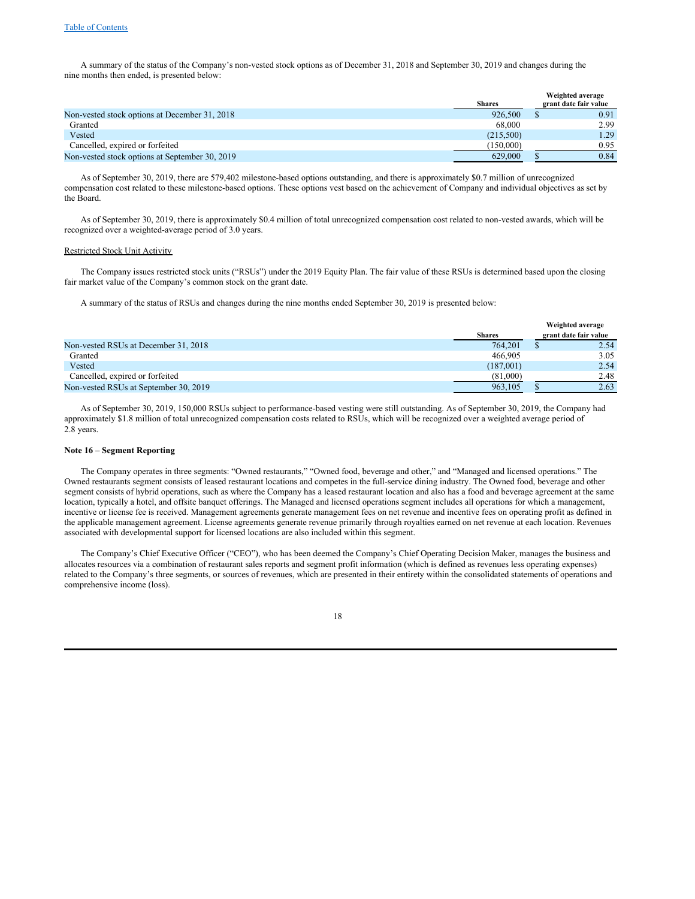A summary of the status of the Company's non-vested stock options as of December 31, 2018 and September 30, 2019 and changes during the nine months then ended, is presented below:

| | Shares | Weighted average grant date fair value |
|---|---|---|
| Non-vested stock options at December 31, 2018 | 926,500 | $ 0.91 |
| Granted | 68,000 | 2.99 |
| Vested | (215,500) | 1.29 |
| Cancelled, expired or forfeited | (150,000) | 0.95 |
| Non-vested stock options at September 30, 2019 | 629,000 | $ 0.84 |

As of September 30, 2019, there are 579,402 milestone-based options outstanding, and there is approximately $0.7 million of unrecognized compensation cost related to these milestone-based options. These options vest based on the achievement of Company and individual objectives as set by the Board.

As of September 30, 2019, there is approximately $0.4 million of total unrecognized compensation cost related to non-vested awards, which will be recognized over a weighted-average period of 3.0 years.

Restricted Stock Unit Activity

The Company issues restricted stock units ("RSUs") under the 2019 Equity Plan. The fair value of these RSUs is determined based upon the closing fair market value of the Company's common stock on the grant date.

A summary of the status of RSUs and changes during the nine months ended September 30, 2019 is presented below:

| | Shares | Weighted average grant date fair value |
|---|---|---|
| Non-vested RSUs at December 31, 2018 | 764,201 | $ 2.54 |
| Granted | 466,905 | 3.05 |
| Vested | (187,001) | 2.54 |
| Cancelled, expired or forfeited | (81,000) | 2.48 |
| Non-vested RSUs at September 30, 2019 | 963,105 | $ 2.63 |

As of September 30, 2019, 150,000 RSUs subject to performance-based vesting were still outstanding. As of September 30, 2019, the Company had approximately $1.8 million of total unrecognized compensation costs related to RSUs, which will be recognized over a weighted average period of 2.8 years.

**Note 16 – Segment Reporting**

The Company operates in three segments: "Owned restaurants," "Owned food, beverage and other," and "Managed and licensed operations." The Owned restaurants segment consists of leased restaurant locations and competes in the full-service dining industry. The Owned food, beverage and other segment consists of hybrid operations, such as where the Company has a leased restaurant location and also has a food and beverage agreement at the same location, typically a hotel, and offsite banquet offerings. The Managed and licensed operations segment includes all operations for which a management, incentive or license fee is received. Management agreements generate management fees on net revenue and incentive fees on operating profit as defined in the applicable management agreement. License agreements generate revenue primarily through royalties earned on net revenue at each location. Revenues associated with developmental support for licensed locations are also included within this segment.

The Company's Chief Executive Officer ("CEO"), who has been deemed the Company's Chief Operating Decision Maker, manages the business and allocates resources via a combination of restaurant sales reports and segment profit information (which is defined as revenues less operating expenses) related to the Company's three segments, or sources of revenues, which are presented in their entirety within the consolidated statements of operations and comprehensive income (loss).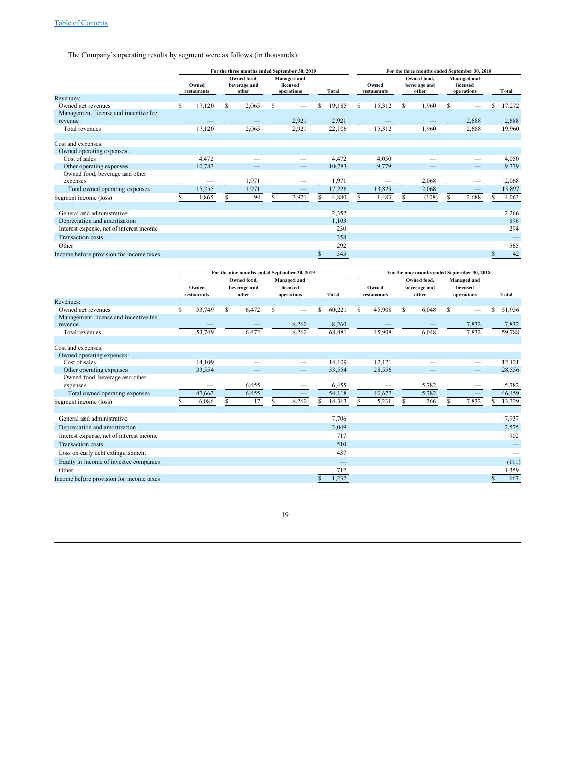Table of Contents

The Company's operating results by segment were as follows (in thousands):

| | For the three months ended September 30, 2019 | | | | For the three months ended September 30, 2018 | | | |
|---|---|---|---|---|---|---|---|---|
| | Owned restaurants | Owned food, beverage and other | Managed and licensed operations | Total | Owned restaurants | Owned food, beverage and other | Managed and licensed operations | Total |
| Revenues: | | | | | | | | |
| Owned net revenues | $ 17,120 | $ 2,065 | $ — | $ 19,185 | $ 15,312 | $ 1,960 | $ — | $ 17,272 |
| Management, license and incentive fee revenue | — | — | 2,921 | 2,921 | — | — | 2,688 | 2,688 |
| Total revenues | 17,120 | 2,065 | 2,921 | 22,106 | 15,312 | 1,960 | 2,688 | 19,960 |
| | | | | | | | | |
| Cost and expenses: | | | | | | | | |
| Owned operating expenses: | | | | | | | | |
| Cost of sales | 4,472 | — | — | 4,472 | 4,050 | — | — | 4,050 |
| Other operating expenses | 10,783 | — | — | 10,783 | 9,779 | — | — | 9,779 |
| Owned food, beverage and other expenses | — | 1,971 | — | 1,971 | — | 2,068 | — | 2,068 |
| Total owned operating expenses | 15,255 | 1,971 | — | 17,226 | 13,829 | 2,068 | — | 15,897 |
| Segment income (loss) | $ 1,865 | $ 94 | $ 2,921 | $ 4,880 | $ 1,483 | $ (108) | $ 2,688 | $ 4,063 |
| | | | | | | | | |
| General and administrative | | | | 2,352 | | | | 2,266 |
| Depreciation and amortization | | | | 1,103 | | | | 896 |
| Interest expense, net of interest income | | | | 230 | | | | 294 |
| Transaction costs | | | | 358 | | | | — |
| Other | | | | 292 | | | | 565 |
| Income before provision for income taxes | | | | $ 545 | | | | $ 42 |

| | For the nine months ended September 30, 2019 | | | | For the nine months ended September 30, 2018 | | | |
|---|---|---|---|---|---|---|---|---|
| | Owned restaurants | Owned food, beverage and other | Managed and licensed operations | Total | Owned restaurants | Owned food, beverage and other | Managed and licensed operations | Total |
| Revenues: | | | | | | | | |
| Owned net revenues | $ 53,749 | $ 6,472 | $ — | $ 60,221 | $ 45,908 | $ 6,048 | $ — | $ 51,956 |
| Management, license and incentive fee revenue | — | — | 8,260 | 8,260 | — | — | 7,832 | 7,832 |
| Total revenues | 53,749 | 6,472 | 8,260 | 68,481 | 45,908 | 6,048 | 7,832 | 59,788 |
| | | | | | | | | |
| Cost and expenses: | | | | | | | | |
| Owned operating expenses: | | | | | | | | |
| Cost of sales | 14,109 | — | — | 14,109 | 12,121 | — | — | 12,121 |
| Other operating expenses | 33,554 | — | — | 33,554 | 28,556 | — | — | 28,556 |
| Owned food, beverage and other expenses | — | 6,455 | — | 6,455 | — | 5,782 | — | 5,782 |
| Total owned operating expenses | 47,663 | 6,455 | — | 54,118 | 40,677 | 5,782 | — | 46,459 |
| Segment income (loss) | $ 6,086 | $ 17 | $ 8,260 | $ 14,363 | $ 5,231 | $ 266 | $ 7,832 | $ 13,329 |
| | | | | | | | | |
| General and administrative | | | | 7,706 | | | | 7,937 |
| Depreciation and amortization | | | | 3,049 | | | | 2,575 |
| Interest expense, net of interest income | | | | 717 | | | | 902 |
| Transaction costs | | | | 510 | | | | — |
| Loss on early debt extinguishment | | | | 437 | | | | — |
| Equity in income of investee companies | | | | — | | | | (111) |
| Other | | | | 712 | | | | 1,359 |
| Income before provision for income taxes | | | | $ 1,232 | | | | $ 667 |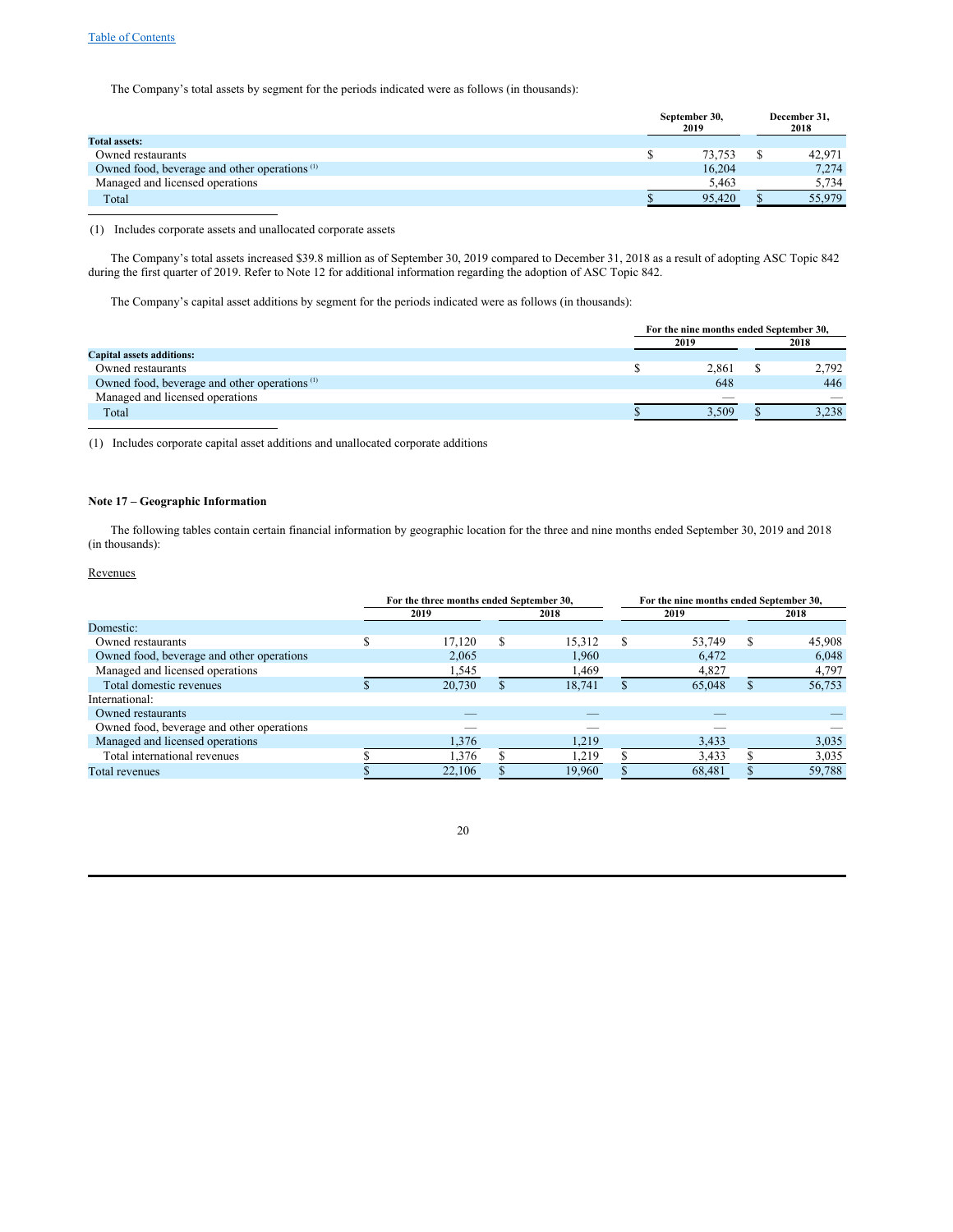The Company's total assets by segment for the periods indicated were as follows (in thousands):

| | September 30, 2019 | December 31, 2018 |
|---|---|---|
| **Total assets:** | | |
| Owned restaurants | $ 73,753 | $ 42,971 |
| Owned food, beverage and other operations [(1)] | 16,204 | 7,274 |
| Managed and licensed operations | 5,463 | 5,734 |
| Total | $ 95,420 | $ 55,979 |

(1) Includes corporate assets and unallocated corporate assets

The Company's total assets increased $39.8 million as of September 30, 2019 compared to December 31, 2018 as a result of adopting ASC Topic 842 during the first quarter of 2019. Refer to Note 12 for additional information regarding the adoption of ASC Topic 842.

The Company's capital asset additions by segment for the periods indicated were as follows (in thousands):

| | For the nine months ended September 30, | |
|---|---|---|
| | 2019 | 2018 |
| **Capital assets additions:** | | |
| Owned restaurants | $ 2,861 | $ 2,792 |
| Owned food, beverage and other operations [(1)] | 648 | 446 |
| Managed and licensed operations | — | — |
| Total | $ 3,509 | $ 3,238 |

(1) Includes corporate capital asset additions and unallocated corporate additions

### Note 17 – Geographic Information

The following tables contain certain financial information by geographic location for the three and nine months ended September 30, 2019 and 2018 (in thousands):

Revenues

| | For the three months ended September 30, | | For the nine months ended September 30, | |
|---|---|---|---|---|
| | 2019 | 2018 | 2019 | 2018 |
| Domestic: | | | | |
| Owned restaurants | $ 17,120 | $ 15,312 | $ 53,749 | $ 45,908 |
| Owned food, beverage and other operations | 2,065 | 1,960 | 6,472 | 6,048 |
| Managed and licensed operations | 1,545 | 1,469 | 4,827 | 4,797 |
| Total domestic revenues | $ 20,730 | $ 18,741 | $ 65,048 | $ 56,753 |
| International: | | | | |
| Owned restaurants | — | — | — | — |
| Owned food, beverage and other operations | — | — | — | — |
| Managed and licensed operations | 1,376 | 1,219 | 3,433 | 3,035 |
| Total international revenues | $ 1,376 | $ 1,219 | $ 3,433 | $ 3,035 |
| Total revenues | $ 22,106 | $ 19,960 | $ 68,481 | $ 59,788 |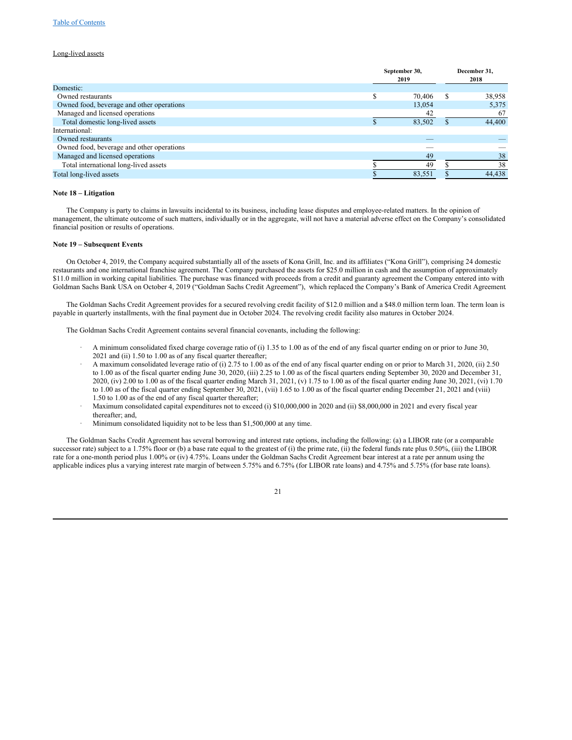Long-lived assets

| | September 30, 2019 | December 31, 2018 |
|---|---|---|
| Domestic: | | |
| Owned restaurants | $ 70,406 | $ 38,958 |
| Owned food, beverage and other operations | 13,054 | 5,375 |
| Managed and licensed operations | 42 | 67 |
| Total domestic long-lived assets | $ 83,502 | $ 44,400 |
| International: | | |
| Owned restaurants | — | — |
| Owned food, beverage and other operations | — | — |
| Managed and licensed operations | 49 | 38 |
| Total international long-lived assets | $ 49 | $ 38 |
| Total long-lived assets | $ 83,551 | $ 44,438 |

**Note 18 – Litigation**

The Company is party to claims in lawsuits incidental to its business, including lease disputes and employee-related matters. In the opinion of management, the ultimate outcome of such matters, individually or in the aggregate, will not have a material adverse effect on the Company's consolidated financial position or results of operations.

**Note 19 – Subsequent Events**

On October 4, 2019, the Company acquired substantially all of the assets of Kona Grill, Inc. and its affiliates ("Kona Grill"), comprising 24 domestic restaurants and one international franchise agreement. The Company purchased the assets for $25.0 million in cash and the assumption of approximately $11.0 million in working capital liabilities. The purchase was financed with proceeds from a credit and guaranty agreement the Company entered into with Goldman Sachs Bank USA on October 4, 2019 ("Goldman Sachs Credit Agreement"), which replaced the Company's Bank of America Credit Agreement.

The Goldman Sachs Credit Agreement provides for a secured revolving credit facility of $12.0 million and a $48.0 million term loan. The term loan is payable in quarterly installments, with the final payment due in October 2024. The revolving credit facility also matures in October 2024.

The Goldman Sachs Credit Agreement contains several financial covenants, including the following:

- A minimum consolidated fixed charge coverage ratio of (i) 1.35 to 1.00 as of the end of any fiscal quarter ending on or prior to June 30, 2021 and (ii) 1.50 to 1.00 as of any fiscal quarter thereafter;
- A maximum consolidated leverage ratio of (i) 2.75 to 1.00 as of the end of any fiscal quarter ending on or prior to March 31, 2020, (ii) 2.50 to 1.00 as of the fiscal quarter ending June 30, 2020, (iii) 2.25 to 1.00 as of the fiscal quarters ending September 30, 2020 and December 31, 2020, (iv) 2.00 to 1.00 as of the fiscal quarter ending March 31, 2021, (v) 1.75 to 1.00 as of the fiscal quarter ending June 30, 2021, (vi) 1.70 to 1.00 as of the fiscal quarter ending September 30, 2021, (vii) 1.65 to 1.00 as of the fiscal quarter ending December 21, 2021 and (viii) 1.50 to 1.00 as of the end of any fiscal quarter thereafter;
- Maximum consolidated capital expenditures not to exceed (i) $10,000,000 in 2020 and (ii) $8,000,000 in 2021 and every fiscal year thereafter; and,
- Minimum consolidated liquidity not to be less than $1,500,000 at any time.

The Goldman Sachs Credit Agreement has several borrowing and interest rate options, including the following: (a) a LIBOR rate (or a comparable successor rate) subject to a 1.75% floor or (b) a base rate equal to the greatest of (i) the prime rate, (ii) the federal funds rate plus 0.50%, (iii) the LIBOR rate for a one-month period plus 1.00% or (iv) 4.75%. Loans under the Goldman Sachs Credit Agreement bear interest at a rate per annum using the applicable indices plus a varying interest rate margin of between 5.75% and 6.75% (for LIBOR rate loans) and 4.75% and 5.75% (for base rate loans).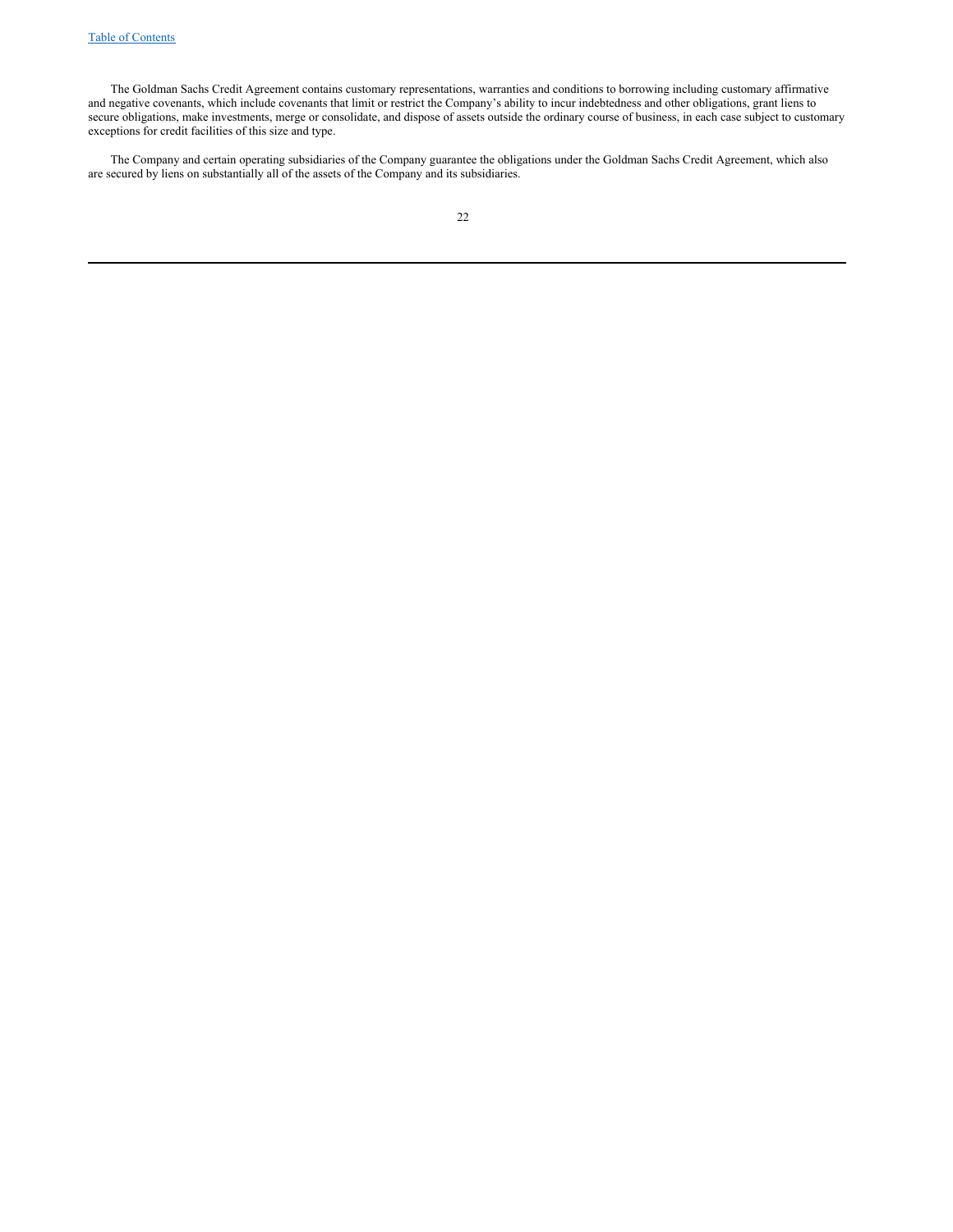The Goldman Sachs Credit Agreement contains customary representations, warranties and conditions to borrowing including customary affirmative and negative covenants, which include covenants that limit or restrict the Company's ability to incur indebtedness and other obligations, grant liens to secure obligations, make investments, merge or consolidate, and dispose of assets outside the ordinary course of business, in each case subject to customary exceptions for credit facilities of this size and type.

The Company and certain operating subsidiaries of the Company guarantee the obligations under the Goldman Sachs Credit Agreement, which also are secured by liens on substantially all of the assets of the Company and its subsidiaries.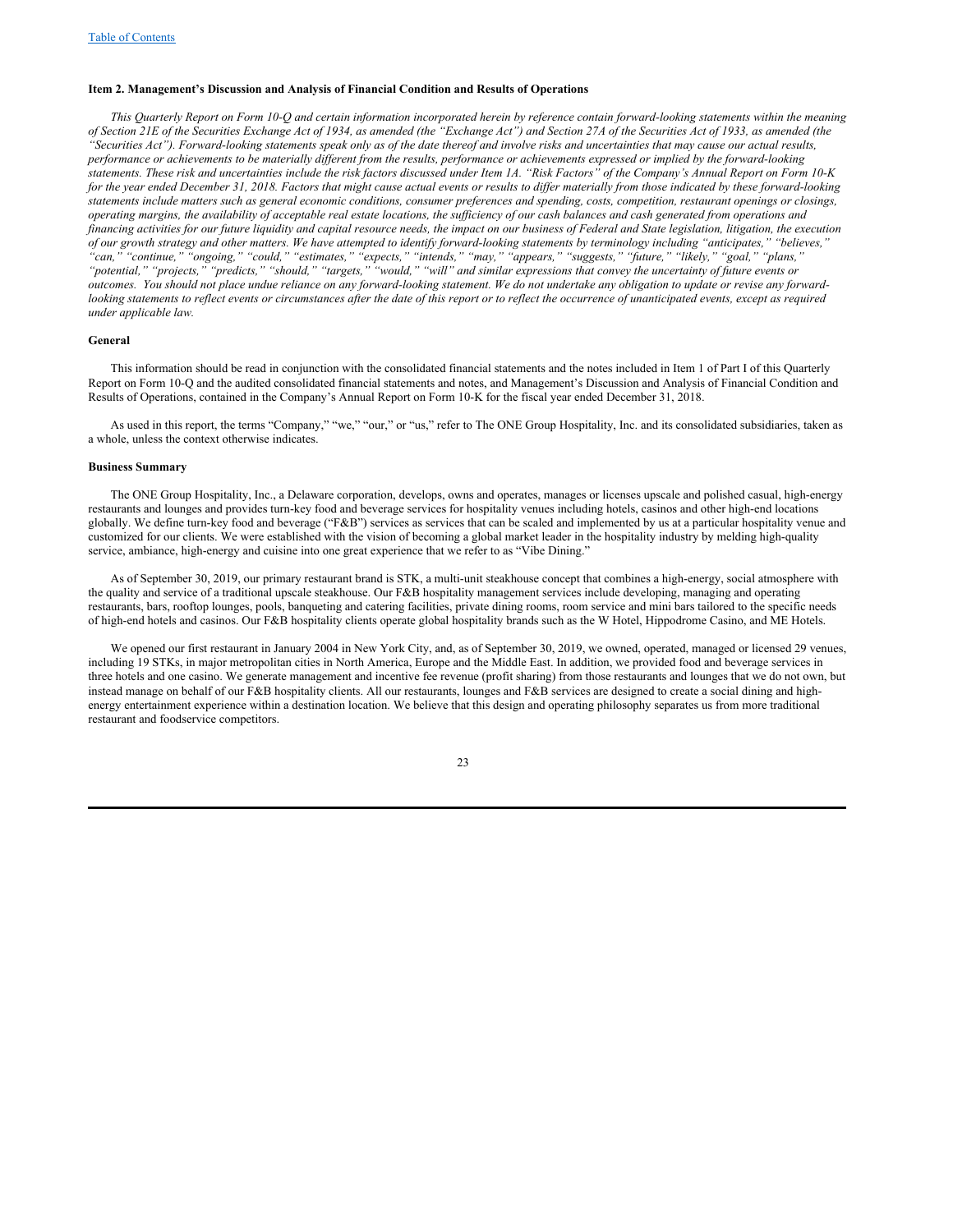[Table of Contents](#)

### Item 2. Management's Discussion and Analysis of Financial Condition and Results of Operations

*This Quarterly Report on Form 10-Q and certain information incorporated herein by reference contain forward-looking statements within the meaning of Section 21E of the Securities Exchange Act of 1934, as amended (the "Exchange Act") and Section 27A of the Securities Act of 1933, as amended (the "Securities Act"). Forward-looking statements speak only as of the date thereof and involve risks and uncertainties that may cause our actual results, performance or achievements to be materially different from the results, performance or achievements expressed or implied by the forward-looking statements. These risk and uncertainties include the risk factors discussed under Item 1A. "Risk Factors" of the Company's Annual Report on Form 10-K for the year ended December 31, 2018. Factors that might cause actual events or results to differ materially from those indicated by these forward-looking statements include matters such as general economic conditions, consumer preferences and spending, costs, competition, restaurant openings or closings, operating margins, the availability of acceptable real estate locations, the sufficiency of our cash balances and cash generated from operations and financing activities for our future liquidity and capital resource needs, the impact on our business of Federal and State legislation, litigation, the execution of our growth strategy and other matters. We have attempted to identify forward-looking statements by terminology including "anticipates," "believes," "can," "continue," "ongoing," "could," "estimates," "expects," "intends," "may," "appears," "suggests," "future," "likely," "goal," "plans," "potential," "projects," "predicts," "should," "targets," "would," "will" and similar expressions that convey the uncertainty of future events or outcomes. You should not place undue reliance on any forward-looking statement. We do not undertake any obligation to update or revise any forward-looking statements to reflect events or circumstances after the date of this report or to reflect the occurrence of unanticipated events, except as required under applicable law.*

### General

This information should be read in conjunction with the consolidated financial statements and the notes included in Item 1 of Part I of this Quarterly Report on Form 10-Q and the audited consolidated financial statements and notes, and Management's Discussion and Analysis of Financial Condition and Results of Operations, contained in the Company's Annual Report on Form 10-K for the fiscal year ended December 31, 2018.

As used in this report, the terms "Company," "we," "our," or "us," refer to The ONE Group Hospitality, Inc. and its consolidated subsidiaries, taken as a whole, unless the context otherwise indicates.

### Business Summary

The ONE Group Hospitality, Inc., a Delaware corporation, develops, owns and operates, manages or licenses upscale and polished casual, high-energy restaurants and lounges and provides turn-key food and beverage services for hospitality venues including hotels, casinos and other high-end locations globally. We define turn-key food and beverage ("F&B") services as services that can be scaled and implemented by us at a particular hospitality venue and customized for our clients. We were established with the vision of becoming a global market leader in the hospitality industry by melding high-quality service, ambiance, high-energy and cuisine into one great experience that we refer to as "Vibe Dining."

As of September 30, 2019, our primary restaurant brand is STK, a multi-unit steakhouse concept that combines a high-energy, social atmosphere with the quality and service of a traditional upscale steakhouse. Our F&B hospitality management services include developing, managing and operating restaurants, bars, rooftop lounges, pools, banqueting and catering facilities, private dining rooms, room service and mini bars tailored to the specific needs of high-end hotels and casinos. Our F&B hospitality clients operate global hospitality brands such as the W Hotel, Hippodrome Casino, and ME Hotels.

We opened our first restaurant in January 2004 in New York City, and, as of September 30, 2019, we owned, operated, managed or licensed 29 venues, including 19 STKs, in major metropolitan cities in North America, Europe and the Middle East. In addition, we provided food and beverage services in three hotels and one casino. We generate management and incentive fee revenue (profit sharing) from those restaurants and lounges that we do not own, but instead manage on behalf of our F&B hospitality clients. All our restaurants, lounges and F&B services are designed to create a social dining and high-energy entertainment experience within a destination location. We believe that this design and operating philosophy separates us from more traditional restaurant and foodservice competitors.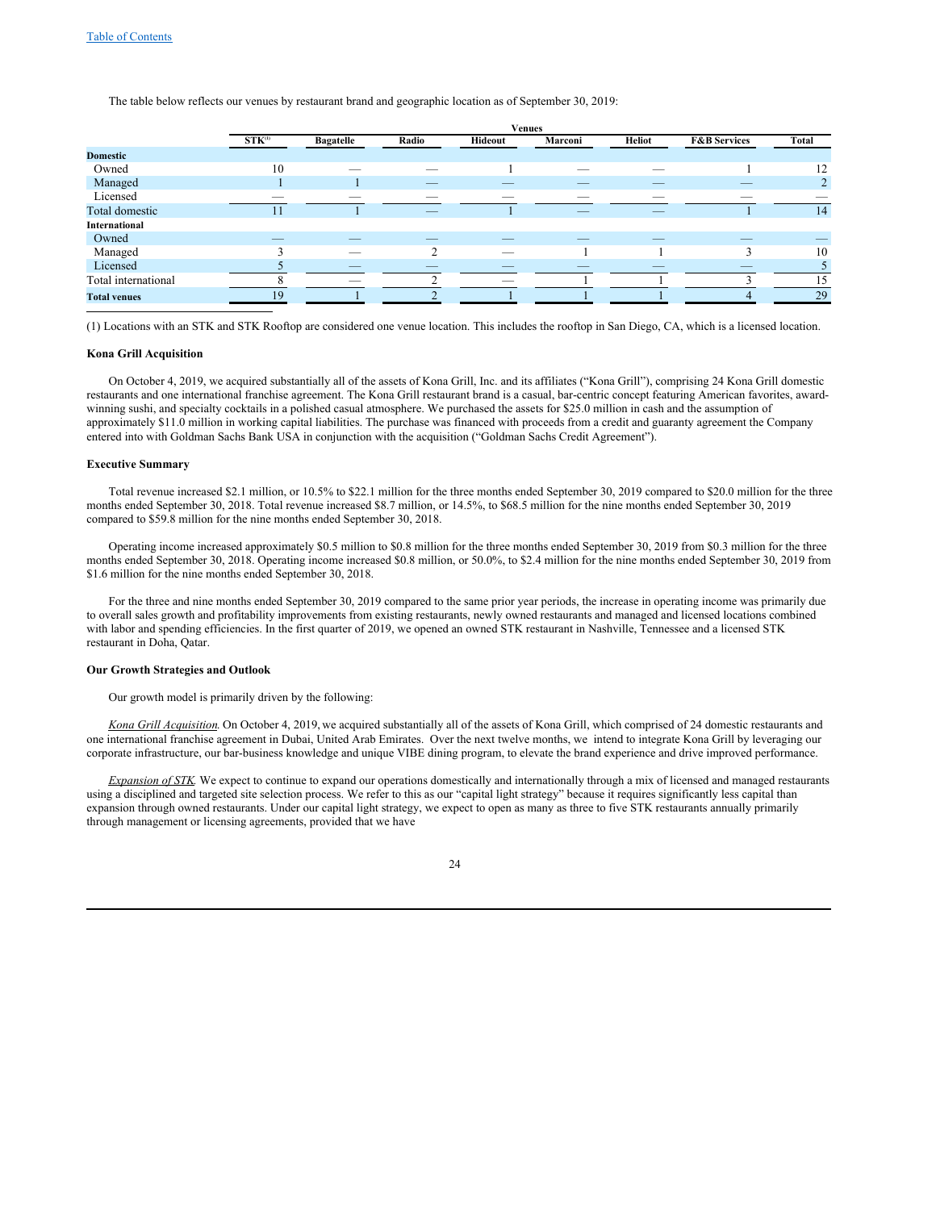The table below reflects our venues by restaurant brand and geographic location as of September 30, 2019:

| | Venues | | | | | | | |
|---|---|---|---|---|---|---|---|---|
| | STK[1] | Bagatelle | Radio | Hideout | Marconi | Heliot | F&B Services | Total |
| **Domestic** | | | | | | | | |
| Owned | 10 | — | — | 1 | — | — | 1 | 12 |
| Managed | 1 | 1 | — | — | — | — | — | 2 |
| Licensed | — | — | — | — | — | — | — | — |
| Total domestic | 11 | 1 | — | 1 | — | — | 1 | 14 |
| **International** | | | | | | | | |
| Owned | — | — | — | — | — | — | — | — |
| Managed | 3 | — | 2 | — | 1 | 1 | 3 | 10 |
| Licensed | 5 | — | — | — | — | — | — | 5 |
| Total international | 8 | — | 2 | — | 1 | 1 | 3 | 15 |
| **Total venues** | 19 | 1 | 2 | 1 | 1 | 1 | 4 | 29 |

(1) Locations with an STK and STK Rooftop are considered one venue location. This includes the rooftop in San Diego, CA, which is a licensed location.

**Kona Grill Acquisition**

On October 4, 2019, we acquired substantially all of the assets of Kona Grill, Inc. and its affiliates ("Kona Grill"), comprising 24 Kona Grill domestic restaurants and one international franchise agreement. The Kona Grill restaurant brand is a casual, bar-centric concept featuring American favorites, award-winning sushi, and specialty cocktails in a polished casual atmosphere. We purchased the assets for $25.0 million in cash and the assumption of approximately $11.0 million in working capital liabilities. The purchase was financed with proceeds from a credit and guaranty agreement the Company entered into with Goldman Sachs Bank USA in conjunction with the acquisition ("Goldman Sachs Credit Agreement").

**Executive Summary**

Total revenue increased $2.1 million, or 10.5% to $22.1 million for the three months ended September 30, 2019 compared to $20.0 million for the three months ended September 30, 2018. Total revenue increased $8.7 million, or 14.5%, to $68.5 million for the nine months ended September 30, 2019 compared to $59.8 million for the nine months ended September 30, 2018.

Operating income increased approximately $0.5 million to $0.8 million for the three months ended September 30, 2019 from $0.3 million for the three months ended September 30, 2018. Operating income increased $0.8 million, or 50.0%, to $2.4 million for the nine months ended September 30, 2019 from $1.6 million for the nine months ended September 30, 2018.

For the three and nine months ended September 30, 2019 compared to the same prior year periods, the increase in operating income was primarily due to overall sales growth and profitability improvements from existing restaurants, newly owned restaurants and managed and licensed locations combined with labor and spending efficiencies. In the first quarter of 2019, we opened an owned STK restaurant in Nashville, Tennessee and a licensed STK restaurant in Doha, Qatar.

**Our Growth Strategies and Outlook**

Our growth model is primarily driven by the following:

*Kona Grill Acquisition*. On October 4, 2019, we acquired substantially all of the assets of Kona Grill, which comprised of 24 domestic restaurants and one international franchise agreement in Dubai, United Arab Emirates. Over the next twelve months, we intend to integrate Kona Grill by leveraging our corporate infrastructure, our bar-business knowledge and unique VIBE dining program, to elevate the brand experience and drive improved performance.

*Expansion of STK*. We expect to continue to expand our operations domestically and internationally through a mix of licensed and managed restaurants using a disciplined and targeted site selection process. We refer to this as our "capital light strategy" because it requires significantly less capital than expansion through owned restaurants. Under our capital light strategy, we expect to open as many as three to five STK restaurants annually primarily through management or licensing agreements, provided that we have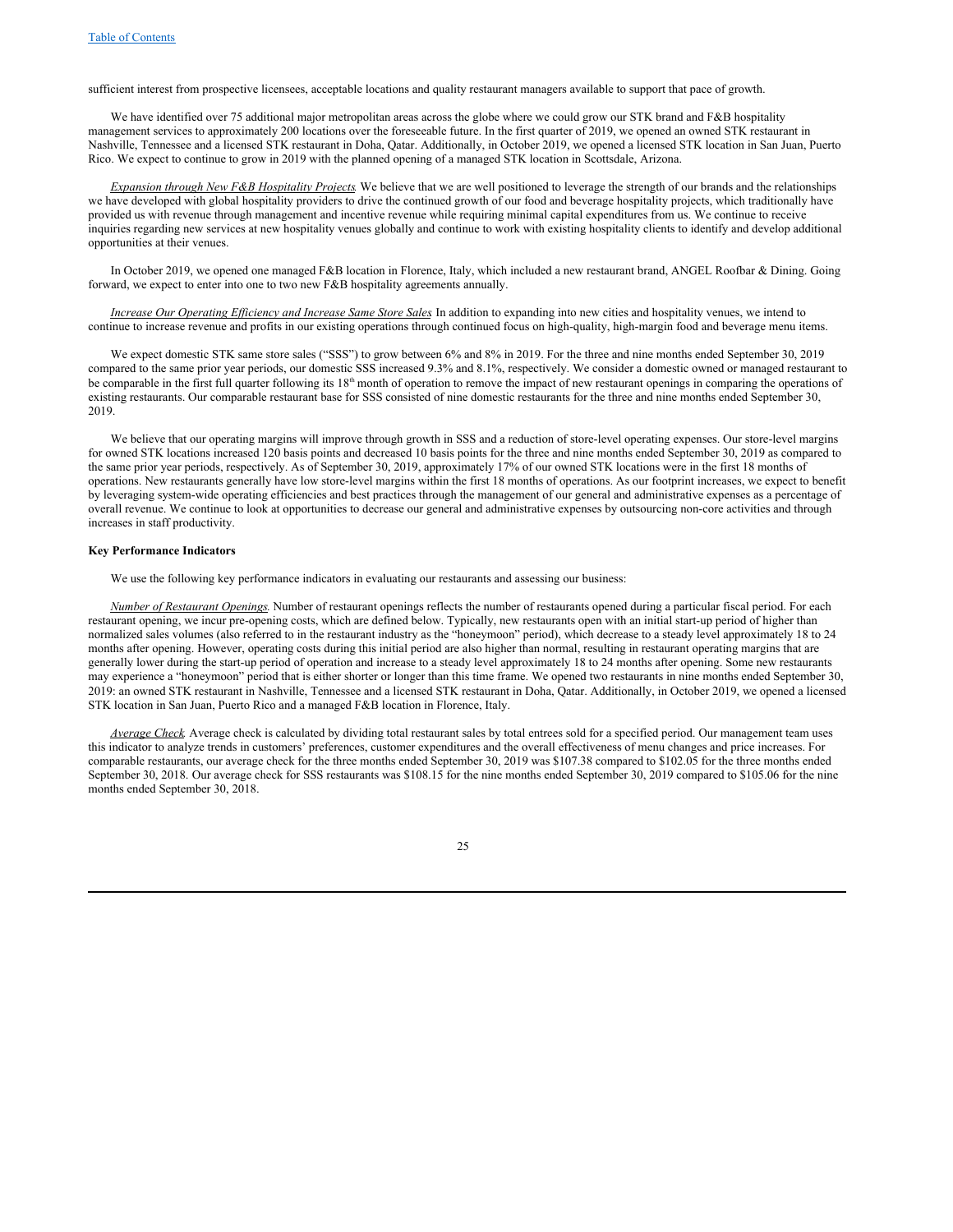sufficient interest from prospective licensees, acceptable locations and quality restaurant managers available to support that pace of growth.

We have identified over 75 additional major metropolitan areas across the globe where we could grow our STK brand and F&B hospitality management services to approximately 200 locations over the foreseeable future. In the first quarter of 2019, we opened an owned STK restaurant in Nashville, Tennessee and a licensed STK restaurant in Doha, Qatar. Additionally, in October 2019, we opened a licensed STK location in San Juan, Puerto Rico. We expect to continue to grow in 2019 with the planned opening of a managed STK location in Scottsdale, Arizona.

*Expansion through New F&B Hospitality Projects.* We believe that we are well positioned to leverage the strength of our brands and the relationships we have developed with global hospitality providers to drive the continued growth of our food and beverage hospitality projects, which traditionally have provided us with revenue through management and incentive revenue while requiring minimal capital expenditures from us. We continue to receive inquiries regarding new services at new hospitality venues globally and continue to work with existing hospitality clients to identify and develop additional opportunities at their venues.

In October 2019, we opened one managed F&B location in Florence, Italy, which included a new restaurant brand, ANGEL Roofbar & Dining. Going forward, we expect to enter into one to two new F&B hospitality agreements annually.

*Increase Our Operating Efficiency and Increase Same Store Sales.* In addition to expanding into new cities and hospitality venues, we intend to continue to increase revenue and profits in our existing operations through continued focus on high-quality, high-margin food and beverage menu items.

We expect domestic STK same store sales ("SSS") to grow between 6% and 8% in 2019. For the three and nine months ended September 30, 2019 compared to the same prior year periods, our domestic SSS increased 9.3% and 8.1%, respectively. We consider a domestic owned or managed restaurant to be comparable in the first full quarter following its 18th month of operation to remove the impact of new restaurant openings in comparing the operations of existing restaurants. Our comparable restaurant base for SSS consisted of nine domestic restaurants for the three and nine months ended September 30, 2019.

We believe that our operating margins will improve through growth in SSS and a reduction of store-level operating expenses. Our store-level margins for owned STK locations increased 120 basis points and decreased 10 basis points for the three and nine months ended September 30, 2019 as compared to the same prior year periods, respectively. As of September 30, 2019, approximately 17% of our owned STK locations were in the first 18 months of operations. New restaurants generally have low store-level margins within the first 18 months of operations. As our footprint increases, we expect to benefit by leveraging system-wide operating efficiencies and best practices through the management of our general and administrative expenses as a percentage of overall revenue. We continue to look at opportunities to decrease our general and administrative expenses by outsourcing non-core activities and through increases in staff productivity.

**Key Performance Indicators**

We use the following key performance indicators in evaluating our restaurants and assessing our business:

*Number of Restaurant Openings.* Number of restaurant openings reflects the number of restaurants opened during a particular fiscal period. For each restaurant opening, we incur pre-opening costs, which are defined below. Typically, new restaurants open with an initial start-up period of higher than normalized sales volumes (also referred to in the restaurant industry as the "honeymoon" period), which decrease to a steady level approximately 18 to 24 months after opening. However, operating costs during this initial period are also higher than normal, resulting in restaurant operating margins that are generally lower during the start-up period of operation and increase to a steady level approximately 18 to 24 months after opening. Some new restaurants may experience a "honeymoon" period that is either shorter or longer than this time frame. We opened two restaurants in nine months ended September 30, 2019: an owned STK restaurant in Nashville, Tennessee and a licensed STK restaurant in Doha, Qatar. Additionally, in October 2019, we opened a licensed STK location in San Juan, Puerto Rico and a managed F&B location in Florence, Italy.

*Average Check.* Average check is calculated by dividing total restaurant sales by total entrees sold for a specified period. Our management team uses this indicator to analyze trends in customers' preferences, customer expenditures and the overall effectiveness of menu changes and price increases. For comparable restaurants, our average check for the three months ended September 30, 2019 was $107.38 compared to $102.05 for the three months ended September 30, 2018. Our average check for SSS restaurants was $108.15 for the nine months ended September 30, 2019 compared to $105.06 for the nine months ended September 30, 2018.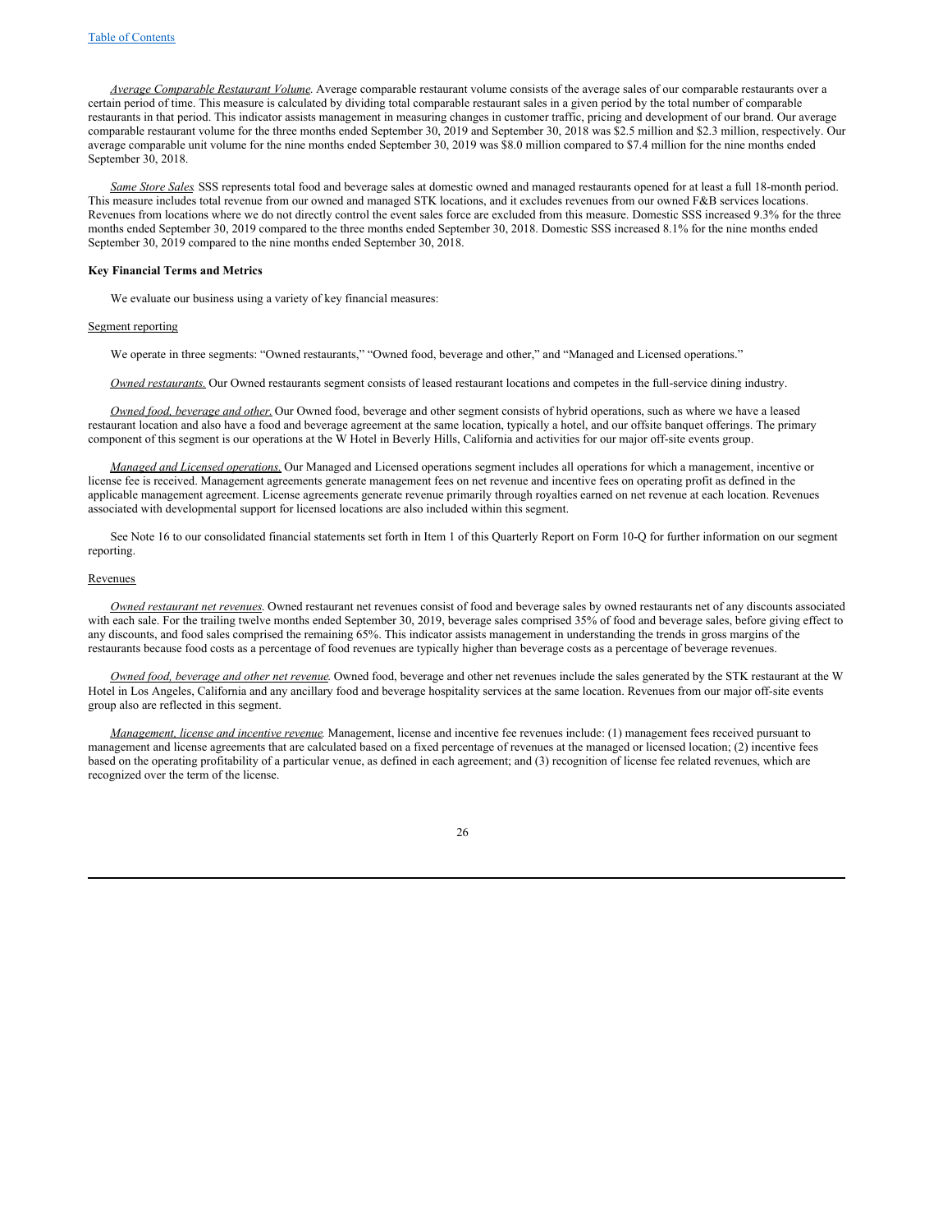*Average Comparable Restaurant Volume.* Average comparable restaurant volume consists of the average sales of our comparable restaurants over a certain period of time. This measure is calculated by dividing total comparable restaurant sales in a given period by the total number of comparable restaurants in that period. This indicator assists management in measuring changes in customer traffic, pricing and development of our brand. Our average comparable restaurant volume for the three months ended September 30, 2019 and September 30, 2018 was $2.5 million and $2.3 million, respectively. Our average comparable unit volume for the nine months ended September 30, 2019 was $8.0 million compared to $7.4 million for the nine months ended September 30, 2018.

*Same Store Sales.* SSS represents total food and beverage sales at domestic owned and managed restaurants opened for at least a full 18-month period. This measure includes total revenue from our owned and managed STK locations, and it excludes revenues from our owned F&B services locations. Revenues from locations where we do not directly control the event sales force are excluded from this measure. Domestic SSS increased 9.3% for the three months ended September 30, 2019 compared to the three months ended September 30, 2018. Domestic SSS increased 8.1% for the nine months ended September 30, 2019 compared to the nine months ended September 30, 2018.

**Key Financial Terms and Metrics**

We evaluate our business using a variety of key financial measures:

Segment reporting

We operate in three segments: "Owned restaurants," "Owned food, beverage and other," and "Managed and Licensed operations."

*Owned restaurants.* Our Owned restaurants segment consists of leased restaurant locations and competes in the full-service dining industry.

*Owned food, beverage and other.* Our Owned food, beverage and other segment consists of hybrid operations, such as where we have a leased restaurant location and also have a food and beverage agreement at the same location, typically a hotel, and our offsite banquet offerings. The primary component of this segment is our operations at the W Hotel in Beverly Hills, California and activities for our major off-site events group.

*Managed and Licensed operations.* Our Managed and Licensed operations segment includes all operations for which a management, incentive or license fee is received. Management agreements generate management fees on net revenue and incentive fees on operating profit as defined in the applicable management agreement. License agreements generate revenue primarily through royalties earned on net revenue at each location. Revenues associated with developmental support for licensed locations are also included within this segment.

See Note 16 to our consolidated financial statements set forth in Item 1 of this Quarterly Report on Form 10-Q for further information on our segment reporting.

Revenues

*Owned restaurant net revenues.* Owned restaurant net revenues consist of food and beverage sales by owned restaurants net of any discounts associated with each sale. For the trailing twelve months ended September 30, 2019, beverage sales comprised 35% of food and beverage sales, before giving effect to any discounts, and food sales comprised the remaining 65%. This indicator assists management in understanding the trends in gross margins of the restaurants because food costs as a percentage of food revenues are typically higher than beverage costs as a percentage of beverage revenues.

*Owned food, beverage and other net revenue.* Owned food, beverage and other net revenues include the sales generated by the STK restaurant at the W Hotel in Los Angeles, California and any ancillary food and beverage hospitality services at the same location. Revenues from our major off-site events group also are reflected in this segment.

*Management, license and incentive revenue.* Management, license and incentive fee revenues include: (1) management fees received pursuant to management and license agreements that are calculated based on a fixed percentage of revenues at the managed or licensed location; (2) incentive fees based on the operating profitability of a particular venue, as defined in each agreement; and (3) recognition of license fee related revenues, which are recognized over the term of the license.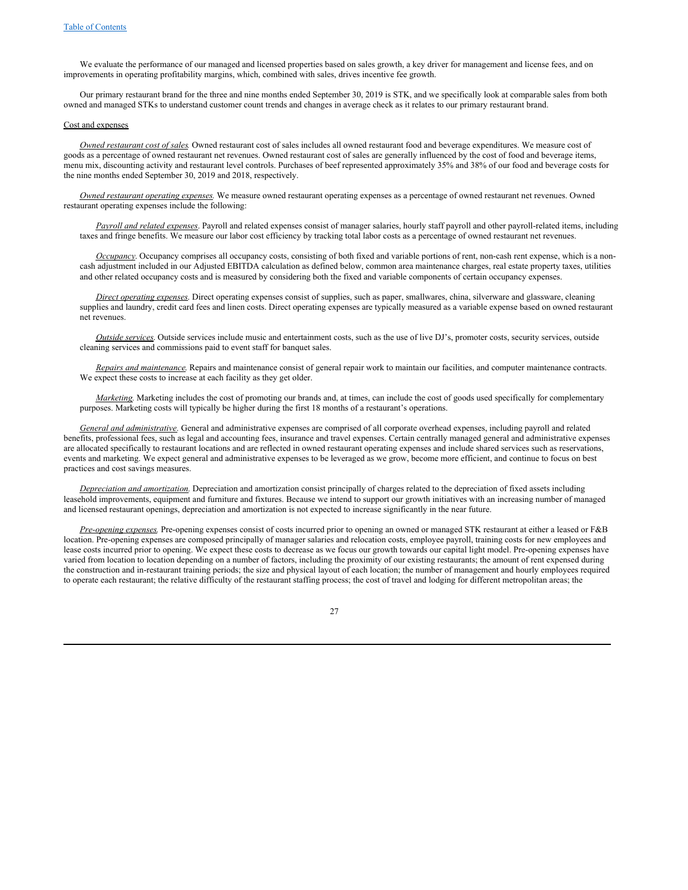We evaluate the performance of our managed and licensed properties based on sales growth, a key driver for management and license fees, and on improvements in operating profitability margins, which, combined with sales, drives incentive fee growth.

Our primary restaurant brand for the three and nine months ended September 30, 2019 is STK, and we specifically look at comparable sales from both owned and managed STKs to understand customer count trends and changes in average check as it relates to our primary restaurant brand.

Cost and expenses

*Owned restaurant cost of sales.* Owned restaurant cost of sales includes all owned restaurant food and beverage expenditures. We measure cost of goods as a percentage of owned restaurant net revenues. Owned restaurant cost of sales are generally influenced by the cost of food and beverage items, menu mix, discounting activity and restaurant level controls. Purchases of beef represented approximately 35% and 38% of our food and beverage costs for the nine months ended September 30, 2019 and 2018, respectively.

*Owned restaurant operating expenses.* We measure owned restaurant operating expenses as a percentage of owned restaurant net revenues. Owned restaurant operating expenses include the following:

*Payroll and related expenses*. Payroll and related expenses consist of manager salaries, hourly staff payroll and other payroll-related items, including taxes and fringe benefits. We measure our labor cost efficiency by tracking total labor costs as a percentage of owned restaurant net revenues.

*Occupancy*. Occupancy comprises all occupancy costs, consisting of both fixed and variable portions of rent, non-cash rent expense, which is a non-cash adjustment included in our Adjusted EBITDA calculation as defined below, common area maintenance charges, real estate property taxes, utilities and other related occupancy costs and is measured by considering both the fixed and variable components of certain occupancy expenses.

*Direct operating expenses*. Direct operating expenses consist of supplies, such as paper, smallwares, china, silverware and glassware, cleaning supplies and laundry, credit card fees and linen costs. Direct operating expenses are typically measured as a variable expense based on owned restaurant net revenues.

*Outside services*. Outside services include music and entertainment costs, such as the use of live DJ's, promoter costs, security services, outside cleaning services and commissions paid to event staff for banquet sales.

*Repairs and maintenance.* Repairs and maintenance consist of general repair work to maintain our facilities, and computer maintenance contracts. We expect these costs to increase at each facility as they get older.

*Marketing.* Marketing includes the cost of promoting our brands and, at times, can include the cost of goods used specifically for complementary purposes. Marketing costs will typically be higher during the first 18 months of a restaurant's operations.

*General and administrative*. General and administrative expenses are comprised of all corporate overhead expenses, including payroll and related benefits, professional fees, such as legal and accounting fees, insurance and travel expenses. Certain centrally managed general and administrative expenses are allocated specifically to restaurant locations and are reflected in owned restaurant operating expenses and include shared services such as reservations, events and marketing. We expect general and administrative expenses to be leveraged as we grow, become more efficient, and continue to focus on best practices and cost savings measures.

*Depreciation and amortization.* Depreciation and amortization consist principally of charges related to the depreciation of fixed assets including leasehold improvements, equipment and furniture and fixtures. Because we intend to support our growth initiatives with an increasing number of managed and licensed restaurant openings, depreciation and amortization is not expected to increase significantly in the near future.

*Pre-opening expenses.* Pre-opening expenses consist of costs incurred prior to opening an owned or managed STK restaurant at either a leased or F&B location. Pre-opening expenses are composed principally of manager salaries and relocation costs, employee payroll, training costs for new employees and lease costs incurred prior to opening. We expect these costs to decrease as we focus our growth towards our capital light model. Pre-opening expenses have varied from location to location depending on a number of factors, including the proximity of our existing restaurants; the amount of rent expensed during the construction and in-restaurant training periods; the size and physical layout of each location; the number of management and hourly employees required to operate each restaurant; the relative difficulty of the restaurant staffing process; the cost of travel and lodging for different metropolitan areas; the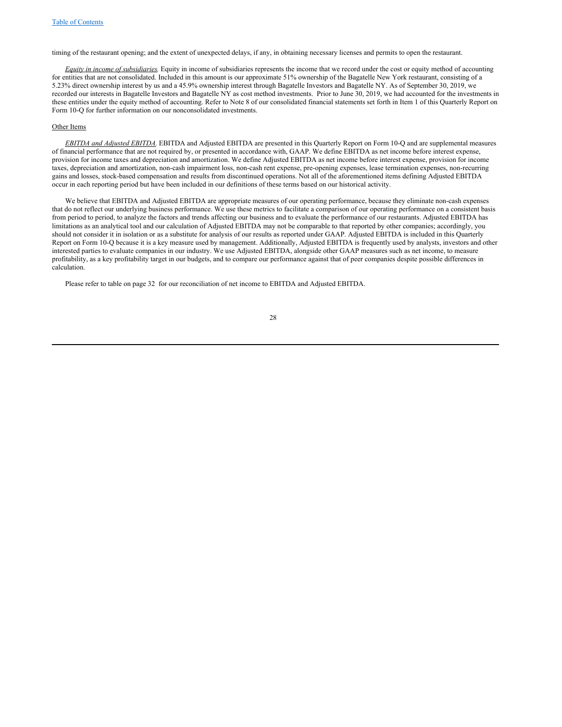timing of the restaurant opening; and the extent of unexpected delays, if any, in obtaining necessary licenses and permits to open the restaurant.

*Equity in income of subsidiaries.* Equity in income of subsidiaries represents the income that we record under the cost or equity method of accounting for entities that are not consolidated. Included in this amount is our approximate 51% ownership of the Bagatelle New York restaurant, consisting of a 5.23% direct ownership interest by us and a 45.9% ownership interest through Bagatelle Investors and Bagatelle NY. As of September 30, 2019, we recorded our interests in Bagatelle Investors and Bagatelle NY as cost method investments. Prior to June 30, 2019, we had accounted for the investments in these entities under the equity method of accounting. Refer to Note 8 of our consolidated financial statements set forth in Item 1 of this Quarterly Report on Form 10-Q for further information on our nonconsolidated investments.

Other Items

*EBITDA and Adjusted EBITDA.* EBITDA and Adjusted EBITDA are presented in this Quarterly Report on Form 10-Q and are supplemental measures of financial performance that are not required by, or presented in accordance with, GAAP. We define EBITDA as net income before interest expense, provision for income taxes and depreciation and amortization. We define Adjusted EBITDA as net income before interest expense, provision for income taxes, depreciation and amortization, non-cash impairment loss, non-cash rent expense, pre-opening expenses, lease termination expenses, non-recurring gains and losses, stock-based compensation and results from discontinued operations. Not all of the aforementioned items defining Adjusted EBITDA occur in each reporting period but have been included in our definitions of these terms based on our historical activity.

We believe that EBITDA and Adjusted EBITDA are appropriate measures of our operating performance, because they eliminate non-cash expenses that do not reflect our underlying business performance. We use these metrics to facilitate a comparison of our operating performance on a consistent basis from period to period, to analyze the factors and trends affecting our business and to evaluate the performance of our restaurants. Adjusted EBITDA has limitations as an analytical tool and our calculation of Adjusted EBITDA may not be comparable to that reported by other companies; accordingly, you should not consider it in isolation or as a substitute for analysis of our results as reported under GAAP. Adjusted EBITDA is included in this Quarterly Report on Form 10-Q because it is a key measure used by management. Additionally, Adjusted EBITDA is frequently used by analysts, investors and other interested parties to evaluate companies in our industry. We use Adjusted EBITDA, alongside other GAAP measures such as net income, to measure profitability, as a key profitability target in our budgets, and to compare our performance against that of peer companies despite possible differences in calculation.

Please refer to table on page 32 for our reconciliation of net income to EBITDA and Adjusted EBITDA.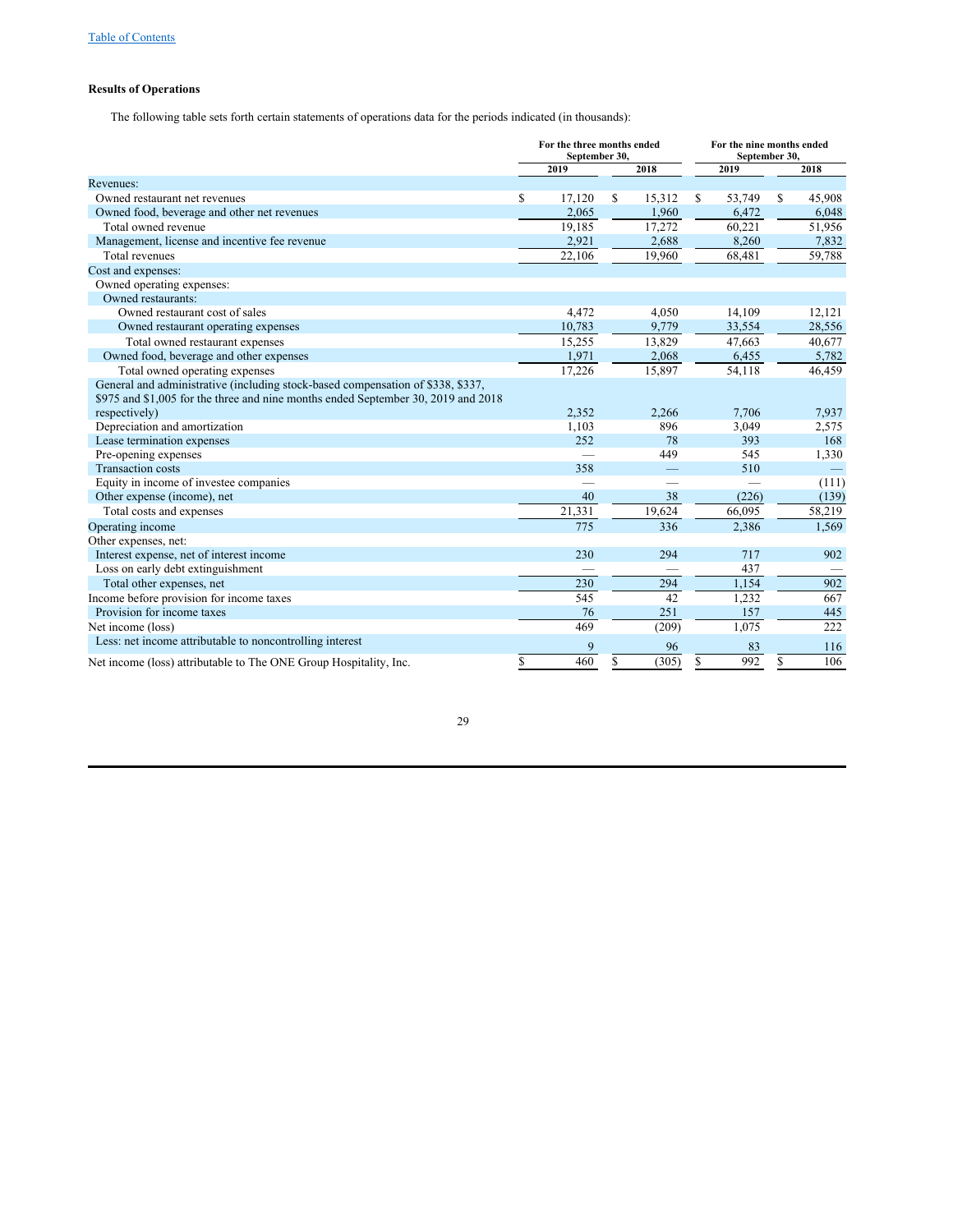[Table of Contents](#)

### Results of Operations

The following table sets forth certain statements of operations data for the periods indicated (in thousands):

| | For the three months ended September 30, | | For the nine months ended September 30, | |
|---|---|---|---|---|
| | 2019 | 2018 | 2019 | 2018 |
| Revenues: | | | | |
| Owned restaurant net revenues | $ 17,120 | $ 15,312 | $ 53,749 | $ 45,908 |
| Owned food, beverage and other net revenues | 2,065 | 1,960 | 6,472 | 6,048 |
| Total owned revenue | 19,185 | 17,272 | 60,221 | 51,956 |
| Management, license and incentive fee revenue | 2,921 | 2,688 | 8,260 | 7,832 |
| Total revenues | 22,106 | 19,960 | 68,481 | 59,788 |
| Cost and expenses: | | | | |
| Owned operating expenses: | | | | |
| Owned restaurants: | | | | |
| Owned restaurant cost of sales | 4,472 | 4,050 | 14,109 | 12,121 |
| Owned restaurant operating expenses | 10,783 | 9,779 | 33,554 | 28,556 |
| Total owned restaurant expenses | 15,255 | 13,829 | 47,663 | 40,677 |
| Owned food, beverage and other expenses | 1,971 | 2,068 | 6,455 | 5,782 |
| Total owned operating expenses | 17,226 | 15,897 | 54,118 | 46,459 |
| General and administrative (including stock-based compensation of $338, $337, $975 and $1,005 for the three and nine months ended September 30, 2019 and 2018 respectively) | 2,352 | 2,266 | 7,706 | 7,937 |
| Depreciation and amortization | 1,103 | 896 | 3,049 | 2,575 |
| Lease termination expenses | 252 | 78 | 393 | 168 |
| Pre-opening expenses | — | 449 | 545 | 1,330 |
| Transaction costs | 358 | — | 510 | — |
| Equity in income of investee companies | — | — | — | (111) |
| Other expense (income), net | 40 | 38 | (226) | (139) |
| Total costs and expenses | 21,331 | 19,624 | 66,095 | 58,219 |
| Operating income | 775 | 336 | 2,386 | 1,569 |
| Other expenses, net: | | | | |
| Interest expense, net of interest income | 230 | 294 | 717 | 902 |
| Loss on early debt extinguishment | — | — | 437 | — |
| Total other expenses, net | 230 | 294 | 1,154 | 902 |
| Income before provision for income taxes | 545 | 42 | 1,232 | 667 |
| Provision for income taxes | 76 | 251 | 157 | 445 |
| Net income (loss) | 469 | (209) | 1,075 | 222 |
| Less: net income attributable to noncontrolling interest | 9 | 96 | 83 | 116 |
| Net income (loss) attributable to The ONE Group Hospitality, Inc. | $ 460 | $ (305) | $ 992 | $ 106 |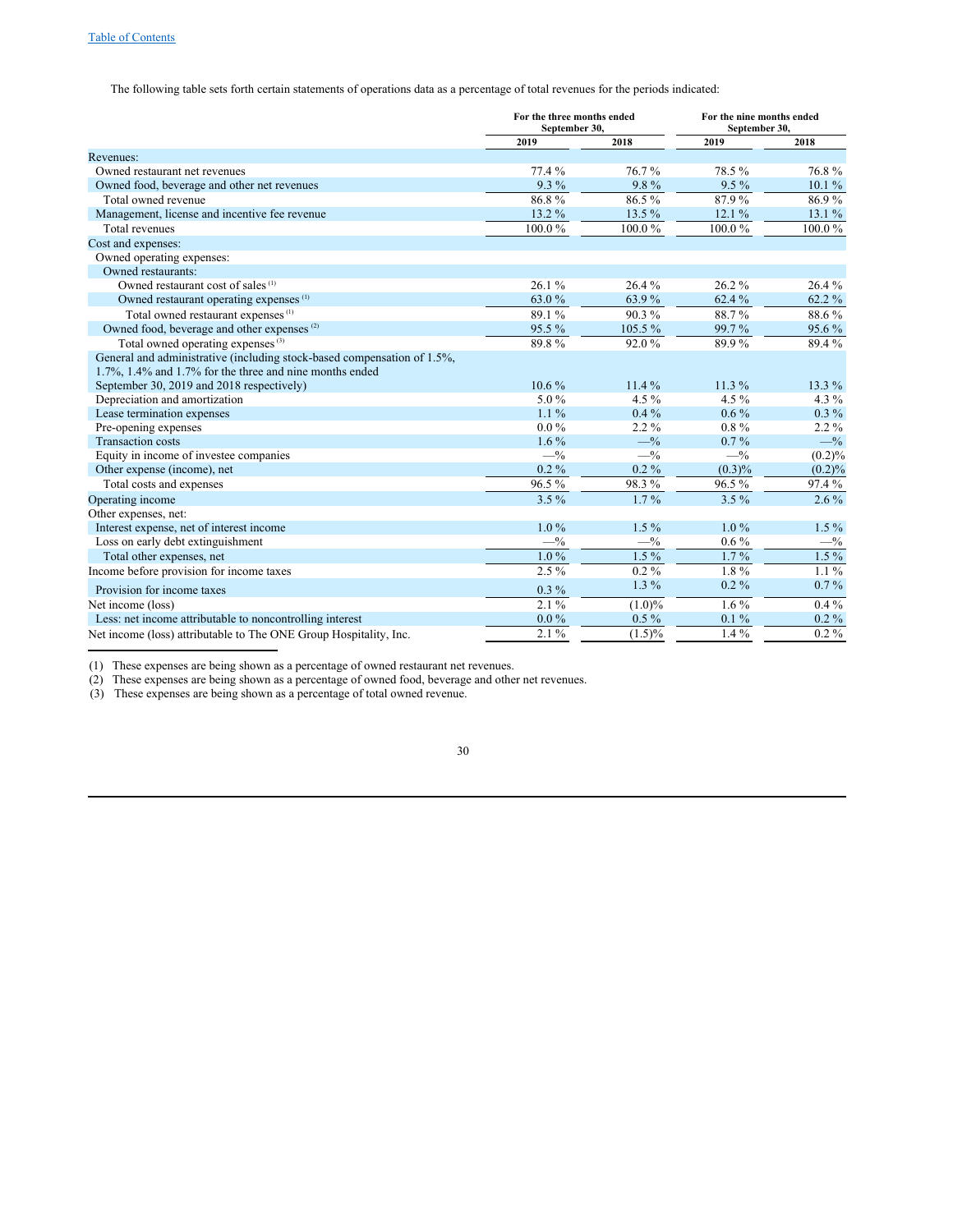The following table sets forth certain statements of operations data as a percentage of total revenues for the periods indicated:

| | For the three months ended September 30, | | For the nine months ended September 30, | |
|---|---|---|---|---|
| | 2019 | 2018 | 2019 | 2018 |
| Revenues: | | | | |
| Owned restaurant net revenues | 77.4 % | 76.7 % | 78.5 % | 76.8 % |
| Owned food, beverage and other net revenues | 9.3 % | 9.8 % | 9.5 % | 10.1 % |
| Total owned revenue | 86.8 % | 86.5 % | 87.9 % | 86.9 % |
| Management, license and incentive fee revenue | 13.2 % | 13.5 % | 12.1 % | 13.1 % |
| Total revenues | 100.0 % | 100.0 % | 100.0 % | 100.0 % |
| Cost and expenses: | | | | |
| Owned operating expenses: | | | | |
| Owned restaurants: | | | | |
| Owned restaurant cost of sales (1) | 26.1 % | 26.4 % | 26.2 % | 26.4 % |
| Owned restaurant operating expenses (1) | 63.0 % | 63.9 % | 62.4 % | 62.2 % |
| Total owned restaurant expenses (1) | 89.1 % | 90.3 % | 88.7 % | 88.6 % |
| Owned food, beverage and other expenses (2) | 95.5 % | 105.5 % | 99.7 % | 95.6 % |
| Total owned operating expenses (3) | 89.8 % | 92.0 % | 89.9 % | 89.4 % |
| General and administrative (including stock-based compensation of 1.5%, 1.7%, 1.4% and 1.7% for the three and nine months ended September 30, 2019 and 2018 respectively) | 10.6 % | 11.4 % | 11.3 % | 13.3 % |
| Depreciation and amortization | 5.0 % | 4.5 % | 4.5 % | 4.3 % |
| Lease termination expenses | 1.1 % | 0.4 % | 0.6 % | 0.3 % |
| Pre-opening expenses | 0.0 % | 2.2 % | 0.8 % | 2.2 % |
| Transaction costs | 1.6 % | —% | 0.7 % | —% |
| Equity in income of investee companies | —% | —% | —% | (0.2)% |
| Other expense (income), net | 0.2 % | 0.2 % | (0.3)% | (0.2)% |
| Total costs and expenses | 96.5 % | 98.3 % | 96.5 % | 97.4 % |
| Operating income | 3.5 % | 1.7 % | 3.5 % | 2.6 % |
| Other expenses, net: | | | | |
| Interest expense, net of interest income | 1.0 % | 1.5 % | 1.0 % | 1.5 % |
| Loss on early debt extinguishment | —% | —% | 0.6 % | —% |
| Total other expenses, net | 1.0 % | 1.5 % | 1.7 % | 1.5 % |
| Income before provision for income taxes | 2.5 % | 0.2 % | 1.8 % | 1.1 % |
| Provision for income taxes | 0.3 % | 1.3 % | 0.2 % | 0.7 % |
| Net income (loss) | 2.1 % | (1.0)% | 1.6 % | 0.4 % |
| Less: net income attributable to noncontrolling interest | 0.0 % | 0.5 % | 0.1 % | 0.2 % |
| Net income (loss) attributable to The ONE Group Hospitality, Inc. | 2.1 % | (1.5)% | 1.4 % | 0.2 % |

(1) These expenses are being shown as a percentage of owned restaurant net revenues.
(2) These expenses are being shown as a percentage of owned food, beverage and other net revenues.
(3) These expenses are being shown as a percentage of total owned revenue.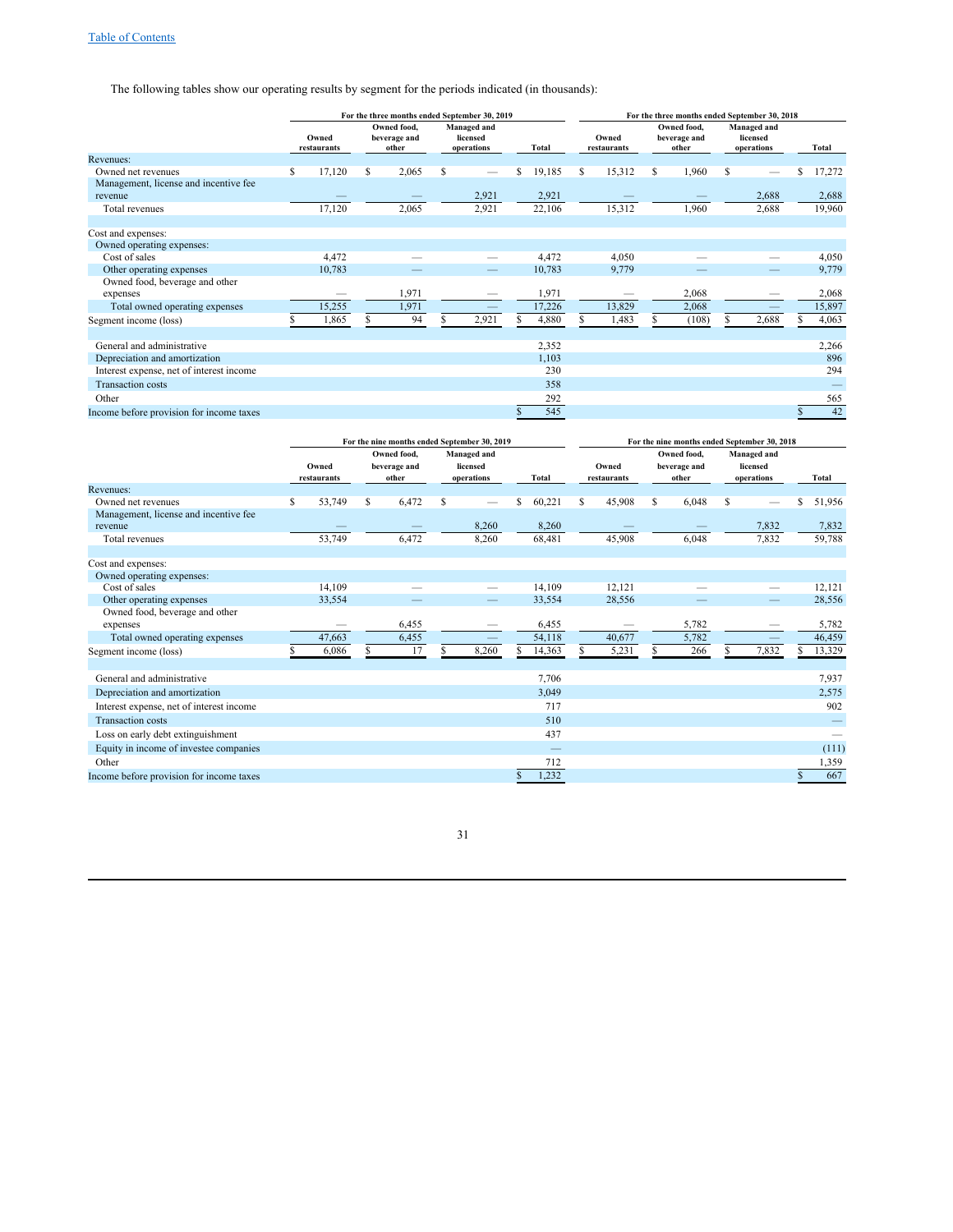The following tables show our operating results by segment for the periods indicated (in thousands):

| | For the three months ended September 30, 2019 | | | | For the three months ended September 30, 2018 | | | |
|---|---|---|---|---|---|---|---|---|
| | Owned restaurants | Owned food, beverage and other | Managed and licensed operations | Total | Owned restaurants | Owned food, beverage and other | Managed and licensed operations | Total |
| Revenues: | | | | | | | | |
| Owned net revenues | $ 17,120 | $ 2,065 | $ — | $ 19,185 | $ 15,312 | $ 1,960 | $ — | $ 17,272 |
| Management, license and incentive fee revenue | — | — | 2,921 | 2,921 | — | — | 2,688 | 2,688 |
| Total revenues | 17,120 | 2,065 | 2,921 | 22,106 | 15,312 | 1,960 | 2,688 | 19,960 |
| | | | | | | | | |
| Cost and expenses: | | | | | | | | |
| Owned operating expenses: | | | | | | | | |
| Cost of sales | 4,472 | — | — | 4,472 | 4,050 | — | — | 4,050 |
| Other operating expenses | 10,783 | — | — | 10,783 | 9,779 | — | — | 9,779 |
| Owned food, beverage and other expenses | — | 1,971 | — | 1,971 | — | 2,068 | — | 2,068 |
| Total owned operating expenses | 15,255 | 1,971 | — | 17,226 | 13,829 | 2,068 | — | 15,897 |
| Segment income (loss) | $ 1,865 | $ 94 | $ 2,921 | $ 4,880 | $ 1,483 | $ (108) | $ 2,688 | $ 4,063 |
| | | | | | | | | |
| General and administrative | | | | 2,352 | | | | 2,266 |
| Depreciation and amortization | | | | 1,103 | | | | 896 |
| Interest expense, net of interest income | | | | 230 | | | | 294 |
| Transaction costs | | | | 358 | | | | — |
| Other | | | | 292 | | | | 565 |
| Income before provision for income taxes | | | | $ 545 | | | | $ 42 |

| | For the nine months ended September 30, 2019 | | | | For the nine months ended September 30, 2018 | | | |
|---|---|---|---|---|---|---|---|---|
| | Owned restaurants | Owned food, beverage and other | Managed and licensed operations | Total | Owned restaurants | Owned food, beverage and other | Managed and licensed operations | Total |
| Revenues: | | | | | | | | |
| Owned net revenues | $ 53,749 | $ 6,472 | $ — | $ 60,221 | $ 45,908 | $ 6,048 | $ — | $ 51,956 |
| Management, license and incentive fee revenue | — | — | 8,260 | 8,260 | — | — | 7,832 | 7,832 |
| Total revenues | 53,749 | 6,472 | 8,260 | 68,481 | 45,908 | 6,048 | 7,832 | 59,788 |
| | | | | | | | | |
| Cost and expenses: | | | | | | | | |
| Owned operating expenses: | | | | | | | | |
| Cost of sales | 14,109 | — | — | 14,109 | 12,121 | — | — | 12,121 |
| Other operating expenses | 33,554 | — | — | 33,554 | 28,556 | — | — | 28,556 |
| Owned food, beverage and other expenses | — | 6,455 | — | 6,455 | — | 5,782 | — | 5,782 |
| Total owned operating expenses | 47,663 | 6,455 | — | 54,118 | 40,677 | 5,782 | — | 46,459 |
| Segment income (loss) | $ 6,086 | $ 17 | $ 8,260 | $ 14,363 | $ 5,231 | $ 266 | $ 7,832 | $ 13,329 |
| | | | | | | | | |
| General and administrative | | | | 7,706 | | | | 7,937 |
| Depreciation and amortization | | | | 3,049 | | | | 2,575 |
| Interest expense, net of interest income | | | | 717 | | | | 902 |
| Transaction costs | | | | 510 | | | | — |
| Loss on early debt extinguishment | | | | 437 | | | | — |
| Equity in income of investee companies | | | | — | | | | (111) |
| Other | | | | 712 | | | | 1,359 |
| Income before provision for income taxes | | | | $ 1,232 | | | | $ 667 |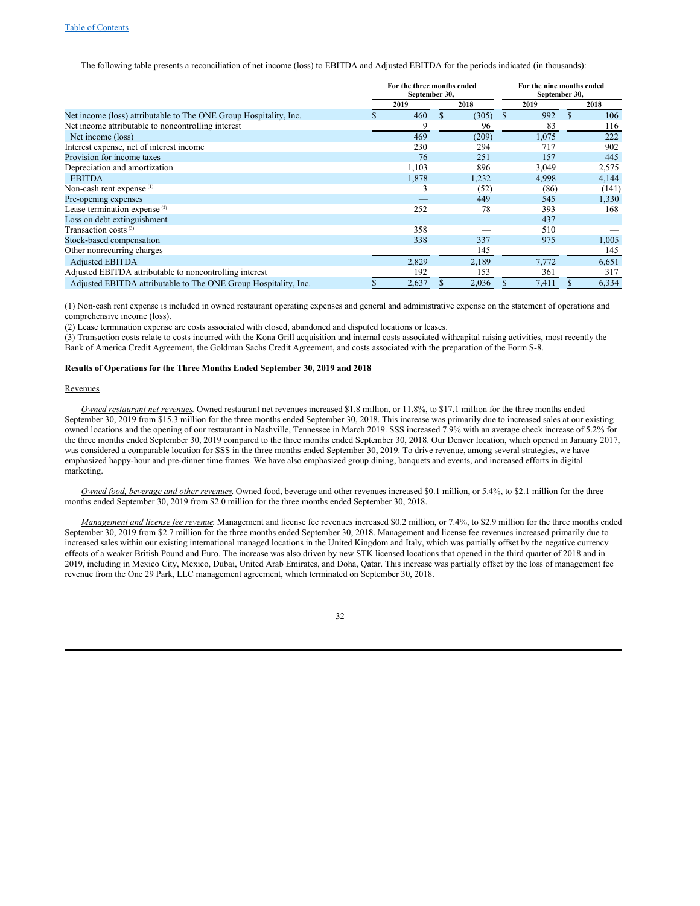The following table presents a reconciliation of net income (loss) to EBITDA and Adjusted EBITDA for the periods indicated (in thousands):

| | For the three months ended September 30, | | For the nine months ended September 30, | |
|---|---|---|---|---|
| | 2019 | 2018 | 2019 | 2018 |
| Net income (loss) attributable to The ONE Group Hospitality, Inc. | $ 460 | $ (305) | $ 992 | $ 106 |
| Net income attributable to noncontrolling interest | 9 | 96 | 83 | 116 |
| Net income (loss) | 469 | (209) | 1,075 | 222 |
| Interest expense, net of interest income | 230 | 294 | 717 | 902 |
| Provision for income taxes | 76 | 251 | 157 | 445 |
| Depreciation and amortization | 1,103 | 896 | 3,049 | 2,575 |
| EBITDA | 1,878 | 1,232 | 4,998 | 4,144 |
| Non-cash rent expense [(1)] | 3 | (52) | (86) | (141) |
| Pre-opening expenses | — | 449 | 545 | 1,330 |
| Lease termination expense [(2)] | 252 | 78 | 393 | 168 |
| Loss on debt extinguishment | — | — | 437 | — |
| Transaction costs [(3)] | 358 | — | 510 | — |
| Stock-based compensation | 338 | 337 | 975 | 1,005 |
| Other nonrecurring charges | — | 145 | — | 145 |
| Adjusted EBITDA | 2,829 | 2,189 | 7,772 | 6,651 |
| Adjusted EBITDA attributable to noncontrolling interest | 192 | 153 | 361 | 317 |
| Adjusted EBITDA attributable to The ONE Group Hospitality, Inc. | $ 2,637 | $ 2,036 | $ 7,411 | $ 6,334 |

(1) Non-cash rent expense is included in owned restaurant operating expenses and general and administrative expense on the statement of operations and comprehensive income (loss).

(2) Lease termination expense are costs associated with closed, abandoned and disputed locations or leases.

(3) Transaction costs relate to costs incurred with the Kona Grill acquisition and internal costs associated withcapital raising activities, most recently the Bank of America Credit Agreement, the Goldman Sachs Credit Agreement, and costs associated with the preparation of the Form S-8.

**Results of Operations for the Three Months Ended September 30, 2019 and 2018**

Revenues

*Owned restaurant net revenues.* Owned restaurant net revenues increased $1.8 million, or 11.8%, to $17.1 million for the three months ended September 30, 2019 from $15.3 million for the three months ended September 30, 2018. This increase was primarily due to increased sales at our existing owned locations and the opening of our restaurant in Nashville, Tennessee in March 2019. SSS increased 7.9% with an average check increase of 5.2% for the three months ended September 30, 2019 compared to the three months ended September 30, 2018. Our Denver location, which opened in January 2017, was considered a comparable location for SSS in the three months ended September 30, 2019. To drive revenue, among several strategies, we have emphasized happy-hour and pre-dinner time frames. We have also emphasized group dining, banquets and events, and increased efforts in digital marketing.

*Owned food, beverage and other revenues.* Owned food, beverage and other revenues increased $0.1 million, or 5.4%, to $2.1 million for the three months ended September 30, 2019 from $2.0 million for the three months ended September 30, 2018.

*Management and license fee revenue.* Management and license fee revenues increased $0.2 million, or 7.4%, to $2.9 million for the three months ended September 30, 2019 from $2.7 million for the three months ended September 30, 2018. Management and license fee revenues increased primarily due to increased sales within our existing international managed locations in the United Kingdom and Italy, which was partially offset by the negative currency effects of a weaker British Pound and Euro. The increase was also driven by new STK licensed locations that opened in the third quarter of 2018 and in 2019, including in Mexico City, Mexico, Dubai, United Arab Emirates, and Doha, Qatar. This increase was partially offset by the loss of management fee revenue from the One 29 Park, LLC management agreement, which terminated on September 30, 2018.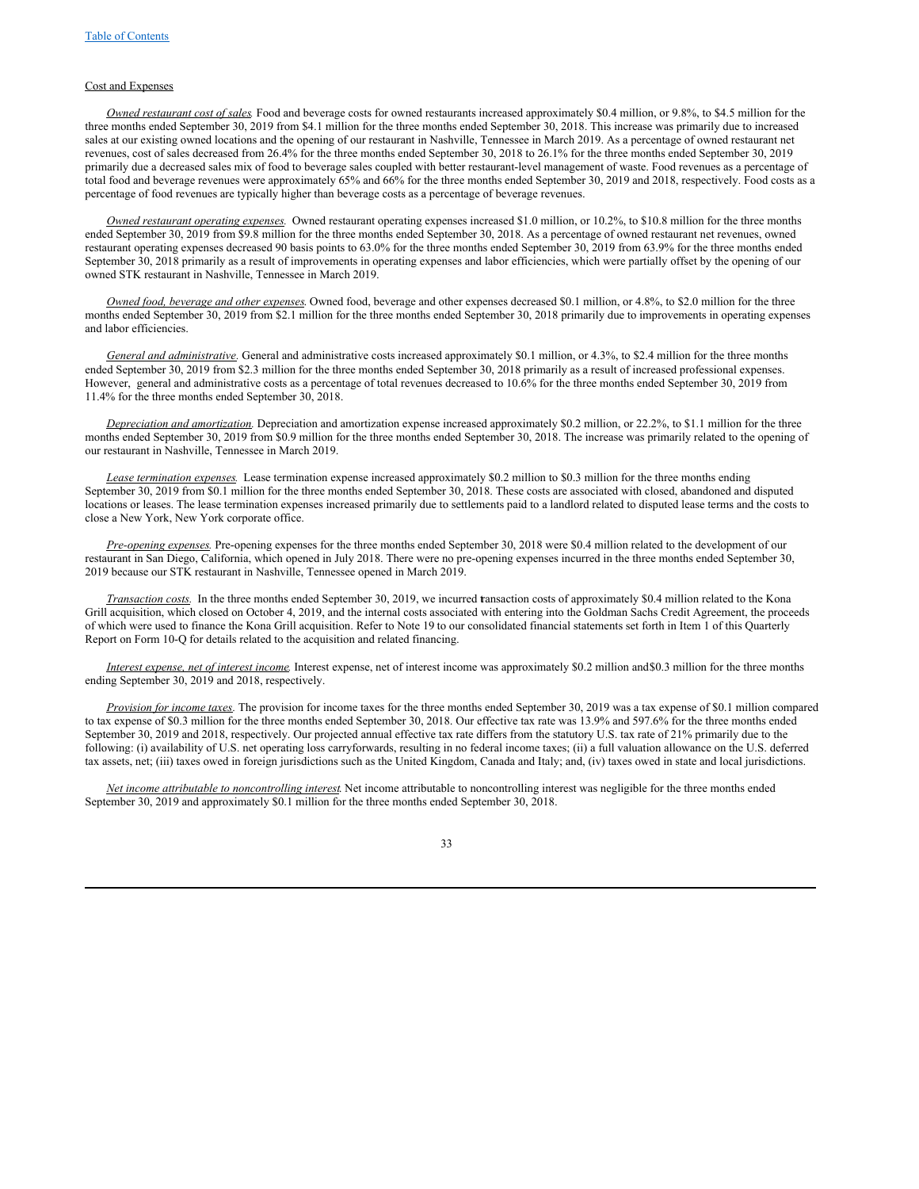Table of Contents

Cost and Expenses

*Owned restaurant cost of sales.* Food and beverage costs for owned restaurants increased approximately $0.4 million, or 9.8%, to $4.5 million for the three months ended September 30, 2019 from $4.1 million for the three months ended September 30, 2018. This increase was primarily due to increased sales at our existing owned locations and the opening of our restaurant in Nashville, Tennessee in March 2019. As a percentage of owned restaurant net revenues, cost of sales decreased from 26.4% for the three months ended September 30, 2018 to 26.1% for the three months ended September 30, 2019 primarily due a decreased sales mix of food to beverage sales coupled with better restaurant-level management of waste. Food revenues as a percentage of total food and beverage revenues were approximately 65% and 66% for the three months ended September 30, 2019 and 2018, respectively. Food costs as a percentage of food revenues are typically higher than beverage costs as a percentage of beverage revenues.

*Owned restaurant operating expenses.* Owned restaurant operating expenses increased $1.0 million, or 10.2%, to $10.8 million for the three months ended September 30, 2019 from $9.8 million for the three months ended September 30, 2018. As a percentage of owned restaurant net revenues, owned restaurant operating expenses decreased 90 basis points to 63.0% for the three months ended September 30, 2019 from 63.9% for the three months ended September 30, 2018 primarily as a result of improvements in operating expenses and labor efficiencies, which were partially offset by the opening of our owned STK restaurant in Nashville, Tennessee in March 2019.

*Owned food, beverage and other expenses.* Owned food, beverage and other expenses decreased $0.1 million, or 4.8%, to $2.0 million for the three months ended September 30, 2019 from $2.1 million for the three months ended September 30, 2018 primarily due to improvements in operating expenses and labor efficiencies.

*General and administrative.* General and administrative costs increased approximately $0.1 million, or 4.3%, to $2.4 million for the three months ended September 30, 2019 from $2.3 million for the three months ended September 30, 2018 primarily as a result of increased professional expenses. However, general and administrative costs as a percentage of total revenues decreased to 10.6% for the three months ended September 30, 2019 from 11.4% for the three months ended September 30, 2018.

*Depreciation and amortization.* Depreciation and amortization expense increased approximately $0.2 million, or 22.2%, to $1.1 million for the three months ended September 30, 2019 from $0.9 million for the three months ended September 30, 2018. The increase was primarily related to the opening of our restaurant in Nashville, Tennessee in March 2019.

*Lease termination expenses.* Lease termination expense increased approximately $0.2 million to $0.3 million for the three months ending September 30, 2019 from $0.1 million for the three months ended September 30, 2018. These costs are associated with closed, abandoned and disputed locations or leases. The lease termination expenses increased primarily due to settlements paid to a landlord related to disputed lease terms and the costs to close a New York, New York corporate office.

*Pre-opening expenses.* Pre-opening expenses for the three months ended September 30, 2018 were $0.4 million related to the development of our restaurant in San Diego, California, which opened in July 2018. There were no pre-opening expenses incurred in the three months ended September 30, 2019 because our STK restaurant in Nashville, Tennessee opened in March 2019.

*Transaction costs.* In the three months ended September 30, 2019, we incurred transaction costs of approximately $0.4 million related to the Kona Grill acquisition, which closed on October 4, 2019, and the internal costs associated with entering into the Goldman Sachs Credit Agreement, the proceeds of which were used to finance the Kona Grill acquisition. Refer to Note 19 to our consolidated financial statements set forth in Item 1 of this Quarterly Report on Form 10-Q for details related to the acquisition and related financing.

*Interest expense, net of interest income.* Interest expense, net of interest income was approximately $0.2 million and $0.3 million for the three months ending September 30, 2019 and 2018, respectively.

*Provision for income taxes.* The provision for income taxes for the three months ended September 30, 2019 was a tax expense of $0.1 million compared to tax expense of $0.3 million for the three months ended September 30, 2018. Our effective tax rate was 13.9% and 597.6% for the three months ended September 30, 2019 and 2018, respectively. Our projected annual effective tax rate differs from the statutory U.S. tax rate of 21% primarily due to the following: (i) availability of U.S. net operating loss carryforwards, resulting in no federal income taxes; (ii) a full valuation allowance on the U.S. deferred tax assets, net; (iii) taxes owed in foreign jurisdictions such as the United Kingdom, Canada and Italy; and, (iv) taxes owed in state and local jurisdictions.

*Net income attributable to noncontrolling interest.* Net income attributable to noncontrolling interest was negligible for the three months ended September 30, 2019 and approximately $0.1 million for the three months ended September 30, 2018.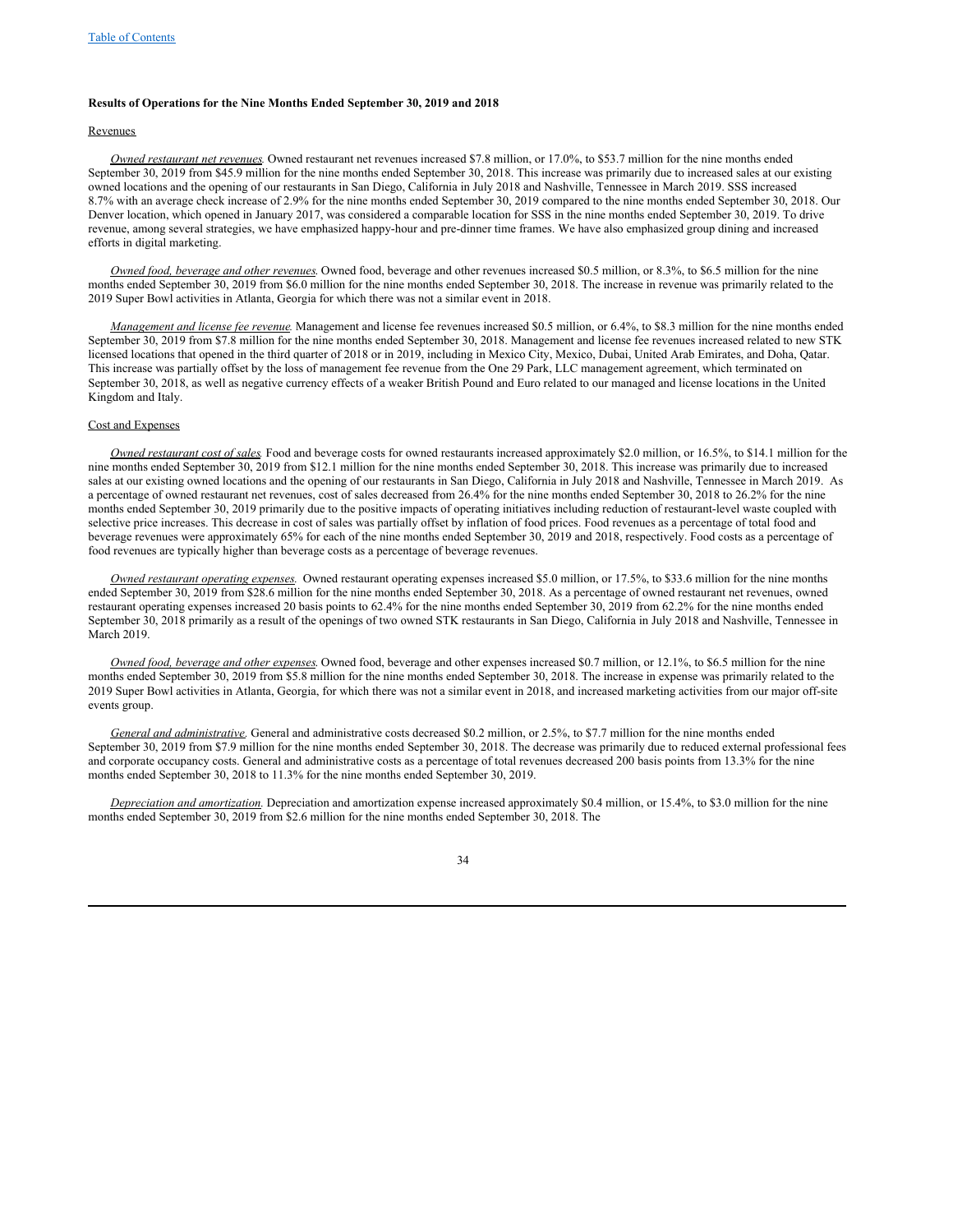**Results of Operations for the Nine Months Ended September 30, 2019 and 2018**

Revenues

*Owned restaurant net revenues.* Owned restaurant net revenues increased $7.8 million, or 17.0%, to $53.7 million for the nine months ended September 30, 2019 from $45.9 million for the nine months ended September 30, 2018. This increase was primarily due to increased sales at our existing owned locations and the opening of our restaurants in San Diego, California in July 2018 and Nashville, Tennessee in March 2019. SSS increased 8.7% with an average check increase of 2.9% for the nine months ended September 30, 2019 compared to the nine months ended September 30, 2018. Our Denver location, which opened in January 2017, was considered a comparable location for SSS in the nine months ended September 30, 2019. To drive revenue, among several strategies, we have emphasized happy-hour and pre-dinner time frames. We have also emphasized group dining and increased efforts in digital marketing.

*Owned food, beverage and other revenues.* Owned food, beverage and other revenues increased $0.5 million, or 8.3%, to $6.5 million for the nine months ended September 30, 2019 from $6.0 million for the nine months ended September 30, 2018. The increase in revenue was primarily related to the 2019 Super Bowl activities in Atlanta, Georgia for which there was not a similar event in 2018.

*Management and license fee revenue.* Management and license fee revenues increased $0.5 million, or 6.4%, to $8.3 million for the nine months ended September 30, 2019 from $7.8 million for the nine months ended September 30, 2018. Management and license fee revenues increased related to new STK licensed locations that opened in the third quarter of 2018 or in 2019, including in Mexico City, Mexico, Dubai, United Arab Emirates, and Doha, Qatar. This increase was partially offset by the loss of management fee revenue from the One 29 Park, LLC management agreement, which terminated on September 30, 2018, as well as negative currency effects of a weaker British Pound and Euro related to our managed and license locations in the United Kingdom and Italy.

Cost and Expenses

*Owned restaurant cost of sales.* Food and beverage costs for owned restaurants increased approximately $2.0 million, or 16.5%, to $14.1 million for the nine months ended September 30, 2019 from $12.1 million for the nine months ended September 30, 2018. This increase was primarily due to increased sales at our existing owned locations and the opening of our restaurants in San Diego, California in July 2018 and Nashville, Tennessee in March 2019. As a percentage of owned restaurant net revenues, cost of sales decreased from 26.4% for the nine months ended September 30, 2018 to 26.2% for the nine months ended September 30, 2019 primarily due to the positive impacts of operating initiatives including reduction of restaurant-level waste coupled with selective price increases. This decrease in cost of sales was partially offset by inflation of food prices. Food revenues as a percentage of total food and beverage revenues were approximately 65% for each of the nine months ended September 30, 2019 and 2018, respectively. Food costs as a percentage of food revenues are typically higher than beverage costs as a percentage of beverage revenues.

*Owned restaurant operating expenses.* Owned restaurant operating expenses increased $5.0 million, or 17.5%, to $33.6 million for the nine months ended September 30, 2019 from $28.6 million for the nine months ended September 30, 2018. As a percentage of owned restaurant net revenues, owned restaurant operating expenses increased 20 basis points to 62.4% for the nine months ended September 30, 2019 from 62.2% for the nine months ended September 30, 2018 primarily as a result of the openings of two owned STK restaurants in San Diego, California in July 2018 and Nashville, Tennessee in March 2019.

*Owned food, beverage and other expenses.* Owned food, beverage and other expenses increased $0.7 million, or 12.1%, to $6.5 million for the nine months ended September 30, 2019 from $5.8 million for the nine months ended September 30, 2018. The increase in expense was primarily related to the 2019 Super Bowl activities in Atlanta, Georgia, for which there was not a similar event in 2018, and increased marketing activities from our major off-site events group.

*General and administrative.* General and administrative costs decreased $0.2 million, or 2.5%, to $7.7 million for the nine months ended September 30, 2019 from $7.9 million for the nine months ended September 30, 2018. The decrease was primarily due to reduced external professional fees and corporate occupancy costs. General and administrative costs as a percentage of total revenues decreased 200 basis points from 13.3% for the nine months ended September 30, 2018 to 11.3% for the nine months ended September 30, 2019.

*Depreciation and amortization.* Depreciation and amortization expense increased approximately $0.4 million, or 15.4%, to $3.0 million for the nine months ended September 30, 2019 from $2.6 million for the nine months ended September 30, 2018. The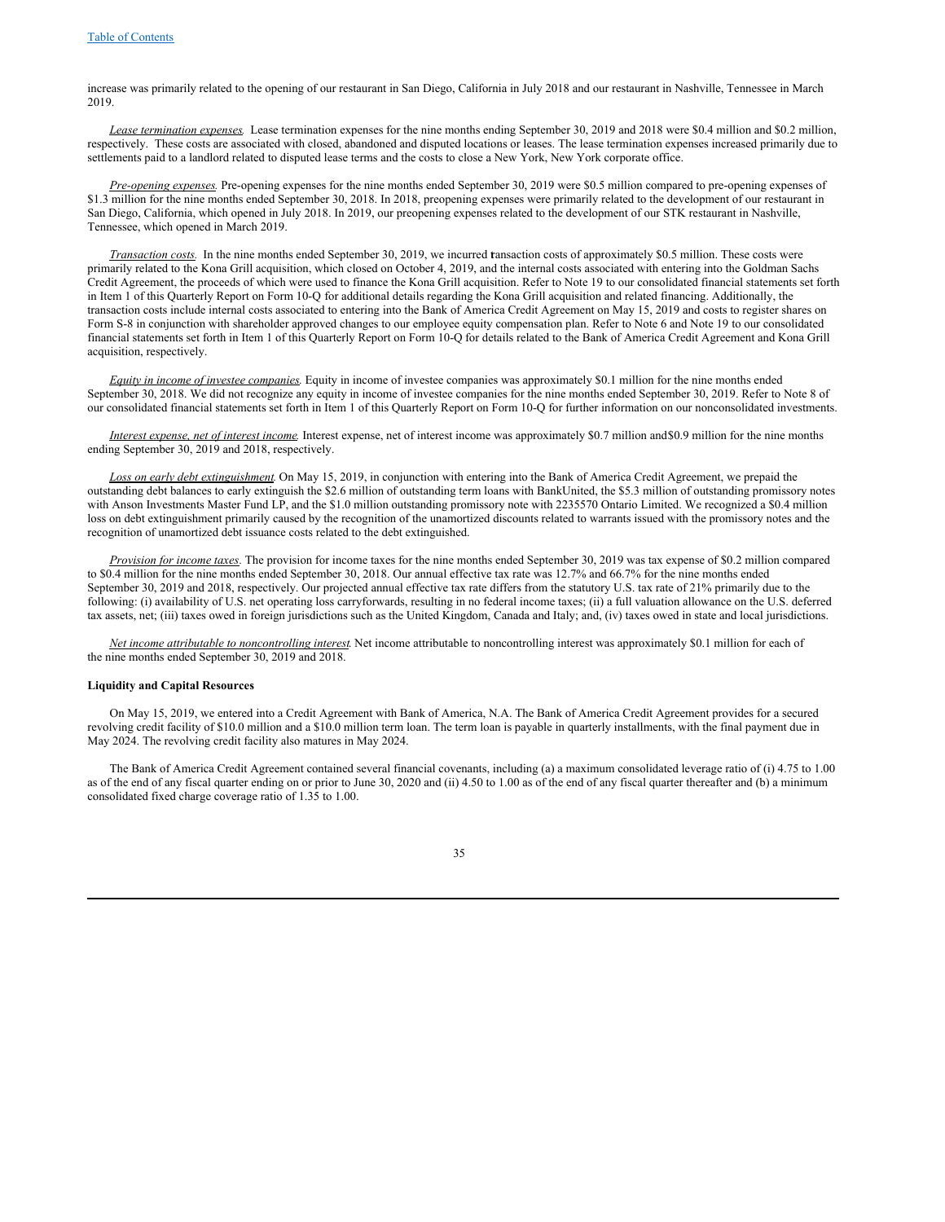increase was primarily related to the opening of our restaurant in San Diego, California in July 2018 and our restaurant in Nashville, Tennessee in March 2019.

*Lease termination expenses.* Lease termination expenses for the nine months ending September 30, 2019 and 2018 were \$0.4 million and \$0.2 million, respectively. These costs are associated with closed, abandoned and disputed locations or leases. The lease termination expenses increased primarily due to settlements paid to a landlord related to disputed lease terms and the costs to close a New York, New York corporate office.

*Pre-opening expenses.* Pre-opening expenses for the nine months ended September 30, 2019 were \$0.5 million compared to pre-opening expenses of \$1.3 million for the nine months ended September 30, 2018. In 2018, preopening expenses were primarily related to the development of our restaurant in San Diego, California, which opened in July 2018. In 2019, our preopening expenses related to the development of our STK restaurant in Nashville, Tennessee, which opened in March 2019.

*Transaction costs.* In the nine months ended September 30, 2019, we incurred transaction costs of approximately \$0.5 million. These costs were primarily related to the Kona Grill acquisition, which closed on October 4, 2019, and the internal costs associated with entering into the Goldman Sachs Credit Agreement, the proceeds of which were used to finance the Kona Grill acquisition. Refer to Note 19 to our consolidated financial statements set forth in Item 1 of this Quarterly Report on Form 10-Q for additional details regarding the Kona Grill acquisition and related financing. Additionally, the transaction costs include internal costs associated to entering into the Bank of America Credit Agreement on May 15, 2019 and costs to register shares on Form S-8 in conjunction with shareholder approved changes to our employee equity compensation plan. Refer to Note 6 and Note 19 to our consolidated financial statements set forth in Item 1 of this Quarterly Report on Form 10-Q for details related to the Bank of America Credit Agreement and Kona Grill acquisition, respectively.

*Equity in income of investee companies.* Equity in income of investee companies was approximately \$0.1 million for the nine months ended September 30, 2018. We did not recognize any equity in income of investee companies for the nine months ended September 30, 2019. Refer to Note 8 of our consolidated financial statements set forth in Item 1 of this Quarterly Report on Form 10-Q for further information on our nonconsolidated investments.

*Interest expense, net of interest income.* Interest expense, net of interest income was approximately \$0.7 million and\$0.9 million for the nine months ending September 30, 2019 and 2018, respectively.

*Loss on early debt extinguishment.* On May 15, 2019, in conjunction with entering into the Bank of America Credit Agreement, we prepaid the outstanding debt balances to early extinguish the \$2.6 million of outstanding term loans with BankUnited, the \$5.3 million of outstanding promissory notes with Anson Investments Master Fund LP, and the \$1.0 million outstanding promissory note with 2235570 Ontario Limited. We recognized a \$0.4 million loss on debt extinguishment primarily caused by the recognition of the unamortized discounts related to warrants issued with the promissory notes and the recognition of unamortized debt issuance costs related to the debt extinguished.

*Provision for income taxes.* The provision for income taxes for the nine months ended September 30, 2019 was tax expense of \$0.2 million compared to \$0.4 million for the nine months ended September 30, 2018. Our annual effective tax rate was 12.7% and 66.7% for the nine months ended September 30, 2019 and 2018, respectively. Our projected annual effective tax rate differs from the statutory U.S. tax rate of 21% primarily due to the following: (i) availability of U.S. net operating loss carryforwards, resulting in no federal income taxes; (ii) a full valuation allowance on the U.S. deferred tax assets, net; (iii) taxes owed in foreign jurisdictions such as the United Kingdom, Canada and Italy; and, (iv) taxes owed in state and local jurisdictions.

*Net income attributable to noncontrolling interest.* Net income attributable to noncontrolling interest was approximately \$0.1 million for each of the nine months ended September 30, 2019 and 2018.

**Liquidity and Capital Resources**

On May 15, 2019, we entered into a Credit Agreement with Bank of America, N.A. The Bank of America Credit Agreement provides for a secured revolving credit facility of \$10.0 million and a \$10.0 million term loan. The term loan is payable in quarterly installments, with the final payment due in May 2024. The revolving credit facility also matures in May 2024.

The Bank of America Credit Agreement contained several financial covenants, including (a) a maximum consolidated leverage ratio of (i) 4.75 to 1.00 as of the end of any fiscal quarter ending on or prior to June 30, 2020 and (ii) 4.50 to 1.00 as of the end of any fiscal quarter thereafter and (b) a minimum consolidated fixed charge coverage ratio of 1.35 to 1.00.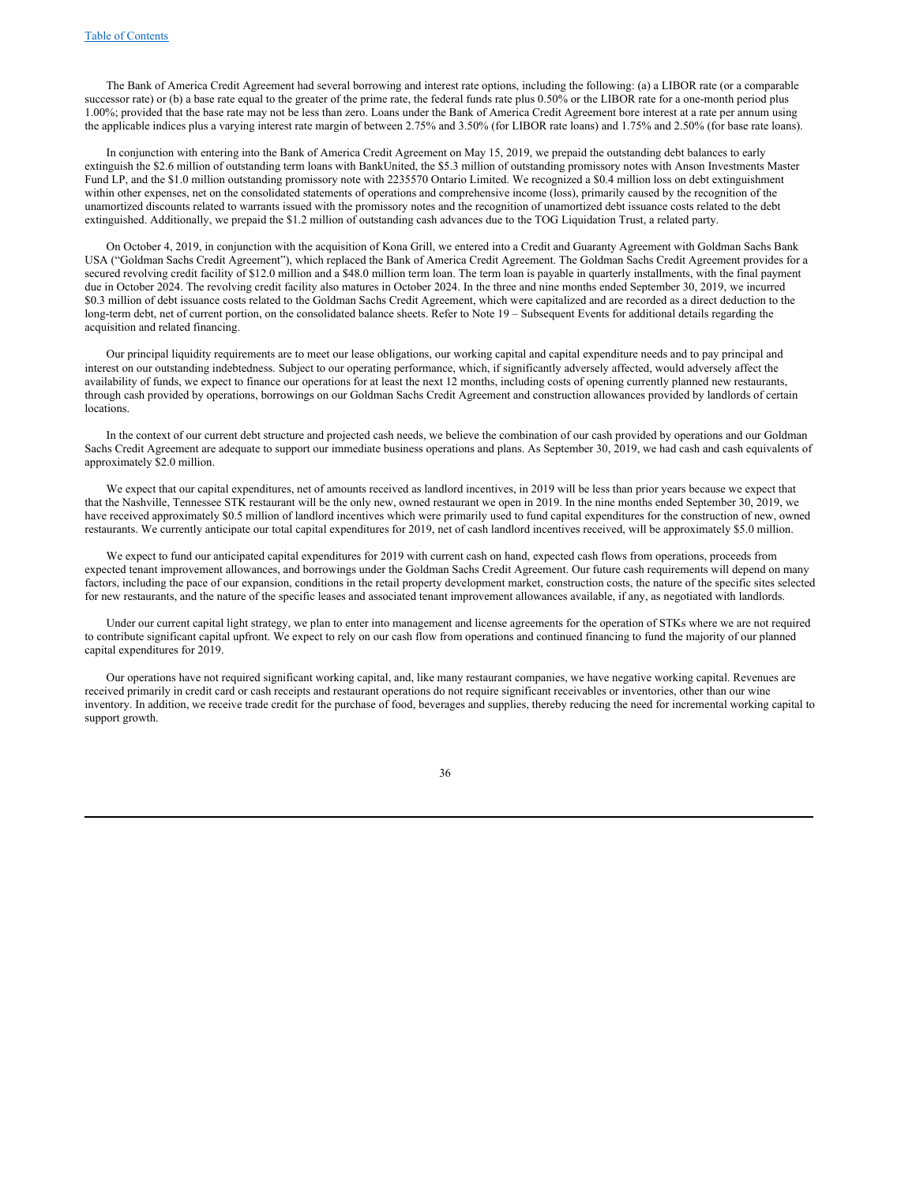The Bank of America Credit Agreement had several borrowing and interest rate options, including the following: (a) a LIBOR rate (or a comparable successor rate) or (b) a base rate equal to the greater of the prime rate, the federal funds rate plus 0.50% or the LIBOR rate for a one-month period plus 1.00%; provided that the base rate may not be less than zero. Loans under the Bank of America Credit Agreement bore interest at a rate per annum using the applicable indices plus a varying interest rate margin of between 2.75% and 3.50% (for LIBOR rate loans) and 1.75% and 2.50% (for base rate loans).

In conjunction with entering into the Bank of America Credit Agreement on May 15, 2019, we prepaid the outstanding debt balances to early extinguish the $2.6 million of outstanding term loans with BankUnited, the $5.3 million of outstanding promissory notes with Anson Investments Master Fund LP, and the $1.0 million outstanding promissory note with 2235570 Ontario Limited. We recognized a $0.4 million loss on debt extinguishment within other expenses, net on the consolidated statements of operations and comprehensive income (loss), primarily caused by the recognition of the unamortized discounts related to warrants issued with the promissory notes and the recognition of unamortized debt issuance costs related to the debt extinguished. Additionally, we prepaid the $1.2 million of outstanding cash advances due to the TOG Liquidation Trust, a related party.

On October 4, 2019, in conjunction with the acquisition of Kona Grill, we entered into a Credit and Guaranty Agreement with Goldman Sachs Bank USA ("Goldman Sachs Credit Agreement"), which replaced the Bank of America Credit Agreement. The Goldman Sachs Credit Agreement provides for a secured revolving credit facility of $12.0 million and a $48.0 million term loan. The term loan is payable in quarterly installments, with the final payment due in October 2024. The revolving credit facility also matures in October 2024. In the three and nine months ended September 30, 2019, we incurred $0.3 million of debt issuance costs related to the Goldman Sachs Credit Agreement, which were capitalized and are recorded as a direct deduction to the long-term debt, net of current portion, on the consolidated balance sheets. Refer to Note 19 – Subsequent Events for additional details regarding the acquisition and related financing.

Our principal liquidity requirements are to meet our lease obligations, our working capital and capital expenditure needs and to pay principal and interest on our outstanding indebtedness. Subject to our operating performance, which, if significantly adversely affected, would adversely affect the availability of funds, we expect to finance our operations for at least the next 12 months, including costs of opening currently planned new restaurants, through cash provided by operations, borrowings on our Goldman Sachs Credit Agreement and construction allowances provided by landlords of certain locations.

In the context of our current debt structure and projected cash needs, we believe the combination of our cash provided by operations and our Goldman Sachs Credit Agreement are adequate to support our immediate business operations and plans. As September 30, 2019, we had cash and cash equivalents of approximately $2.0 million.

We expect that our capital expenditures, net of amounts received as landlord incentives, in 2019 will be less than prior years because we expect that that the Nashville, Tennessee STK restaurant will be the only new, owned restaurant we open in 2019. In the nine months ended September 30, 2019, we have received approximately $0.5 million of landlord incentives which were primarily used to fund capital expenditures for the construction of new, owned restaurants. We currently anticipate our total capital expenditures for 2019, net of cash landlord incentives received, will be approximately $5.0 million.

We expect to fund our anticipated capital expenditures for 2019 with current cash on hand, expected cash flows from operations, proceeds from expected tenant improvement allowances, and borrowings under the Goldman Sachs Credit Agreement. Our future cash requirements will depend on many factors, including the pace of our expansion, conditions in the retail property development market, construction costs, the nature of the specific sites selected for new restaurants, and the nature of the specific leases and associated tenant improvement allowances available, if any, as negotiated with landlords.

Under our current capital light strategy, we plan to enter into management and license agreements for the operation of STKs where we are not required to contribute significant capital upfront. We expect to rely on our cash flow from operations and continued financing to fund the majority of our planned capital expenditures for 2019.

Our operations have not required significant working capital, and, like many restaurant companies, we have negative working capital. Revenues are received primarily in credit card or cash receipts and restaurant operations do not require significant receivables or inventories, other than our wine inventory. In addition, we receive trade credit for the purchase of food, beverages and supplies, thereby reducing the need for incremental working capital to support growth.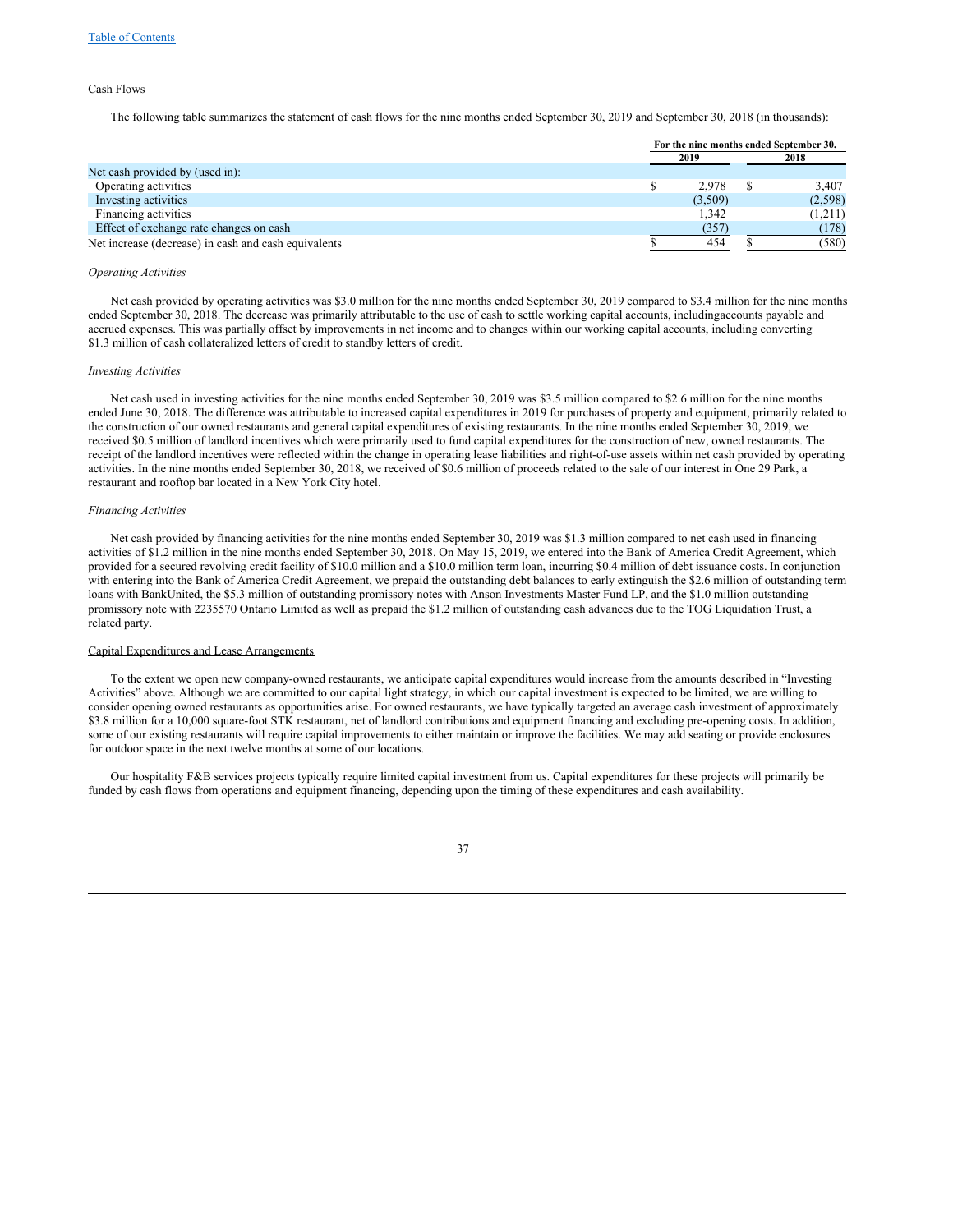Table of Contents

## Cash Flows

The following table summarizes the statement of cash flows for the nine months ended September 30, 2019 and September 30, 2018 (in thousands):

| | For the nine months ended September 30, | |
|---|---|---|
| | 2019 | 2018 |
| Net cash provided by (used in): | | |
| Operating activities | $ 2,978 | $ 3,407 |
| Investing activities | (3,509) | (2,598) |
| Financing activities | 1,342 | (1,211) |
| Effect of exchange rate changes on cash | (357) | (178) |
| Net increase (decrease) in cash and cash equivalents | $ 454 | $ (580) |

*Operating Activities*

Net cash provided by operating activities was $3.0 million for the nine months ended September 30, 2019 compared to $3.4 million for the nine months ended September 30, 2018. The decrease was primarily attributable to the use of cash to settle working capital accounts, includingaccounts payable and accrued expenses. This was partially offset by improvements in net income and to changes within our working capital accounts, including converting $1.3 million of cash collateralized letters of credit to standby letters of credit.

*Investing Activities*

Net cash used in investing activities for the nine months ended September 30, 2019 was $3.5 million compared to $2.6 million for the nine months ended June 30, 2018. The difference was attributable to increased capital expenditures in 2019 for purchases of property and equipment, primarily related to the construction of our owned restaurants and general capital expenditures of existing restaurants. In the nine months ended September 30, 2019, we received $0.5 million of landlord incentives which were primarily used to fund capital expenditures for the construction of new, owned restaurants. The receipt of the landlord incentives were reflected within the change in operating lease liabilities and right-of-use assets within net cash provided by operating activities. In the nine months ended September 30, 2018, we received of $0.6 million of proceeds related to the sale of our interest in One 29 Park, a restaurant and rooftop bar located in a New York City hotel.

*Financing Activities*

Net cash provided by financing activities for the nine months ended September 30, 2019 was $1.3 million compared to net cash used in financing activities of $1.2 million in the nine months ended September 30, 2018. On May 15, 2019, we entered into the Bank of America Credit Agreement, which provided for a secured revolving credit facility of $10.0 million and a $10.0 million term loan, incurring $0.4 million of debt issuance costs. In conjunction with entering into the Bank of America Credit Agreement, we prepaid the outstanding debt balances to early extinguish the $2.6 million of outstanding term loans with BankUnited, the $5.3 million of outstanding promissory notes with Anson Investments Master Fund LP, and the $1.0 million outstanding promissory note with 2235570 Ontario Limited as well as prepaid the $1.2 million of outstanding cash advances due to the TOG Liquidation Trust, a related party.

## Capital Expenditures and Lease Arrangements

To the extent we open new company-owned restaurants, we anticipate capital expenditures would increase from the amounts described in "Investing Activities" above. Although we are committed to our capital light strategy, in which our capital investment is expected to be limited, we are willing to consider opening owned restaurants as opportunities arise. For owned restaurants, we have typically targeted an average cash investment of approximately $3.8 million for a 10,000 square-foot STK restaurant, net of landlord contributions and equipment financing and excluding pre-opening costs. In addition, some of our existing restaurants will require capital improvements to either maintain or improve the facilities. We may add seating or provide enclosures for outdoor space in the next twelve months at some of our locations.

Our hospitality F&B services projects typically require limited capital investment from us. Capital expenditures for these projects will primarily be funded by cash flows from operations and equipment financing, depending upon the timing of these expenditures and cash availability.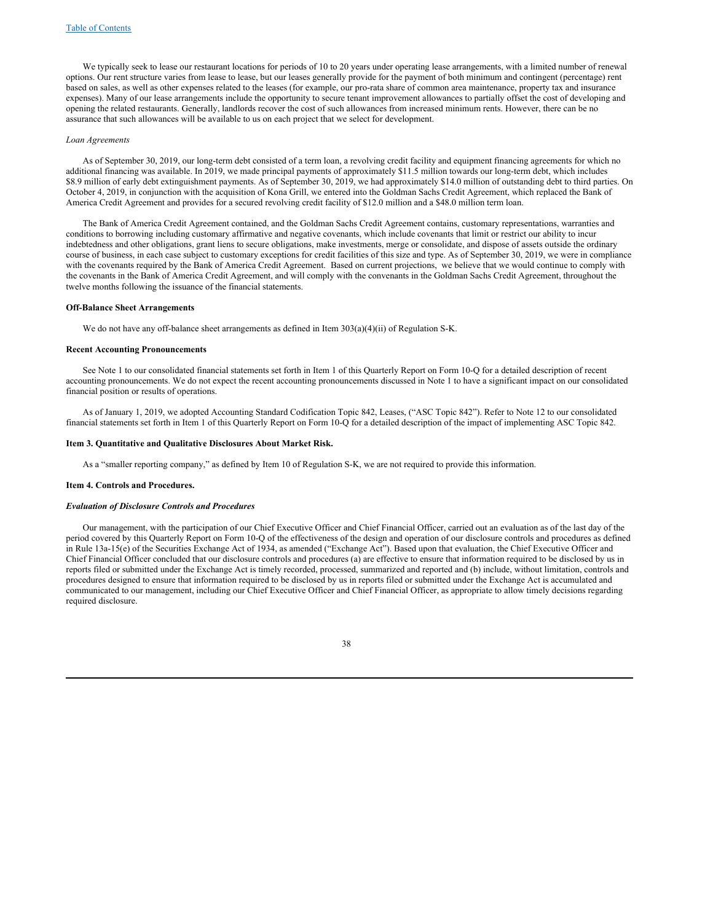We typically seek to lease our restaurant locations for periods of 10 to 20 years under operating lease arrangements, with a limited number of renewal options. Our rent structure varies from lease to lease, but our leases generally provide for the payment of both minimum and contingent (percentage) rent based on sales, as well as other expenses related to the leases (for example, our pro-rata share of common area maintenance, property tax and insurance expenses). Many of our lease arrangements include the opportunity to secure tenant improvement allowances to partially offset the cost of developing and opening the related restaurants. Generally, landlords recover the cost of such allowances from increased minimum rents. However, there can be no assurance that such allowances will be available to us on each project that we select for development.

*Loan Agreements*

As of September 30, 2019, our long-term debt consisted of a term loan, a revolving credit facility and equipment financing agreements for which no additional financing was available. In 2019, we made principal payments of approximately $11.5 million towards our long-term debt, which includes $8.9 million of early debt extinguishment payments. As of September 30, 2019, we had approximately $14.0 million of outstanding debt to third parties. On October 4, 2019, in conjunction with the acquisition of Kona Grill, we entered into the Goldman Sachs Credit Agreement, which replaced the Bank of America Credit Agreement and provides for a secured revolving credit facility of $12.0 million and a $48.0 million term loan.

The Bank of America Credit Agreement contained, and the Goldman Sachs Credit Agreement contains, customary representations, warranties and conditions to borrowing including customary affirmative and negative covenants, which include covenants that limit or restrict our ability to incur indebtedness and other obligations, grant liens to secure obligations, make investments, merge or consolidate, and dispose of assets outside the ordinary course of business, in each case subject to customary exceptions for credit facilities of this size and type. As of September 30, 2019, we were in compliance with the covenants required by the Bank of America Credit Agreement. Based on current projections, we believe that we would continue to comply with the covenants in the Bank of America Credit Agreement, and will comply with the convenants in the Goldman Sachs Credit Agreement, throughout the twelve months following the issuance of the financial statements.

**Off-Balance Sheet Arrangements**

We do not have any off-balance sheet arrangements as defined in Item 303(a)(4)(ii) of Regulation S-K.

**Recent Accounting Pronouncements**

See Note 1 to our consolidated financial statements set forth in Item 1 of this Quarterly Report on Form 10-Q for a detailed description of recent accounting pronouncements. We do not expect the recent accounting pronouncements discussed in Note 1 to have a significant impact on our consolidated financial position or results of operations.

As of January 1, 2019, we adopted Accounting Standard Codification Topic 842, Leases, ("ASC Topic 842"). Refer to Note 12 to our consolidated financial statements set forth in Item 1 of this Quarterly Report on Form 10-Q for a detailed description of the impact of implementing ASC Topic 842.

**Item 3. Quantitative and Qualitative Disclosures About Market Risk.**

As a "smaller reporting company," as defined by Item 10 of Regulation S-K, we are not required to provide this information.

**Item 4. Controls and Procedures.**

***Evaluation of Disclosure Controls and Procedures***

Our management, with the participation of our Chief Executive Officer and Chief Financial Officer, carried out an evaluation as of the last day of the period covered by this Quarterly Report on Form 10-Q of the effectiveness of the design and operation of our disclosure controls and procedures as defined in Rule 13a-15(e) of the Securities Exchange Act of 1934, as amended ("Exchange Act"). Based upon that evaluation, the Chief Executive Officer and Chief Financial Officer concluded that our disclosure controls and procedures (a) are effective to ensure that information required to be disclosed by us in reports filed or submitted under the Exchange Act is timely recorded, processed, summarized and reported and (b) include, without limitation, controls and procedures designed to ensure that information required to be disclosed by us in reports filed or submitted under the Exchange Act is accumulated and communicated to our management, including our Chief Executive Officer and Chief Financial Officer, as appropriate to allow timely decisions regarding required disclosure.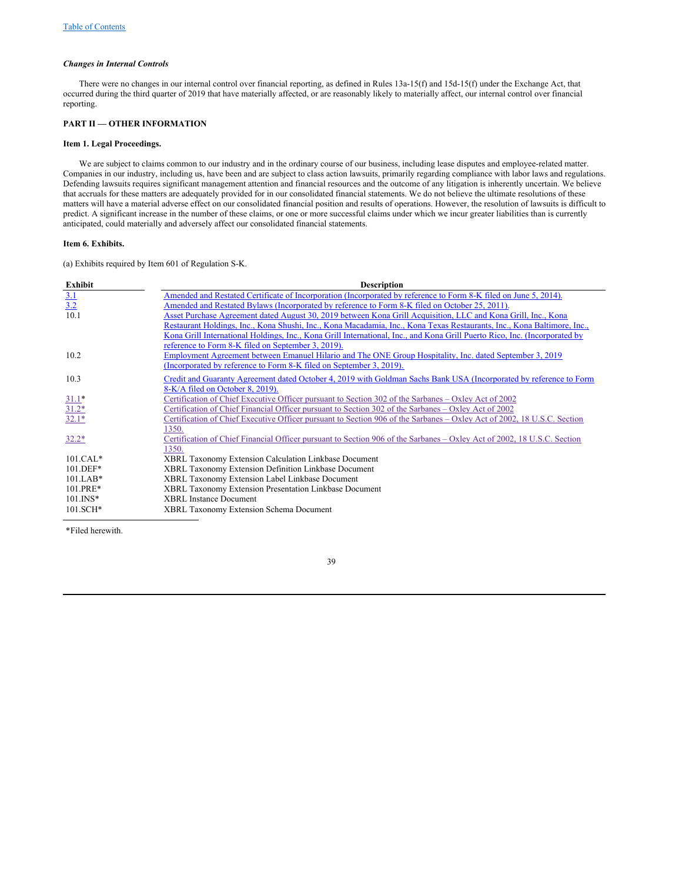### *Changes in Internal Controls*

There were no changes in our internal control over financial reporting, as defined in Rules 13a-15(f) and 15d-15(f) under the Exchange Act, that occurred during the third quarter of 2019 that have materially affected, or are reasonably likely to materially affect, our internal control over financial reporting.

## PART II — OTHER INFORMATION

### Item 1. Legal Proceedings.

We are subject to claims common to our industry and in the ordinary course of our business, including lease disputes and employee-related matter. Companies in our industry, including us, have been and are subject to class action lawsuits, primarily regarding compliance with labor laws and regulations. Defending lawsuits requires significant management attention and financial resources and the outcome of any litigation is inherently uncertain. We believe that accruals for these matters are adequately provided for in our consolidated financial statements. We do not believe the ultimate resolutions of these matters will have a material adverse effect on our consolidated financial position and results of operations. However, the resolution of lawsuits is difficult to predict. A significant increase in the number of these claims, or one or more successful claims under which we incur greater liabilities than is currently anticipated, could materially and adversely affect our consolidated financial statements.

### Item 6. Exhibits.

(a) Exhibits required by Item 601 of Regulation S-K.

| Exhibit | Description |
|---|---|
| 3.1 | Amended and Restated Certificate of Incorporation (Incorporated by reference to Form 8-K filed on June 5, 2014). |
| 3.2 | Amended and Restated Bylaws (Incorporated by reference to Form 8-K filed on October 25, 2011). |
| 10.1 | Asset Purchase Agreement dated August 30, 2019 between Kona Grill Acquisition, LLC and Kona Grill, Inc., Kona Restaurant Holdings, Inc., Kona Shushi, Inc., Kona Macadamia, Inc., Kona Texas Restaurants, Inc., Kona Baltimore, Inc., Kona Grill International Holdings, Inc., Kona Grill International, Inc., and Kona Grill Puerto Rico, Inc. (Incorporated by reference to Form 8-K filed on September 3, 2019). |
| 10.2 | Employment Agreement between Emanuel Hilario and The ONE Group Hospitality, Inc. dated September 3, 2019 (Incorporated by reference to Form 8-K filed on September 3, 2019). |
| 10.3 | Credit and Guaranty Agreement dated October 4, 2019 with Goldman Sachs Bank USA (Incorporated by reference to Form 8-K/A filed on October 8, 2019). |
| 31.1* | Certification of Chief Executive Officer pursuant to Section 302 of the Sarbanes – Oxley Act of 2002 |
| 31.2* | Certification of Chief Financial Officer pursuant to Section 302 of the Sarbanes – Oxley Act of 2002 |
| 32.1* | Certification of Chief Executive Officer pursuant to Section 906 of the Sarbanes – Oxley Act of 2002, 18 U.S.C. Section 1350. |
| 32.2* | Certification of Chief Financial Officer pursuant to Section 906 of the Sarbanes – Oxley Act of 2002, 18 U.S.C. Section 1350. |
| 101.CAL* | XBRL Taxonomy Extension Calculation Linkbase Document |
| 101.DEF* | XBRL Taxonomy Extension Definition Linkbase Document |
| 101.LAB* | XBRL Taxonomy Extension Label Linkbase Document |
| 101.PRE* | XBRL Taxonomy Extension Presentation Linkbase Document |
| 101.INS* | XBRL Instance Document |
| 101.SCH* | XBRL Taxonomy Extension Schema Document |

*Filed herewith.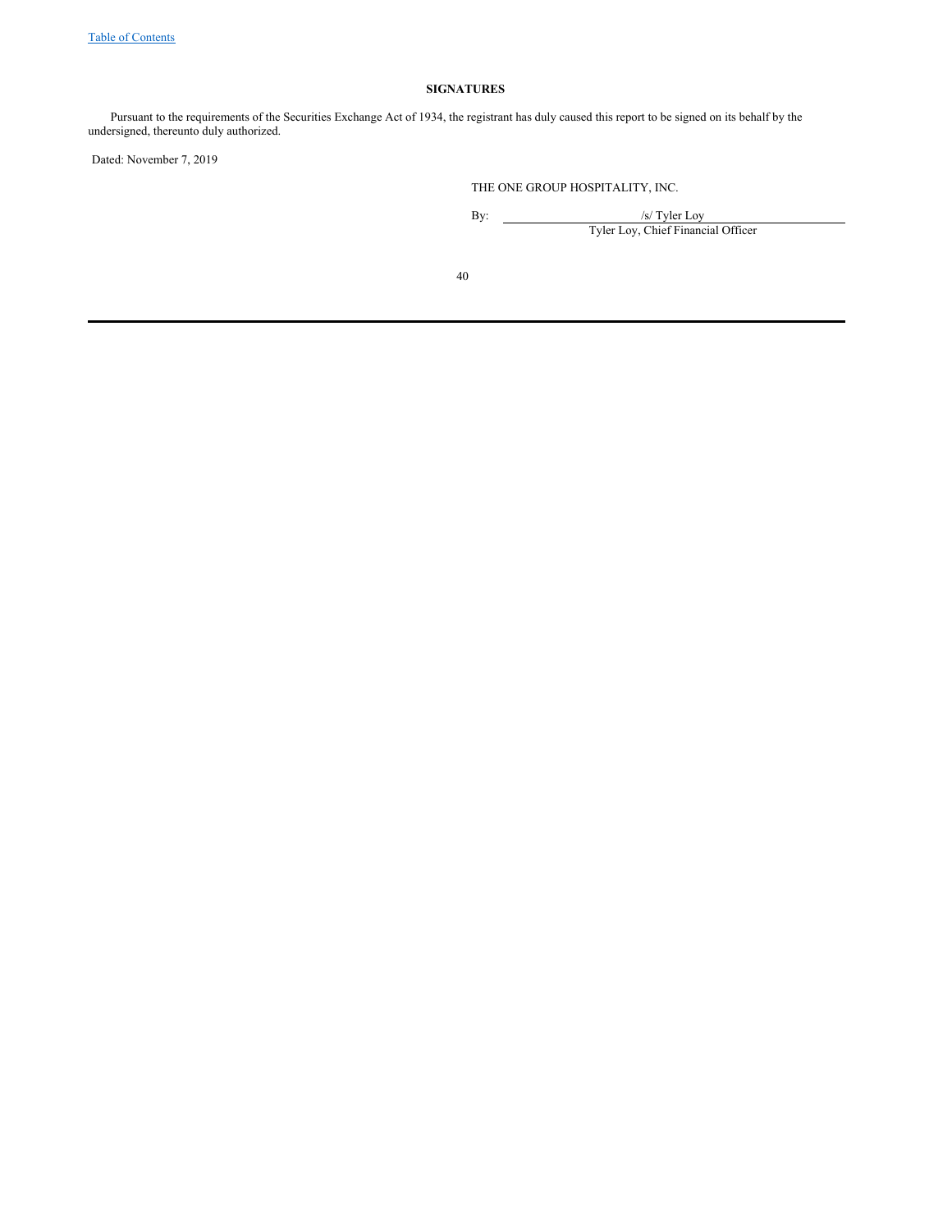## SIGNATURES

Pursuant to the requirements of the Securities Exchange Act of 1934, the registrant has duly caused this report to be signed on its behalf by the undersigned, thereunto duly authorized.

Dated: November 7, 2019

THE ONE GROUP HOSPITALITY, INC.

By: /s/ Tyler Loy

Tyler Loy, Chief Financial Officer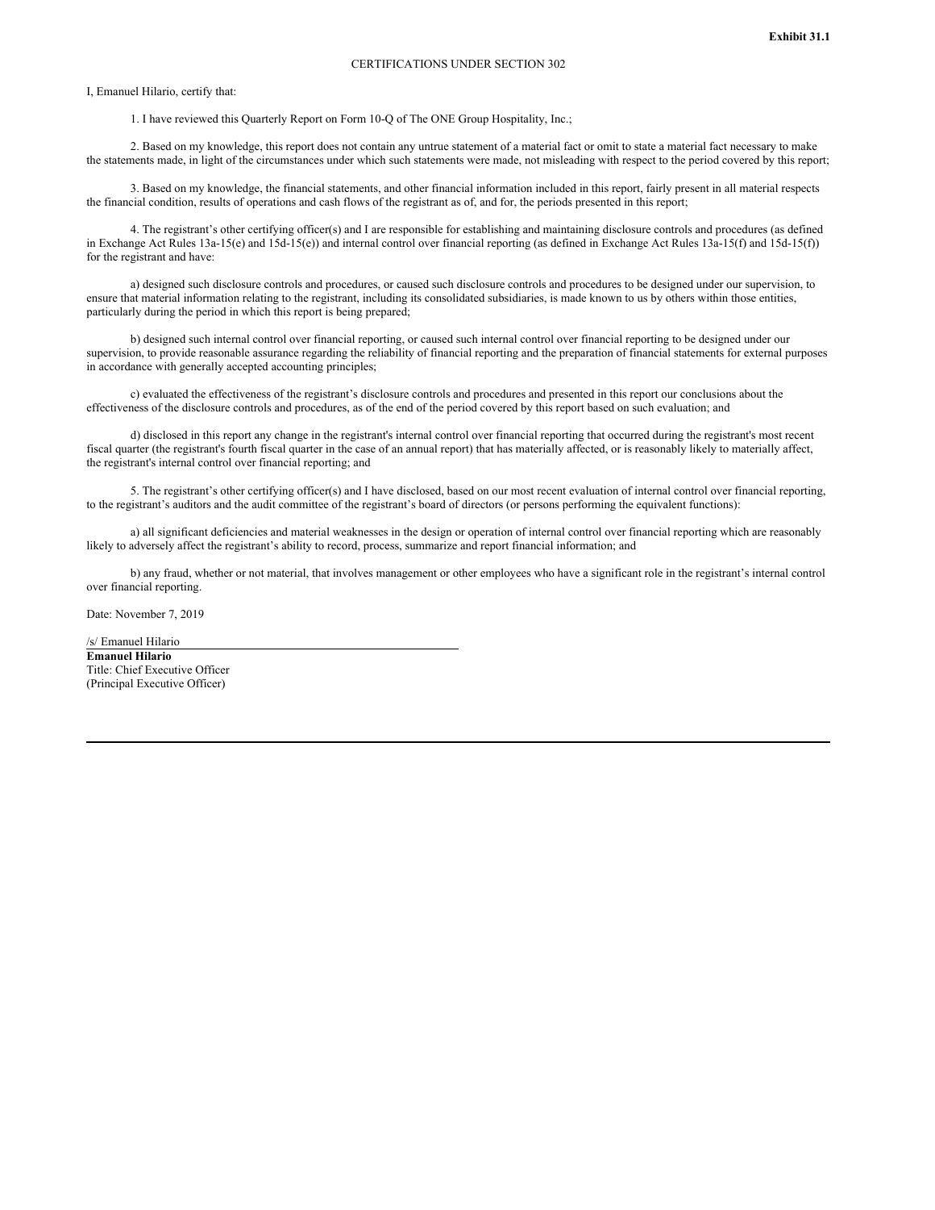**Exhibit 31.1**

CERTIFICATIONS UNDER SECTION 302

I, Emanuel Hilario, certify that:

1. I have reviewed this Quarterly Report on Form 10-Q of The ONE Group Hospitality, Inc.;

2. Based on my knowledge, this report does not contain any untrue statement of a material fact or omit to state a material fact necessary to make the statements made, in light of the circumstances under which such statements were made, not misleading with respect to the period covered by this report;

3. Based on my knowledge, the financial statements, and other financial information included in this report, fairly present in all material respects the financial condition, results of operations and cash flows of the registrant as of, and for, the periods presented in this report;

4. The registrant's other certifying officer(s) and I are responsible for establishing and maintaining disclosure controls and procedures (as defined in Exchange Act Rules 13a-15(e) and 15d-15(e)) and internal control over financial reporting (as defined in Exchange Act Rules 13a-15(f) and 15d-15(f)) for the registrant and have:

a) designed such disclosure controls and procedures, or caused such disclosure controls and procedures to be designed under our supervision, to ensure that material information relating to the registrant, including its consolidated subsidiaries, is made known to us by others within those entities, particularly during the period in which this report is being prepared;

b) designed such internal control over financial reporting, or caused such internal control over financial reporting to be designed under our supervision, to provide reasonable assurance regarding the reliability of financial reporting and the preparation of financial statements for external purposes in accordance with generally accepted accounting principles;

c) evaluated the effectiveness of the registrant's disclosure controls and procedures and presented in this report our conclusions about the effectiveness of the disclosure controls and procedures, as of the end of the period covered by this report based on such evaluation; and

d) disclosed in this report any change in the registrant's internal control over financial reporting that occurred during the registrant's most recent fiscal quarter (the registrant's fourth fiscal quarter in the case of an annual report) that has materially affected, or is reasonably likely to materially affect, the registrant's internal control over financial reporting; and

5. The registrant's other certifying officer(s) and I have disclosed, based on our most recent evaluation of internal control over financial reporting, to the registrant's auditors and the audit committee of the registrant's board of directors (or persons performing the equivalent functions):

a) all significant deficiencies and material weaknesses in the design or operation of internal control over financial reporting which are reasonably likely to adversely affect the registrant's ability to record, process, summarize and report financial information; and

b) any fraud, whether or not material, that involves management or other employees who have a significant role in the registrant's internal control over financial reporting.

Date: November 7, 2019

/s/ Emanuel Hilario
**Emanuel Hilario**
Title: Chief Executive Officer
(Principal Executive Officer)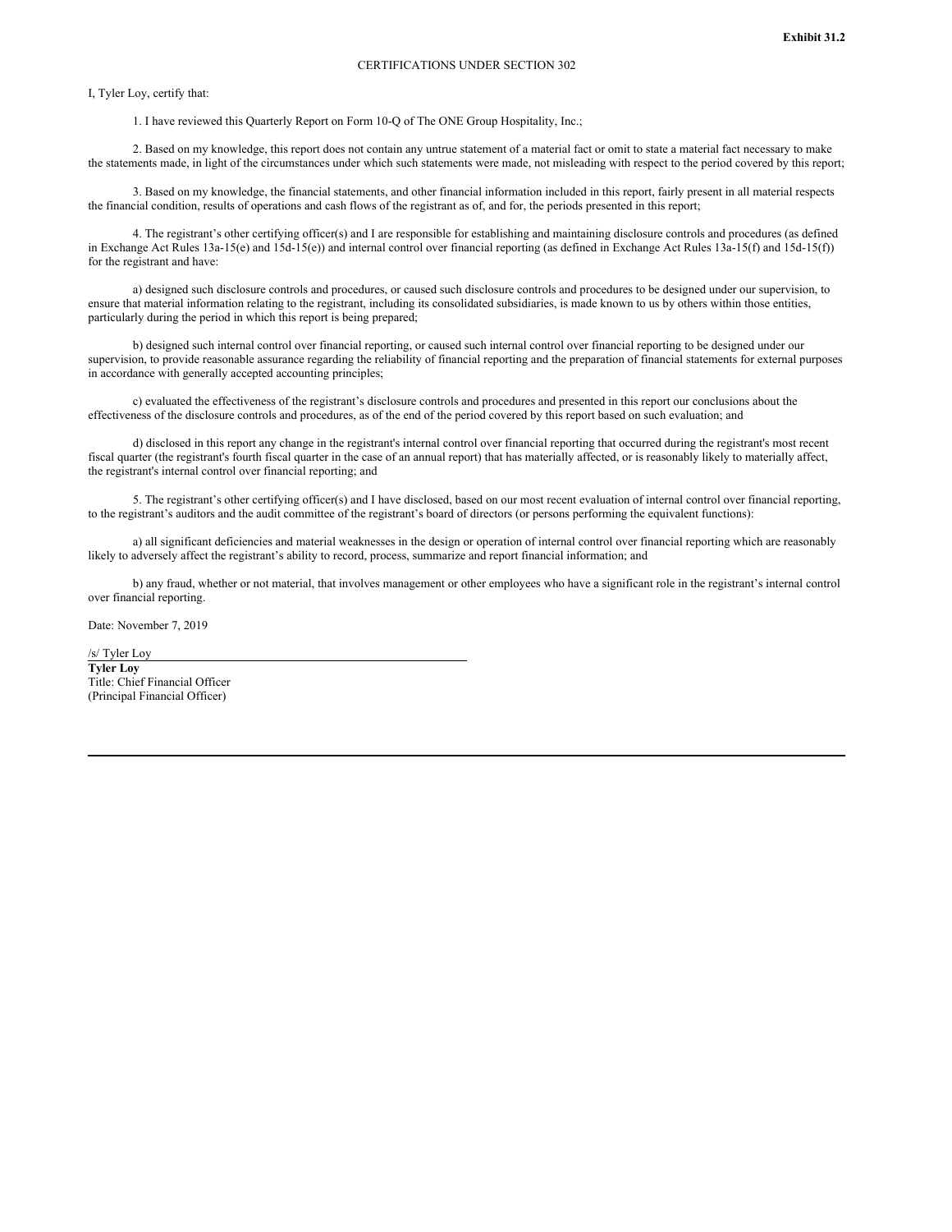**Exhibit 31.2**

CERTIFICATIONS UNDER SECTION 302

I, Tyler Loy, certify that:

1. I have reviewed this Quarterly Report on Form 10-Q of The ONE Group Hospitality, Inc.;

2. Based on my knowledge, this report does not contain any untrue statement of a material fact or omit to state a material fact necessary to make the statements made, in light of the circumstances under which such statements were made, not misleading with respect to the period covered by this report;

3. Based on my knowledge, the financial statements, and other financial information included in this report, fairly present in all material respects the financial condition, results of operations and cash flows of the registrant as of, and for, the periods presented in this report;

4. The registrant's other certifying officer(s) and I are responsible for establishing and maintaining disclosure controls and procedures (as defined in Exchange Act Rules 13a-15(e) and 15d-15(e)) and internal control over financial reporting (as defined in Exchange Act Rules 13a-15(f) and 15d-15(f)) for the registrant and have:

a) designed such disclosure controls and procedures, or caused such disclosure controls and procedures to be designed under our supervision, to ensure that material information relating to the registrant, including its consolidated subsidiaries, is made known to us by others within those entities, particularly during the period in which this report is being prepared;

b) designed such internal control over financial reporting, or caused such internal control over financial reporting to be designed under our supervision, to provide reasonable assurance regarding the reliability of financial reporting and the preparation of financial statements for external purposes in accordance with generally accepted accounting principles;

c) evaluated the effectiveness of the registrant's disclosure controls and procedures and presented in this report our conclusions about the effectiveness of the disclosure controls and procedures, as of the end of the period covered by this report based on such evaluation; and

d) disclosed in this report any change in the registrant's internal control over financial reporting that occurred during the registrant's most recent fiscal quarter (the registrant's fourth fiscal quarter in the case of an annual report) that has materially affected, or is reasonably likely to materially affect, the registrant's internal control over financial reporting; and

5. The registrant's other certifying officer(s) and I have disclosed, based on our most recent evaluation of internal control over financial reporting, to the registrant's auditors and the audit committee of the registrant's board of directors (or persons performing the equivalent functions):

a) all significant deficiencies and material weaknesses in the design or operation of internal control over financial reporting which are reasonably likely to adversely affect the registrant's ability to record, process, summarize and report financial information; and

b) any fraud, whether or not material, that involves management or other employees who have a significant role in the registrant's internal control over financial reporting.

Date: November 7, 2019

/s/ Tyler Loy

**Tyler Loy**
Title: Chief Financial Officer
(Principal Financial Officer)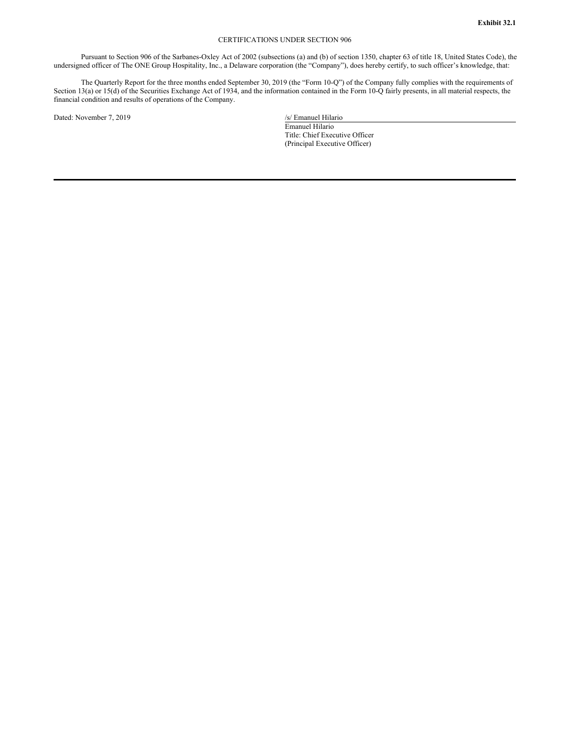**Exhibit 32.1**

CERTIFICATIONS UNDER SECTION 906

Pursuant to Section 906 of the Sarbanes-Oxley Act of 2002 (subsections (a) and (b) of section 1350, chapter 63 of title 18, United States Code), the undersigned officer of The ONE Group Hospitality, Inc., a Delaware corporation (the "Company"), does hereby certify, to such officer's knowledge, that:

The Quarterly Report for the three months ended September 30, 2019 (the "Form 10-Q") of the Company fully complies with the requirements of Section 13(a) or 15(d) of the Securities Exchange Act of 1934, and the information contained in the Form 10-Q fairly presents, in all material respects, the financial condition and results of operations of the Company.

Dated: November 7, 2019

/s/ Emanuel Hilario
Emanuel Hilario
Title: Chief Executive Officer
(Principal Executive Officer)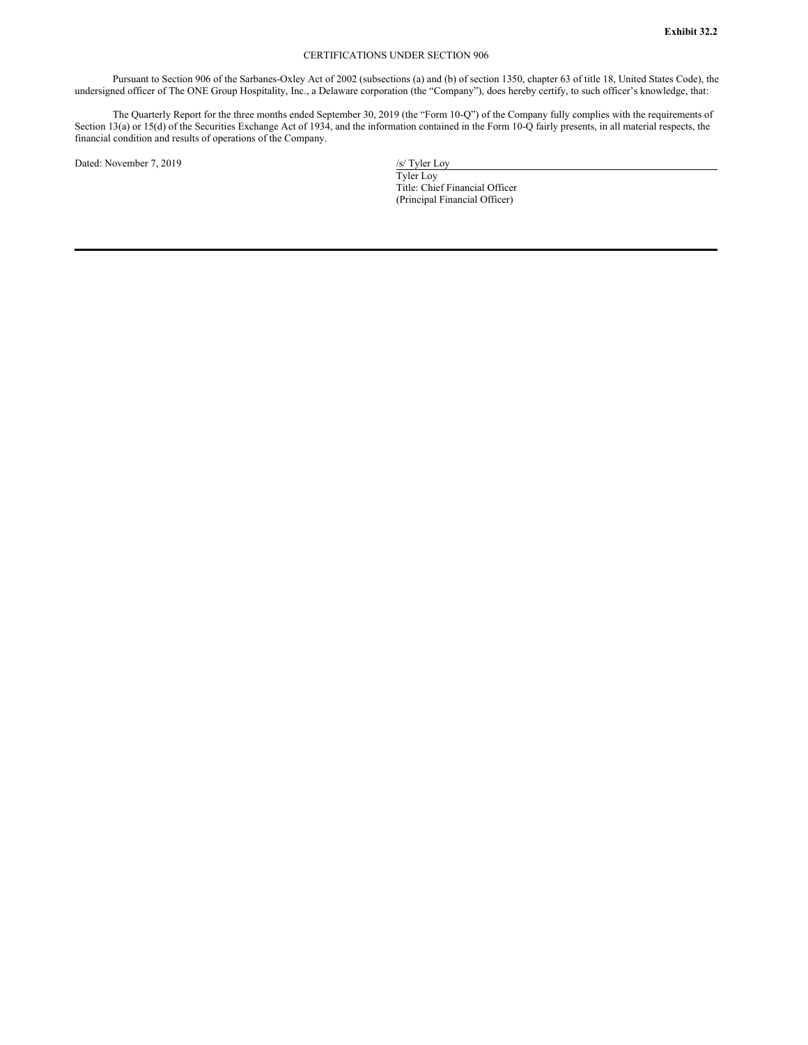**Exhibit 32.2**

CERTIFICATIONS UNDER SECTION 906

Pursuant to Section 906 of the Sarbanes-Oxley Act of 2002 (subsections (a) and (b) of section 1350, chapter 63 of title 18, United States Code), the undersigned officer of The ONE Group Hospitality, Inc., a Delaware corporation (the "Company"), does hereby certify, to such officer's knowledge, that:

The Quarterly Report for the three months ended September 30, 2019 (the "Form 10-Q") of the Company fully complies with the requirements of Section 13(a) or 15(d) of the Securities Exchange Act of 1934, and the information contained in the Form 10-Q fairly presents, in all material respects, the financial condition and results of operations of the Company.

Dated: November 7, 2019

/s/ Tyler Loy
Tyler Loy
Title: Chief Financial Officer
(Principal Financial Officer)